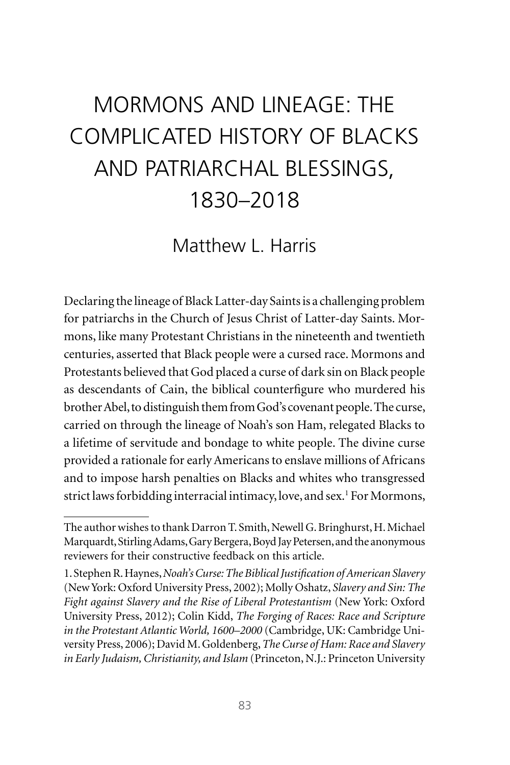# MORMONS AND LINEAGE: THE COMPLICATED HISTORY OF BLACKS AND PATRIARCHAL BLESSINGS, 1830–2018

## Matthew L. Harris

Declaring the lineage of Black Latter-day Saints is a challenging problem for patriarchs in the Church of Jesus Christ of Latter-day Saints. Mormons, like many Protestant Christians in the nineteenth and twentieth centuries, asserted that Black people were a cursed race. Mormons and Protestants believed that God placed a curse of dark sin on Black people as descendants of Cain, the biblical counterfigure who murdered his brother Abel, to distinguish them from God's covenant people. The curse, carried on through the lineage of Noah's son Ham, relegated Blacks to a lifetime of servitude and bondage to white people. The divine curse provided a rationale for early Americans to enslave millions of Africans and to impose harsh penalties on Blacks and whites who transgressed strict laws forbidding interracial intimacy, love, and sex.[1] For Mormons,

---

The author wishes to thank Darron T. Smith, Newell G. Bringhurst, H. Michael Marquardt, Stirling Adams, Gary Bergera, Boyd Jay Petersen, and the anonymous reviewers for their constructive feedback on this article.

1. Stephen R. Haynes, *Noah's Curse: The Biblical Justification of American Slavery* (New York: Oxford University Press, 2002); Molly Oshatz, *Slavery and Sin: The Fight against Slavery and the Rise of Liberal Protestantism* (New York: Oxford University Press, 2012); Colin Kidd, *The Forging of Races: Race and Scripture in the Protestant Atlantic World, 1600–2000* (Cambridge, UK: Cambridge University Press, 2006); David M. Goldenberg, *The Curse of Ham: Race and Slavery in Early Judaism, Christianity, and Islam* (Princeton, N.J.: Princeton University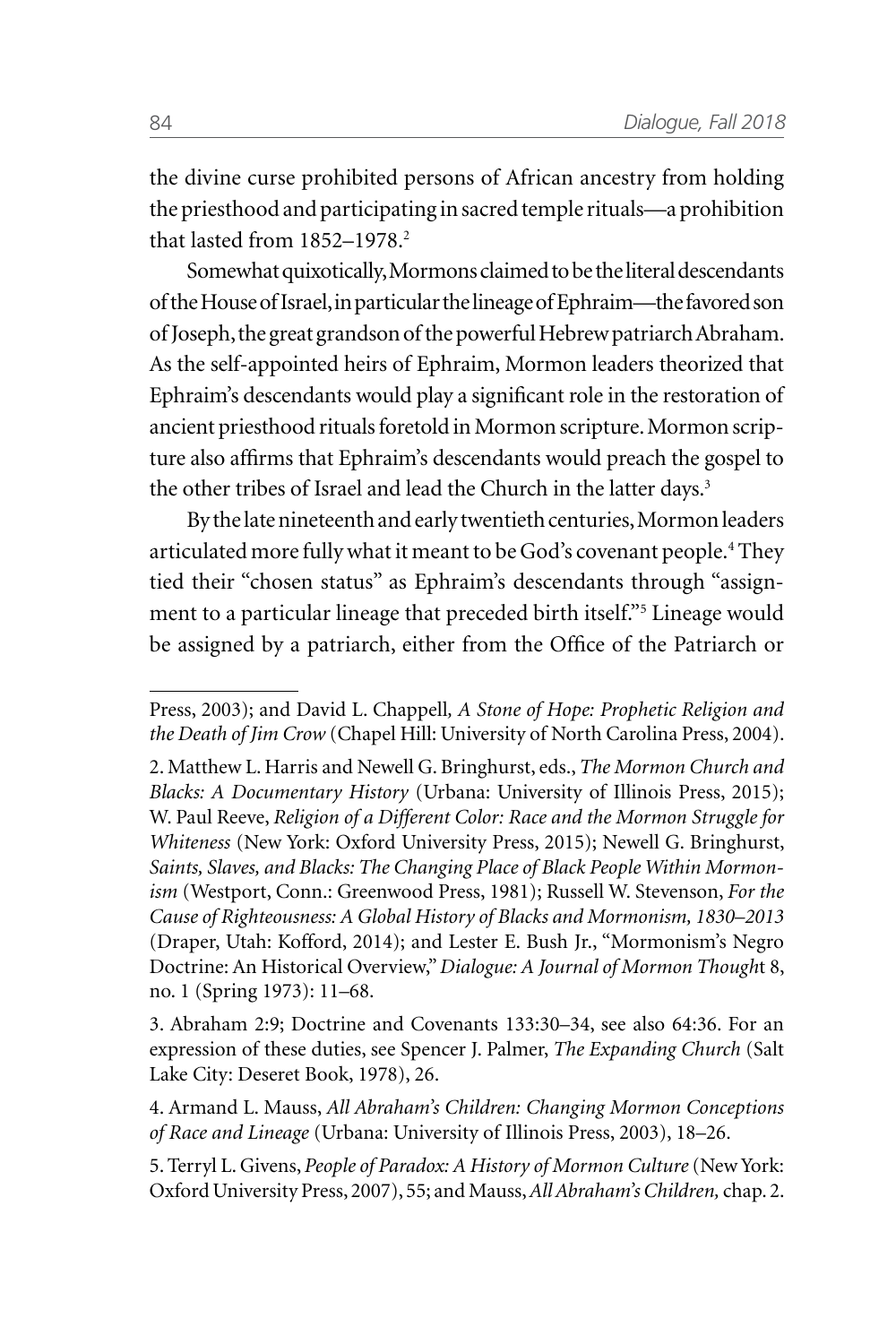the divine curse prohibited persons of African ancestry from holding the priesthood and participating in sacred temple rituals—a prohibition that lasted from 1852–1978.[2]

Somewhat quixotically, Mormons claimed to be the literal descendants of the House of Israel, in particular the lineage of Ephraim—the favored son of Joseph, the great grandson of the powerful Hebrew patriarch Abraham. As the self-appointed heirs of Ephraim, Mormon leaders theorized that Ephraim's descendants would play a significant role in the restoration of ancient priesthood rituals foretold in Mormon scripture. Mormon scripture also affirms that Ephraim's descendants would preach the gospel to the other tribes of Israel and lead the Church in the latter days.[3]

By the late nineteenth and early twentieth centuries, Mormon leaders articulated more fully what it meant to be God's covenant people.[4] They tied their "chosen status" as Ephraim's descendants through "assignment to a particular lineage that preceded birth itself."[5] Lineage would be assigned by a patriarch, either from the Office of the Patriarch or

---

Press, 2003); and David L. Chappell, *A Stone of Hope: Prophetic Religion and the Death of Jim Crow* (Chapel Hill: University of North Carolina Press, 2004).

2. Matthew L. Harris and Newell G. Bringhurst, eds., *The Mormon Church and Blacks: A Documentary History* (Urbana: University of Illinois Press, 2015); W. Paul Reeve, *Religion of a Different Color: Race and the Mormon Struggle for Whiteness* (New York: Oxford University Press, 2015); Newell G. Bringhurst, *Saints, Slaves, and Blacks: The Changing Place of Black People Within Mormonism* (Westport, Conn.: Greenwood Press, 1981); Russell W. Stevenson, *For the Cause of Righteousness: A Global History of Blacks and Mormonism, 1830–2013* (Draper, Utah: Kofford, 2014); and Lester E. Bush Jr., "Mormonism's Negro Doctrine: An Historical Overview," *Dialogue: A Journal of Mormon Thought* 8, no. 1 (Spring 1973): 11–68.

3. Abraham 2:9; Doctrine and Covenants 133:30–34, see also 64:36. For an expression of these duties, see Spencer J. Palmer, *The Expanding Church* (Salt Lake City: Deseret Book, 1978), 26.

4. Armand L. Mauss, *All Abraham's Children: Changing Mormon Conceptions of Race and Lineage* (Urbana: University of Illinois Press, 2003), 18–26.

5. Terryl L. Givens, *People of Paradox: A History of Mormon Culture* (New York: Oxford University Press, 2007), 55; and Mauss, *All Abraham's Children,* chap. 2.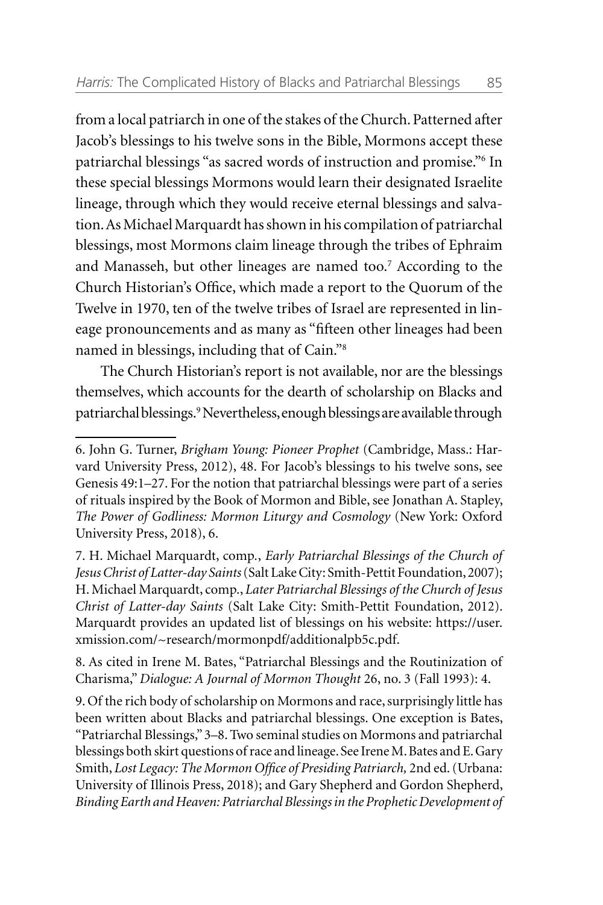from a local patriarch in one of the stakes of the Church. Patterned after Jacob's blessings to his twelve sons in the Bible, Mormons accept these patriarchal blessings "as sacred words of instruction and promise."[6] In these special blessings Mormons would learn their designated Israelite lineage, through which they would receive eternal blessings and salvation. As Michael Marquardt has shown in his compilation of patriarchal blessings, most Mormons claim lineage through the tribes of Ephraim and Manasseh, but other lineages are named too.[7] According to the Church Historian's Office, which made a report to the Quorum of the Twelve in 1970, ten of the twelve tribes of Israel are represented in lineage pronouncements and as many as "fifteen other lineages had been named in blessings, including that of Cain."[8]

The Church Historian's report is not available, nor are the blessings themselves, which accounts for the dearth of scholarship on Blacks and patriarchal blessings.[9] Nevertheless, enough blessings are available through

---

6. John G. Turner, *Brigham Young: Pioneer Prophet* (Cambridge, Mass.: Harvard University Press, 2012), 48. For Jacob's blessings to his twelve sons, see Genesis 49:1–27. For the notion that patriarchal blessings were part of a series of rituals inspired by the Book of Mormon and Bible, see Jonathan A. Stapley, *The Power of Godliness: Mormon Liturgy and Cosmology* (New York: Oxford University Press, 2018), 6.

7. H. Michael Marquardt, comp., *Early Patriarchal Blessings of the Church of Jesus Christ of Latter-day Saints* (Salt Lake City: Smith-Pettit Foundation, 2007); H. Michael Marquardt, comp., *Later Patriarchal Blessings of the Church of Jesus Christ of Latter-day Saints* (Salt Lake City: Smith-Pettit Foundation, 2012). Marquardt provides an updated list of blessings on his website: https://user.xmission.com/~research/mormonpdf/additionalpb5c.pdf.

8. As cited in Irene M. Bates, "Patriarchal Blessings and the Routinization of Charisma," *Dialogue: A Journal of Mormon Thought* 26, no. 3 (Fall 1993): 4.

9. Of the rich body of scholarship on Mormons and race, surprisingly little has been written about Blacks and patriarchal blessings. One exception is Bates, "Patriarchal Blessings," 3–8. Two seminal studies on Mormons and patriarchal blessings both skirt questions of race and lineage. See Irene M. Bates and E. Gary Smith, *Lost Legacy: The Mormon Office of Presiding Patriarch,* 2nd ed. (Urbana: University of Illinois Press, 2018); and Gary Shepherd and Gordon Shepherd, *Binding Earth and Heaven: Patriarchal Blessings in the Prophetic Development of*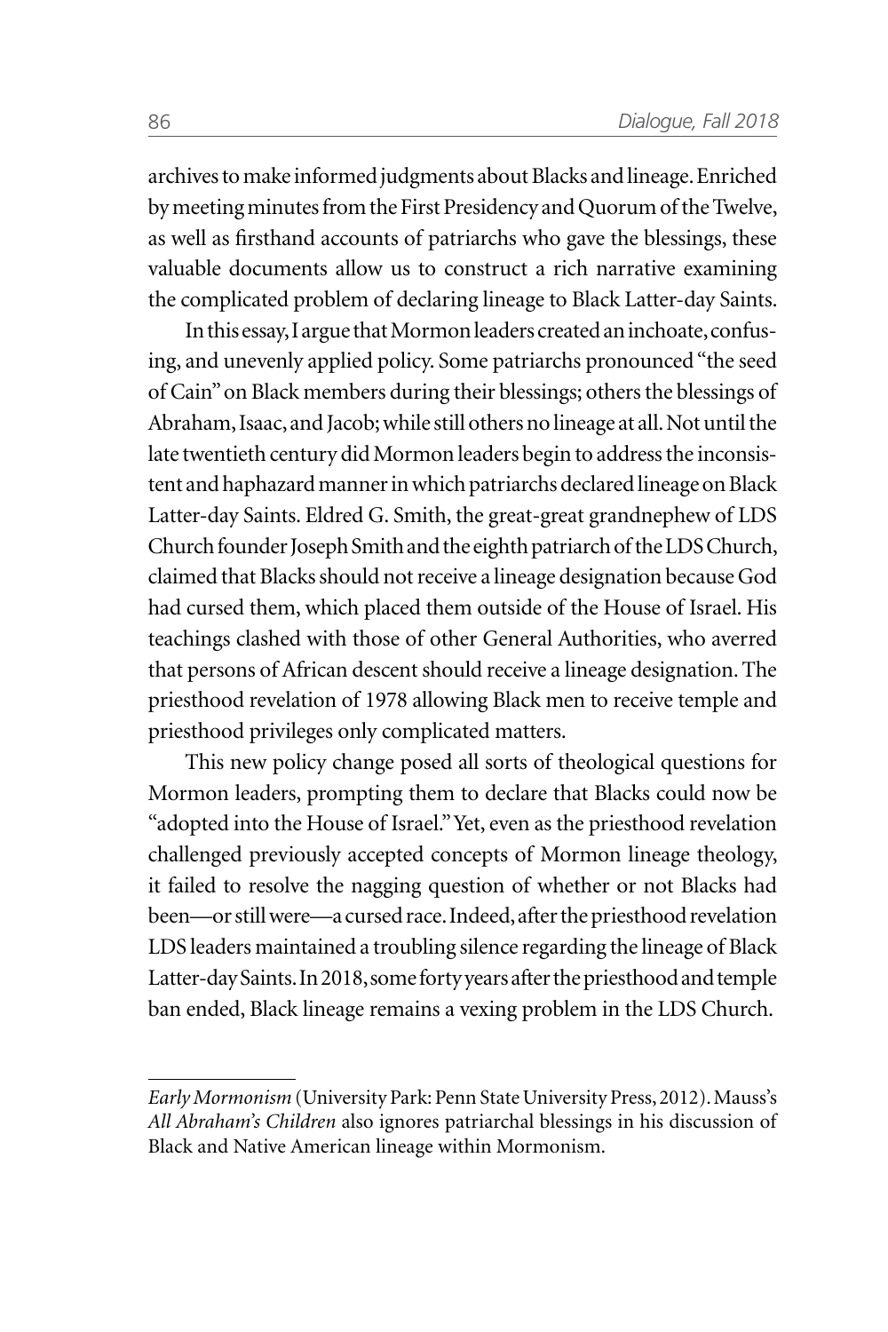archives to make informed judgments about Blacks and lineage. Enriched by meeting minutes from the First Presidency and Quorum of the Twelve, as well as firsthand accounts of patriarchs who gave the blessings, these valuable documents allow us to construct a rich narrative examining the complicated problem of declaring lineage to Black Latter-day Saints.

In this essay, I argue that Mormon leaders created an inchoate, confusing, and unevenly applied policy. Some patriarchs pronounced "the seed of Cain" on Black members during their blessings; others the blessings of Abraham, Isaac, and Jacob; while still others no lineage at all. Not until the late twentieth century did Mormon leaders begin to address the inconsistent and haphazard manner in which patriarchs declared lineage on Black Latter-day Saints. Eldred G. Smith, the great-great grandnephew of LDS Church founder Joseph Smith and the eighth patriarch of the LDS Church, claimed that Blacks should not receive a lineage designation because God had cursed them, which placed them outside of the House of Israel. His teachings clashed with those of other General Authorities, who averred that persons of African descent should receive a lineage designation. The priesthood revelation of 1978 allowing Black men to receive temple and priesthood privileges only complicated matters.

This new policy change posed all sorts of theological questions for Mormon leaders, prompting them to declare that Blacks could now be "adopted into the House of Israel." Yet, even as the priesthood revelation challenged previously accepted concepts of Mormon lineage theology, it failed to resolve the nagging question of whether or not Blacks had been—or still were—a cursed race. Indeed, after the priesthood revelation LDS leaders maintained a troubling silence regarding the lineage of Black Latter-day Saints. In 2018, some forty years after the priesthood and temple ban ended, Black lineage remains a vexing problem in the LDS Church.

---

*Early Mormonism* (University Park: Penn State University Press, 2012). Mauss's *All Abraham's Children* also ignores patriarchal blessings in his discussion of Black and Native American lineage within Mormonism.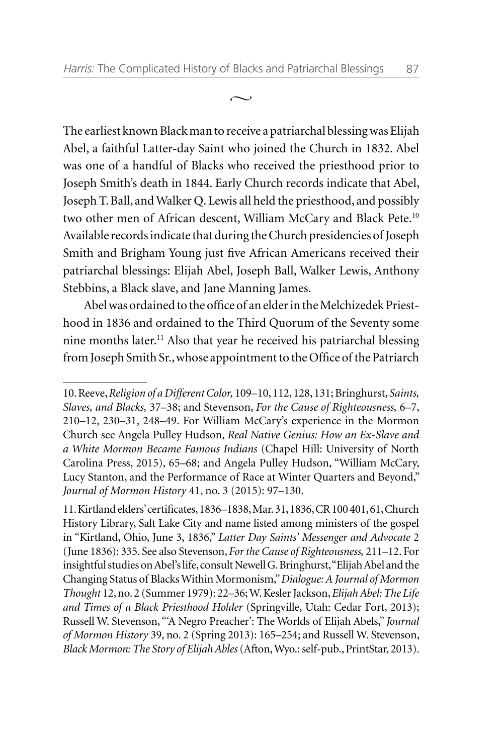~

The earliest known Black man to receive a patriarchal blessing was Elijah Abel, a faithful Latter-day Saint who joined the Church in 1832. Abel was one of a handful of Blacks who received the priesthood prior to Joseph Smith's death in 1844. Early Church records indicate that Abel, Joseph T. Ball, and Walker Q. Lewis all held the priesthood, and possibly two other men of African descent, William McCary and Black Pete.[10] Available records indicate that during the Church presidencies of Joseph Smith and Brigham Young just five African Americans received their patriarchal blessings: Elijah Abel, Joseph Ball, Walker Lewis, Anthony Stebbins, a Black slave, and Jane Manning James.

Abel was ordained to the office of an elder in the Melchizedek Priesthood in 1836 and ordained to the Third Quorum of the Seventy some nine months later.[11] Also that year he received his patriarchal blessing from Joseph Smith Sr., whose appointment to the Office of the Patriarch

---

10. Reeve, *Religion of a Different Color,* 109–10, 112, 128, 131; Bringhurst, *Saints, Slaves, and Blacks,* 37–38; and Stevenson, *For the Cause of Righteousness,* 6–7, 210–12, 230–31, 248–49. For William McCary's experience in the Mormon Church see Angela Pulley Hudson, *Real Native Genius: How an Ex-Slave and a White Mormon Became Famous Indians* (Chapel Hill: University of North Carolina Press, 2015), 65–68; and Angela Pulley Hudson, "William McCary, Lucy Stanton, and the Performance of Race at Winter Quarters and Beyond," *Journal of Mormon History* 41, no. 3 (2015): 97–130.

11. Kirtland elders' certificates, 1836–1838, Mar. 31, 1836, CR 100 401, 61, Church History Library, Salt Lake City and name listed among ministers of the gospel in "Kirtland, Ohio, June 3, 1836," *Latter Day Saints' Messenger and Advocate* 2 (June 1836): 335. See also Stevenson, *For the Cause of Righteousness,* 211–12. For insightful studies on Abel's life, consult Newell G. Bringhurst, "Elijah Abel and the Changing Status of Blacks Within Mormonism," *Dialogue: A Journal of Mormon Thought* 12, no. 2 (Summer 1979): 22–36; W. Kesler Jackson, *Elijah Abel: The Life and Times of a Black Priesthood Holder* (Springville, Utah: Cedar Fort, 2013); Russell W. Stevenson, "'A Negro Preacher': The Worlds of Elijah Abels," *Journal of Mormon History* 39, no. 2 (Spring 2013): 165–254; and Russell W. Stevenson, *Black Mormon: The Story of Elijah Ables* (Afton, Wyo.: self-pub., PrintStar, 2013).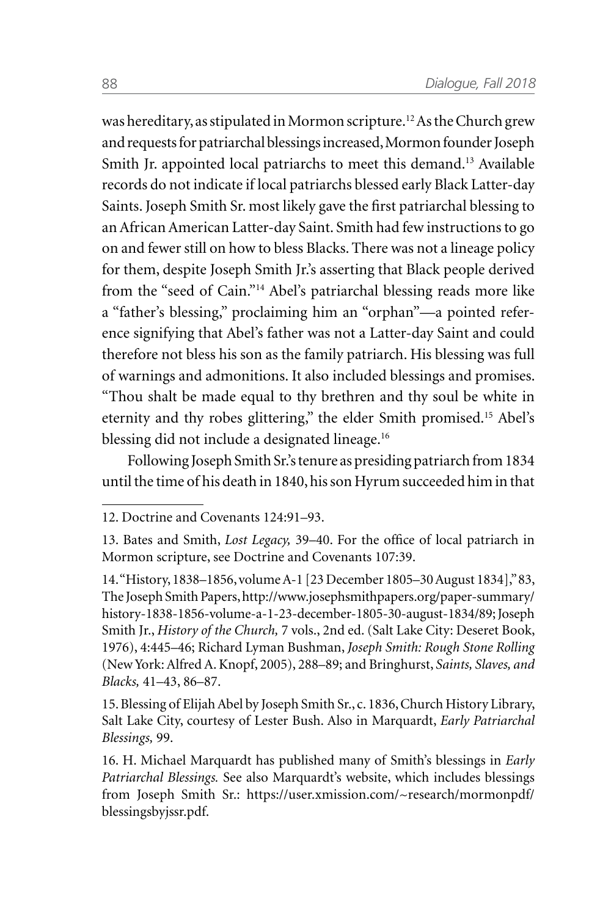was hereditary, as stipulated in Mormon scripture.[12] As the Church grew and requests for patriarchal blessings increased, Mormon founder Joseph Smith Jr. appointed local patriarchs to meet this demand.[13] Available records do not indicate if local patriarchs blessed early Black Latter-day Saints. Joseph Smith Sr. most likely gave the first patriarchal blessing to an African American Latter-day Saint. Smith had few instructions to go on and fewer still on how to bless Blacks. There was not a lineage policy for them, despite Joseph Smith Jr.'s asserting that Black people derived from the "seed of Cain."[14] Abel's patriarchal blessing reads more like a "father's blessing," proclaiming him an "orphan"—a pointed reference signifying that Abel's father was not a Latter-day Saint and could therefore not bless his son as the family patriarch. His blessing was full of warnings and admonitions. It also included blessings and promises. "Thou shalt be made equal to thy brethren and thy soul be white in eternity and thy robes glittering," the elder Smith promised.[15] Abel's blessing did not include a designated lineage.[16]

Following Joseph Smith Sr.'s tenure as presiding patriarch from 1834 until the time of his death in 1840, his son Hyrum succeeded him in that

---

12. Doctrine and Covenants 124:91–93.

13. Bates and Smith, *Lost Legacy,* 39–40. For the office of local patriarch in Mormon scripture, see Doctrine and Covenants 107:39.

14. "History, 1838–1856, volume A-1 [23 December 1805–30 August 1834]," 83, The Joseph Smith Papers, http://www.josephsmithpapers.org/paper-summary/history-1838-1856-volume-a-1-23-december-1805-30-august-1834/89; Joseph Smith Jr., *History of the Church,* 7 vols., 2nd ed. (Salt Lake City: Deseret Book, 1976), 4:445–46; Richard Lyman Bushman, *Joseph Smith: Rough Stone Rolling* (New York: Alfred A. Knopf, 2005), 288–89; and Bringhurst, *Saints, Slaves, and Blacks,* 41–43, 86–87.

15. Blessing of Elijah Abel by Joseph Smith Sr., c. 1836, Church History Library, Salt Lake City, courtesy of Lester Bush. Also in Marquardt, *Early Patriarchal Blessings,* 99.

16. H. Michael Marquardt has published many of Smith's blessings in *Early Patriarchal Blessings.* See also Marquardt's website, which includes blessings from Joseph Smith Sr.: https://user.xmission.com/~research/mormonpdf/blessingsbyjssr.pdf.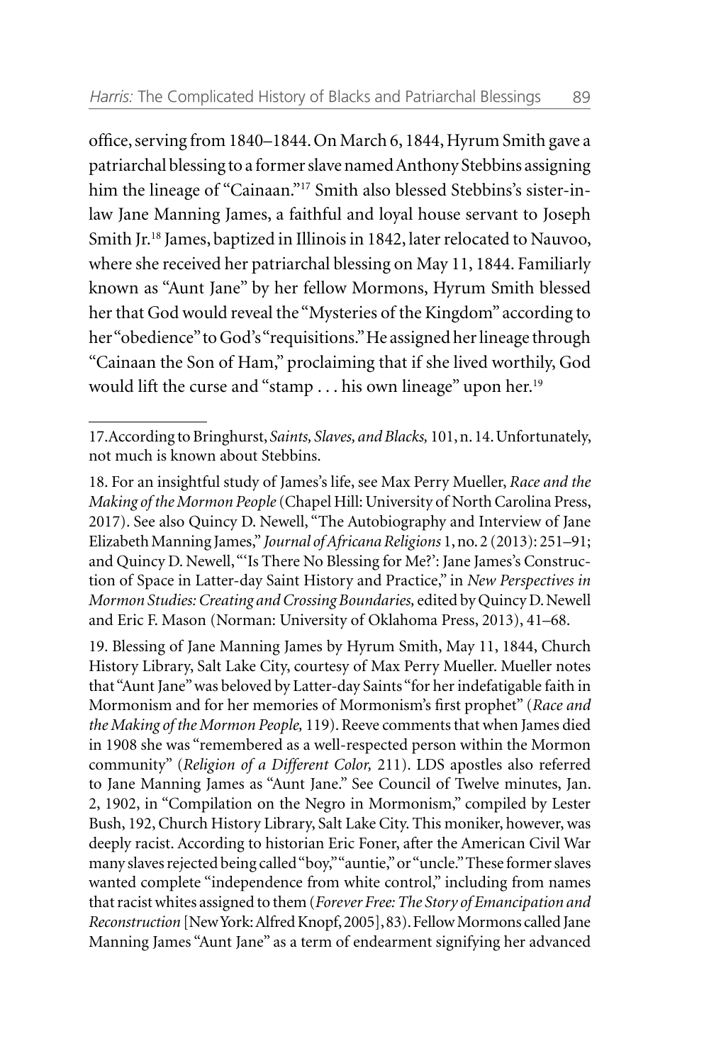office, serving from 1840–1844. On March 6, 1844, Hyrum Smith gave a patriarchal blessing to a former slave named Anthony Stebbins assigning him the lineage of "Cainaan."[17] Smith also blessed Stebbins's sister-in-law Jane Manning James, a faithful and loyal house servant to Joseph Smith Jr.[18] James, baptized in Illinois in 1842, later relocated to Nauvoo, where she received her patriarchal blessing on May 11, 1844. Familiarly known as "Aunt Jane" by her fellow Mormons, Hyrum Smith blessed her that God would reveal the "Mysteries of the Kingdom" according to her "obedience" to God's "requisitions." He assigned her lineage through "Cainaan the Son of Ham," proclaiming that if she lived worthily, God would lift the curse and "stamp . . . his own lineage" upon her.[19]

---

17. According to Bringhurst, *Saints, Slaves, and Blacks,* 101, n. 14. Unfortunately, not much is known about Stebbins.

18. For an insightful study of James's life, see Max Perry Mueller, *Race and the Making of the Mormon People* (Chapel Hill: University of North Carolina Press, 2017). See also Quincy D. Newell, "The Autobiography and Interview of Jane Elizabeth Manning James," *Journal of Africana Religions* 1, no. 2 (2013): 251–91; and Quincy D. Newell, "'Is There No Blessing for Me?': Jane James's Construction of Space in Latter-day Saint History and Practice," in *New Perspectives in Mormon Studies: Creating and Crossing Boundaries,* edited by Quincy D. Newell and Eric F. Mason (Norman: University of Oklahoma Press, 2013), 41–68.

19. Blessing of Jane Manning James by Hyrum Smith, May 11, 1844, Church History Library, Salt Lake City, courtesy of Max Perry Mueller. Mueller notes that "Aunt Jane" was beloved by Latter-day Saints "for her indefatigable faith in Mormonism and for her memories of Mormonism's first prophet" (*Race and the Making of the Mormon People,* 119). Reeve comments that when James died in 1908 she was "remembered as a well-respected person within the Mormon community" (*Religion of a Different Color,* 211). LDS apostles also referred to Jane Manning James as "Aunt Jane." See Council of Twelve minutes, Jan. 2, 1902, in "Compilation on the Negro in Mormonism," compiled by Lester Bush, 192, Church History Library, Salt Lake City. This moniker, however, was deeply racist. According to historian Eric Foner, after the American Civil War many slaves rejected being called "boy," "auntie," or "uncle." These former slaves wanted complete "independence from white control," including from names that racist whites assigned to them (*Forever Free: The Story of Emancipation and Reconstruction* [New York: Alfred Knopf, 2005], 83). Fellow Mormons called Jane Manning James "Aunt Jane" as a term of endearment signifying her advanced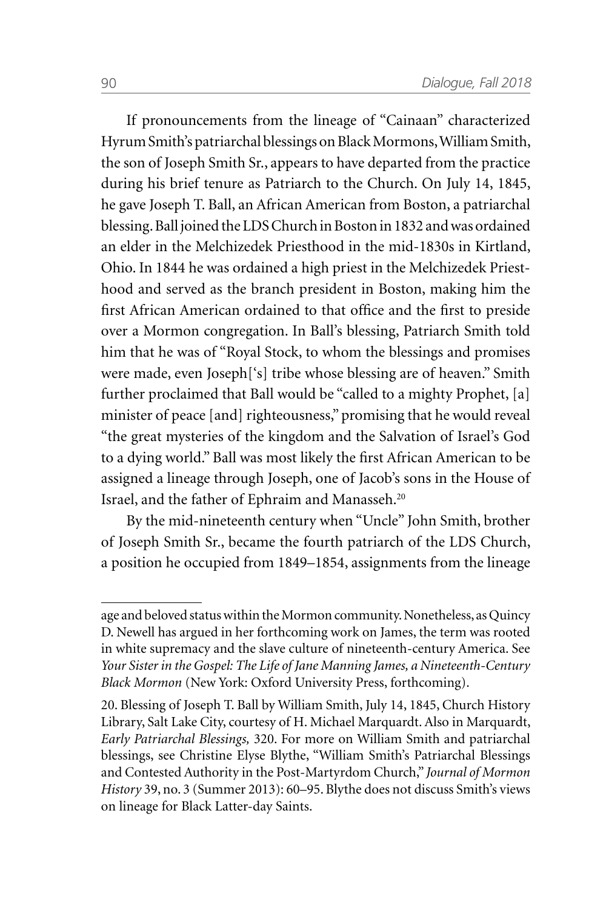If pronouncements from the lineage of "Cainaan" characterized Hyrum Smith's patriarchal blessings on Black Mormons, William Smith, the son of Joseph Smith Sr., appears to have departed from the practice during his brief tenure as Patriarch to the Church. On July 14, 1845, he gave Joseph T. Ball, an African American from Boston, a patriarchal blessing. Ball joined the LDS Church in Boston in 1832 and was ordained an elder in the Melchizedek Priesthood in the mid-1830s in Kirtland, Ohio. In 1844 he was ordained a high priest in the Melchizedek Priesthood and served as the branch president in Boston, making him the first African American ordained to that office and the first to preside over a Mormon congregation. In Ball's blessing, Patriarch Smith told him that he was of "Royal Stock, to whom the blessings and promises were made, even Joseph['s] tribe whose blessing are of heaven." Smith further proclaimed that Ball would be "called to a mighty Prophet, [a] minister of peace [and] righteousness," promising that he would reveal "the great mysteries of the kingdom and the Salvation of Israel's God to a dying world." Ball was most likely the first African American to be assigned a lineage through Joseph, one of Jacob's sons in the House of Israel, and the father of Ephraim and Manasseh.[20]

By the mid-nineteenth century when "Uncle" John Smith, brother of Joseph Smith Sr., became the fourth patriarch of the LDS Church, a position he occupied from 1849–1854, assignments from the lineage

---

age and beloved status within the Mormon community. Nonetheless, as Quincy D. Newell has argued in her forthcoming work on James, the term was rooted in white supremacy and the slave culture of nineteenth-century America. See *Your Sister in the Gospel: The Life of Jane Manning James, a Nineteenth-Century Black Mormon* (New York: Oxford University Press, forthcoming).

20. Blessing of Joseph T. Ball by William Smith, July 14, 1845, Church History Library, Salt Lake City, courtesy of H. Michael Marquardt. Also in Marquardt, *Early Patriarchal Blessings,* 320. For more on William Smith and patriarchal blessings, see Christine Elyse Blythe, "William Smith's Patriarchal Blessings and Contested Authority in the Post-Martyrdom Church," *Journal of Mormon History* 39, no. 3 (Summer 2013): 60–95. Blythe does not discuss Smith's views on lineage for Black Latter-day Saints.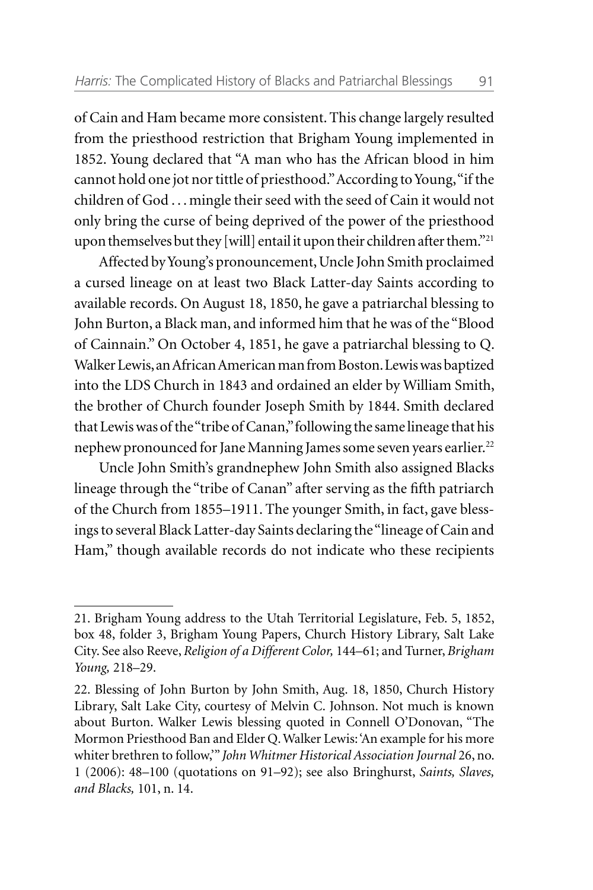of Cain and Ham became more consistent. This change largely resulted from the priesthood restriction that Brigham Young implemented in 1852. Young declared that "A man who has the African blood in him cannot hold one jot nor tittle of priesthood." According to Young, "if the children of God . . . mingle their seed with the seed of Cain it would not only bring the curse of being deprived of the power of the priesthood upon themselves but they [will] entail it upon their children after them."[21]

Affected by Young's pronouncement, Uncle John Smith proclaimed a cursed lineage on at least two Black Latter-day Saints according to available records. On August 18, 1850, he gave a patriarchal blessing to John Burton, a Black man, and informed him that he was of the "Blood of Cainnain." On October 4, 1851, he gave a patriarchal blessing to Q. Walker Lewis, an African American man from Boston. Lewis was baptized into the LDS Church in 1843 and ordained an elder by William Smith, the brother of Church founder Joseph Smith by 1844. Smith declared that Lewis was of the "tribe of Canan," following the same lineage that his nephew pronounced for Jane Manning James some seven years earlier.[22]

Uncle John Smith's grandnephew John Smith also assigned Blacks lineage through the "tribe of Canan" after serving as the fifth patriarch of the Church from 1855–1911. The younger Smith, in fact, gave blessings to several Black Latter-day Saints declaring the "lineage of Cain and Ham," though available records do not indicate who these recipients

---

21. Brigham Young address to the Utah Territorial Legislature, Feb. 5, 1852, box 48, folder 3, Brigham Young Papers, Church History Library, Salt Lake City. See also Reeve, *Religion of a Different Color,* 144–61; and Turner, *Brigham Young,* 218–29.

22. Blessing of John Burton by John Smith, Aug. 18, 1850, Church History Library, Salt Lake City, courtesy of Melvin C. Johnson. Not much is known about Burton. Walker Lewis blessing quoted in Connell O'Donovan, "The Mormon Priesthood Ban and Elder Q. Walker Lewis: 'An example for his more whiter brethren to follow,'" *John Whitmer Historical Association Journal* 26, no. 1 (2006): 48–100 (quotations on 91–92); see also Bringhurst, *Saints, Slaves, and Blacks,* 101, n. 14.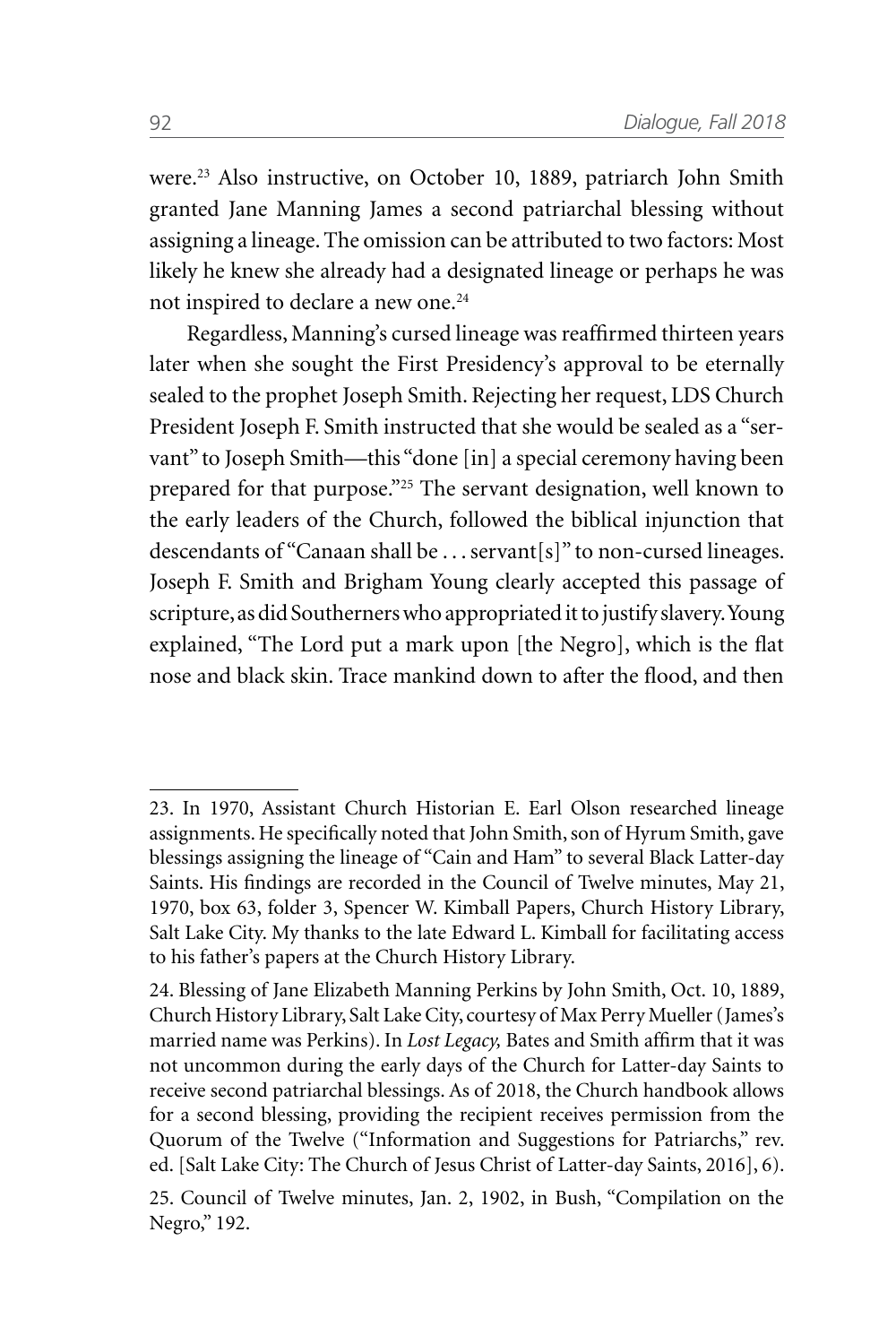were.[23] Also instructive, on October 10, 1889, patriarch John Smith granted Jane Manning James a second patriarchal blessing without assigning a lineage. The omission can be attributed to two factors: Most likely he knew she already had a designated lineage or perhaps he was not inspired to declare a new one.[24]

Regardless, Manning's cursed lineage was reaffirmed thirteen years later when she sought the First Presidency's approval to be eternally sealed to the prophet Joseph Smith. Rejecting her request, LDS Church President Joseph F. Smith instructed that she would be sealed as a "servant" to Joseph Smith—this "done [in] a special ceremony having been prepared for that purpose."[25] The servant designation, well known to the early leaders of the Church, followed the biblical injunction that descendants of "Canaan shall be . . . servant[s]" to non-cursed lineages. Joseph F. Smith and Brigham Young clearly accepted this passage of scripture, as did Southerners who appropriated it to justify slavery. Young explained, "The Lord put a mark upon [the Negro], which is the flat nose and black skin. Trace mankind down to after the flood, and then

---

23. In 1970, Assistant Church Historian E. Earl Olson researched lineage assignments. He specifically noted that John Smith, son of Hyrum Smith, gave blessings assigning the lineage of "Cain and Ham" to several Black Latter-day Saints. His findings are recorded in the Council of Twelve minutes, May 21, 1970, box 63, folder 3, Spencer W. Kimball Papers, Church History Library, Salt Lake City. My thanks to the late Edward L. Kimball for facilitating access to his father's papers at the Church History Library.

24. Blessing of Jane Elizabeth Manning Perkins by John Smith, Oct. 10, 1889, Church History Library, Salt Lake City, courtesy of Max Perry Mueller (James's married name was Perkins). In *Lost Legacy,* Bates and Smith affirm that it was not uncommon during the early days of the Church for Latter-day Saints to receive second patriarchal blessings. As of 2018, the Church handbook allows for a second blessing, providing the recipient receives permission from the Quorum of the Twelve ("Information and Suggestions for Patriarchs," rev. ed. [Salt Lake City: The Church of Jesus Christ of Latter-day Saints, 2016], 6).

25. Council of Twelve minutes, Jan. 2, 1902, in Bush, "Compilation on the Negro," 192.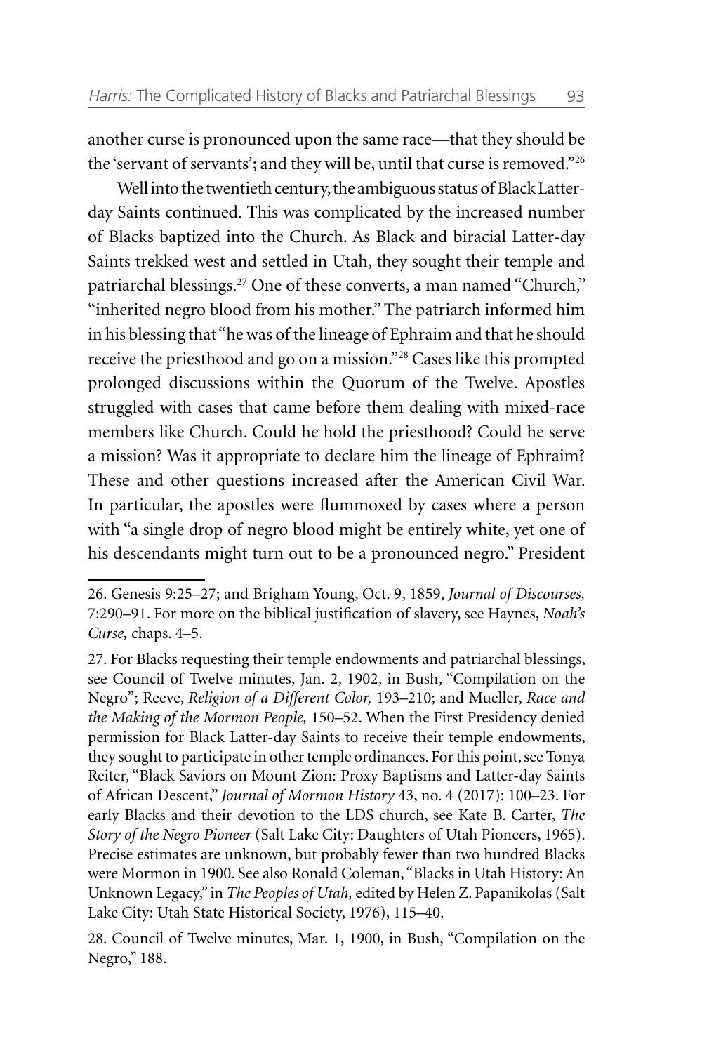another curse is pronounced upon the same race—that they should be the 'servant of servants'; and they will be, until that curse is removed."[26]

Well into the twentieth century, the ambiguous status of Black Latter-day Saints continued. This was complicated by the increased number of Blacks baptized into the Church. As Black and biracial Latter-day Saints trekked west and settled in Utah, they sought their temple and patriarchal blessings.[27] One of these converts, a man named "Church," "inherited negro blood from his mother." The patriarch informed him in his blessing that "he was of the lineage of Ephraim and that he should receive the priesthood and go on a mission."[28] Cases like this prompted prolonged discussions within the Quorum of the Twelve. Apostles struggled with cases that came before them dealing with mixed-race members like Church. Could he hold the priesthood? Could he serve a mission? Was it appropriate to declare him the lineage of Ephraim? These and other questions increased after the American Civil War. In particular, the apostles were flummoxed by cases where a person with "a single drop of negro blood might be entirely white, yet one of his descendants might turn out to be a pronounced negro." President

---

26. Genesis 9:25–27; and Brigham Young, Oct. 9, 1859, *Journal of Discourses,* 7:290–91. For more on the biblical justification of slavery, see Haynes, *Noah's Curse,* chaps. 4–5.

27. For Blacks requesting their temple endowments and patriarchal blessings, see Council of Twelve minutes, Jan. 2, 1902, in Bush, "Compilation on the Negro"; Reeve, *Religion of a Different Color,* 193–210; and Mueller, *Race and the Making of the Mormon People,* 150–52. When the First Presidency denied permission for Black Latter-day Saints to receive their temple endowments, they sought to participate in other temple ordinances. For this point, see Tonya Reiter, "Black Saviors on Mount Zion: Proxy Baptisms and Latter-day Saints of African Descent," *Journal of Mormon History* 43, no. 4 (2017): 100–123. For early Blacks and their devotion to the LDS church, see Kate B. Carter, *The Story of the Negro Pioneer* (Salt Lake City: Daughters of Utah Pioneers, 1965). Precise estimates are unknown, but probably fewer than two hundred Blacks were Mormon in 1900. See also Ronald Coleman, "Blacks in Utah History: An Unknown Legacy," in *The Peoples of Utah,* edited by Helen Z. Papanikolas (Salt Lake City: Utah State Historical Society, 1976), 115–40.

28. Council of Twelve minutes, Mar. 1, 1900, in Bush, "Compilation on the Negro," 188.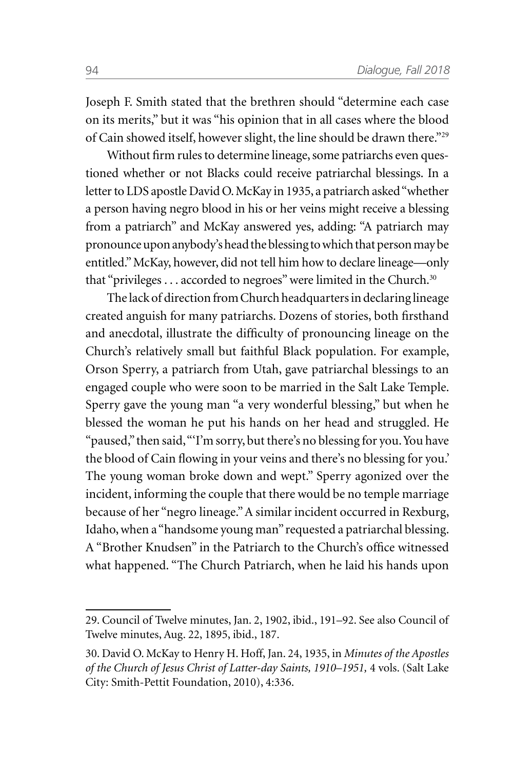Joseph F. Smith stated that the brethren should "determine each case on its merits," but it was "his opinion that in all cases where the blood of Cain showed itself, however slight, the line should be drawn there."[29]

Without firm rules to determine lineage, some patriarchs even questioned whether or not Blacks could receive patriarchal blessings. In a letter to LDS apostle David O. McKay in 1935, a patriarch asked "whether a person having negro blood in his or her veins might receive a blessing from a patriarch" and McKay answered yes, adding: "A patriarch may pronounce upon anybody's head the blessing to which that person may be entitled." McKay, however, did not tell him how to declare lineage—only that "privileges . . . accorded to negroes" were limited in the Church.[30]

The lack of direction from Church headquarters in declaring lineage created anguish for many patriarchs. Dozens of stories, both firsthand and anecdotal, illustrate the difficulty of pronouncing lineage on the Church's relatively small but faithful Black population. For example, Orson Sperry, a patriarch from Utah, gave patriarchal blessings to an engaged couple who were soon to be married in the Salt Lake Temple. Sperry gave the young man "a very wonderful blessing," but when he blessed the woman he put his hands on her head and struggled. He "paused," then said, "'I'm sorry, but there's no blessing for you. You have the blood of Cain flowing in your veins and there's no blessing for you.' The young woman broke down and wept." Sperry agonized over the incident, informing the couple that there would be no temple marriage because of her "negro lineage." A similar incident occurred in Rexburg, Idaho, when a "handsome young man" requested a patriarchal blessing. A "Brother Knudsen" in the Patriarch to the Church's office witnessed what happened. "The Church Patriarch, when he laid his hands upon

---

29. Council of Twelve minutes, Jan. 2, 1902, ibid., 191–92. See also Council of Twelve minutes, Aug. 22, 1895, ibid., 187.

30. David O. McKay to Henry H. Hoff, Jan. 24, 1935, in *Minutes of the Apostles of the Church of Jesus Christ of Latter-day Saints, 1910–1951,* 4 vols. (Salt Lake City: Smith-Pettit Foundation, 2010), 4:336.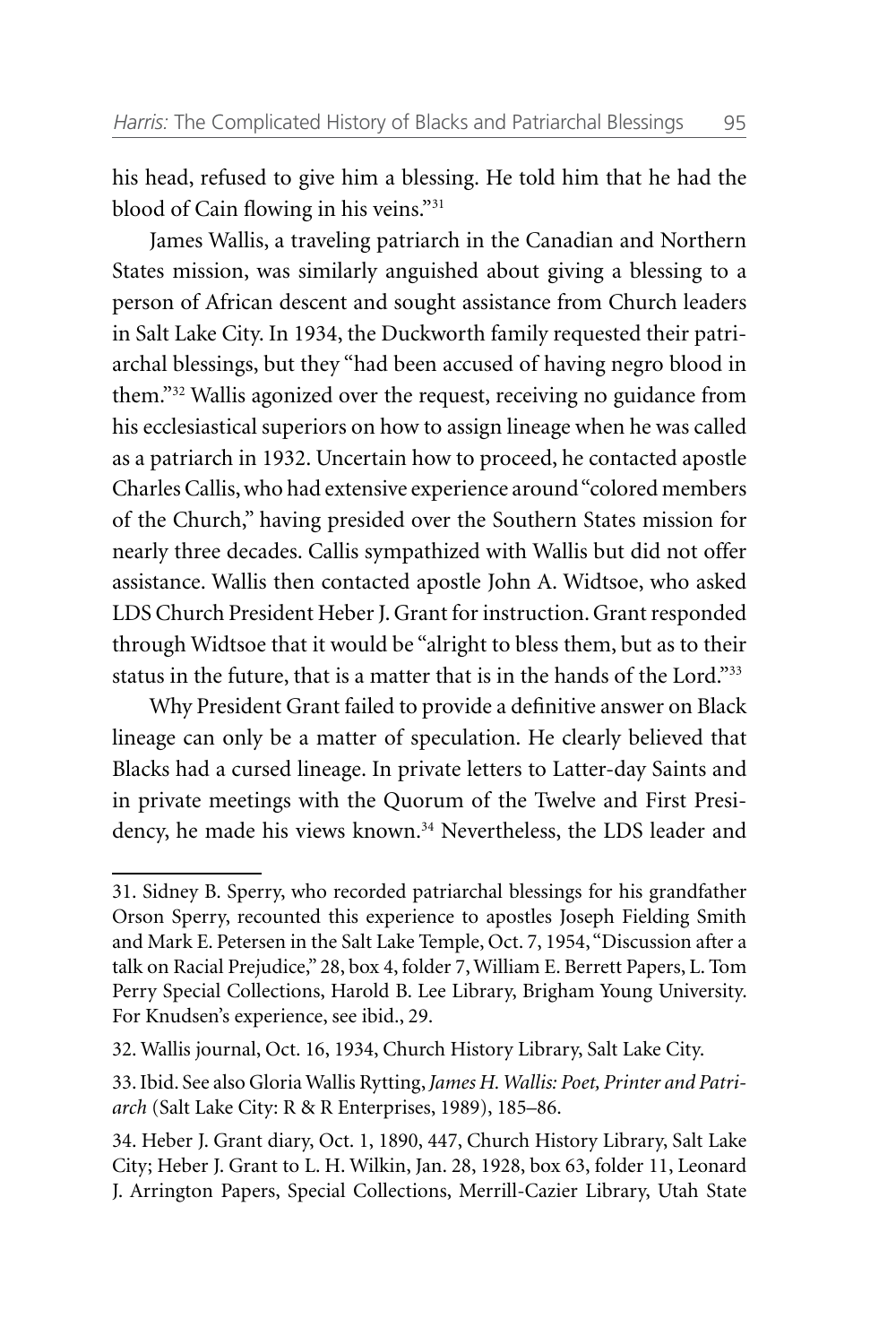his head, refused to give him a blessing. He told him that he had the blood of Cain flowing in his veins."[31]

James Wallis, a traveling patriarch in the Canadian and Northern States mission, was similarly anguished about giving a blessing to a person of African descent and sought assistance from Church leaders in Salt Lake City. In 1934, the Duckworth family requested their patriarchal blessings, but they "had been accused of having negro blood in them."[32] Wallis agonized over the request, receiving no guidance from his ecclesiastical superiors on how to assign lineage when he was called as a patriarch in 1932. Uncertain how to proceed, he contacted apostle Charles Callis, who had extensive experience around "colored members of the Church," having presided over the Southern States mission for nearly three decades. Callis sympathized with Wallis but did not offer assistance. Wallis then contacted apostle John A. Widtsoe, who asked LDS Church President Heber J. Grant for instruction. Grant responded through Widtsoe that it would be "alright to bless them, but as to their status in the future, that is a matter that is in the hands of the Lord."[33]

Why President Grant failed to provide a definitive answer on Black lineage can only be a matter of speculation. He clearly believed that Blacks had a cursed lineage. In private letters to Latter-day Saints and in private meetings with the Quorum of the Twelve and First Presidency, he made his views known.[34] Nevertheless, the LDS leader and

---

31. Sidney B. Sperry, who recorded patriarchal blessings for his grandfather Orson Sperry, recounted this experience to apostles Joseph Fielding Smith and Mark E. Petersen in the Salt Lake Temple, Oct. 7, 1954, "Discussion after a talk on Racial Prejudice," 28, box 4, folder 7, William E. Berrett Papers, L. Tom Perry Special Collections, Harold B. Lee Library, Brigham Young University. For Knudsen's experience, see ibid., 29.

32. Wallis journal, Oct. 16, 1934, Church History Library, Salt Lake City.

33. Ibid. See also Gloria Wallis Rytting, *James H. Wallis: Poet, Printer and Patriarch* (Salt Lake City: R & R Enterprises, 1989), 185–86.

34. Heber J. Grant diary, Oct. 1, 1890, 447, Church History Library, Salt Lake City; Heber J. Grant to L. H. Wilkin, Jan. 28, 1928, box 63, folder 11, Leonard J. Arrington Papers, Special Collections, Merrill-Cazier Library, Utah State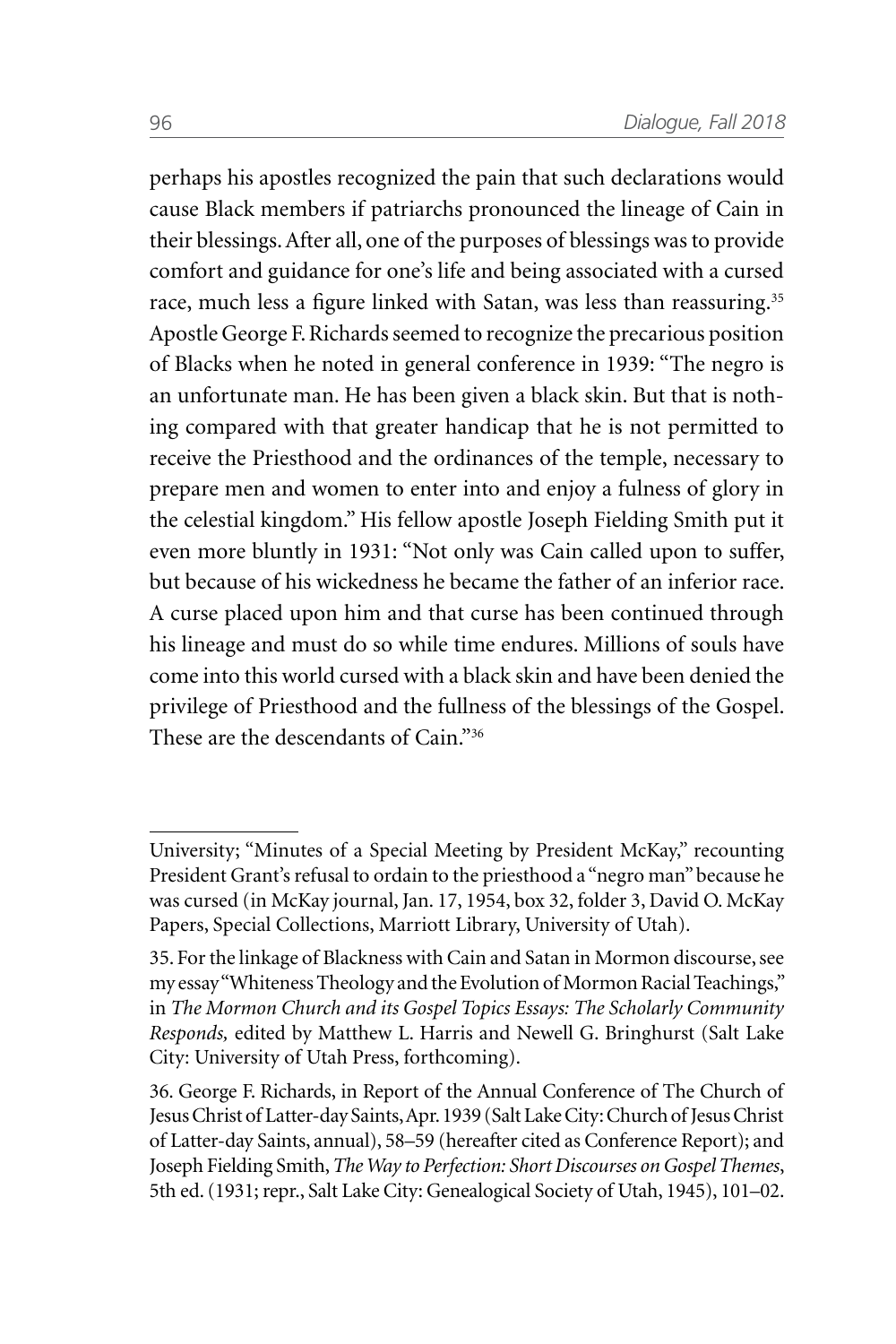perhaps his apostles recognized the pain that such declarations would cause Black members if patriarchs pronounced the lineage of Cain in their blessings. After all, one of the purposes of blessings was to provide comfort and guidance for one's life and being associated with a cursed race, much less a figure linked with Satan, was less than reassuring.[35] Apostle George F. Richards seemed to recognize the precarious position of Blacks when he noted in general conference in 1939: "The negro is an unfortunate man. He has been given a black skin. But that is nothing compared with that greater handicap that he is not permitted to receive the Priesthood and the ordinances of the temple, necessary to prepare men and women to enter into and enjoy a fulness of glory in the celestial kingdom." His fellow apostle Joseph Fielding Smith put it even more bluntly in 1931: "Not only was Cain called upon to suffer, but because of his wickedness he became the father of an inferior race. A curse placed upon him and that curse has been continued through his lineage and must do so while time endures. Millions of souls have come into this world cursed with a black skin and have been denied the privilege of Priesthood and the fullness of the blessings of the Gospel. These are the descendants of Cain."[36]

---

University; "Minutes of a Special Meeting by President McKay," recounting President Grant's refusal to ordain to the priesthood a "negro man" because he was cursed (in McKay journal, Jan. 17, 1954, box 32, folder 3, David O. McKay Papers, Special Collections, Marriott Library, University of Utah).

35. For the linkage of Blackness with Cain and Satan in Mormon discourse, see my essay "Whiteness Theology and the Evolution of Mormon Racial Teachings," in *The Mormon Church and its Gospel Topics Essays: The Scholarly Community Responds,* edited by Matthew L. Harris and Newell G. Bringhurst (Salt Lake City: University of Utah Press, forthcoming).

36. George F. Richards, in Report of the Annual Conference of The Church of Jesus Christ of Latter-day Saints, Apr. 1939 (Salt Lake City: Church of Jesus Christ of Latter-day Saints, annual), 58–59 (hereafter cited as Conference Report); and Joseph Fielding Smith, *The Way to Perfection: Short Discourses on Gospel Themes*, 5th ed. (1931; repr., Salt Lake City: Genealogical Society of Utah, 1945), 101–02.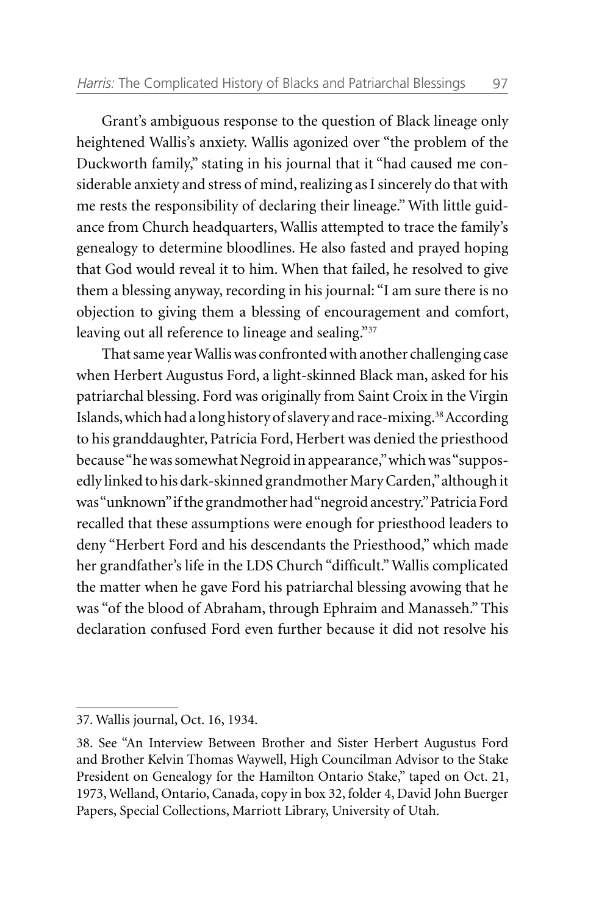Grant's ambiguous response to the question of Black lineage only heightened Wallis's anxiety. Wallis agonized over "the problem of the Duckworth family," stating in his journal that it "had caused me considerable anxiety and stress of mind, realizing as I sincerely do that with me rests the responsibility of declaring their lineage." With little guidance from Church headquarters, Wallis attempted to trace the family's genealogy to determine bloodlines. He also fasted and prayed hoping that God would reveal it to him. When that failed, he resolved to give them a blessing anyway, recording in his journal: "I am sure there is no objection to giving them a blessing of encouragement and comfort, leaving out all reference to lineage and sealing."[37]

That same year Wallis was confronted with another challenging case when Herbert Augustus Ford, a light-skinned Black man, asked for his patriarchal blessing. Ford was originally from Saint Croix in the Virgin Islands, which had a long history of slavery and race-mixing.[38] According to his granddaughter, Patricia Ford, Herbert was denied the priesthood because "he was somewhat Negroid in appearance," which was "supposedly linked to his dark-skinned grandmother Mary Carden," although it was "unknown" if the grandmother had "negroid ancestry." Patricia Ford recalled that these assumptions were enough for priesthood leaders to deny "Herbert Ford and his descendants the Priesthood," which made her grandfather's life in the LDS Church "difficult." Wallis complicated the matter when he gave Ford his patriarchal blessing avowing that he was "of the blood of Abraham, through Ephraim and Manasseh." This declaration confused Ford even further because it did not resolve his

---

37. Wallis journal, Oct. 16, 1934.

38. See "An Interview Between Brother and Sister Herbert Augustus Ford and Brother Kelvin Thomas Waywell, High Councilman Advisor to the Stake President on Genealogy for the Hamilton Ontario Stake," taped on Oct. 21, 1973, Welland, Ontario, Canada, copy in box 32, folder 4, David John Buerger Papers, Special Collections, Marriott Library, University of Utah.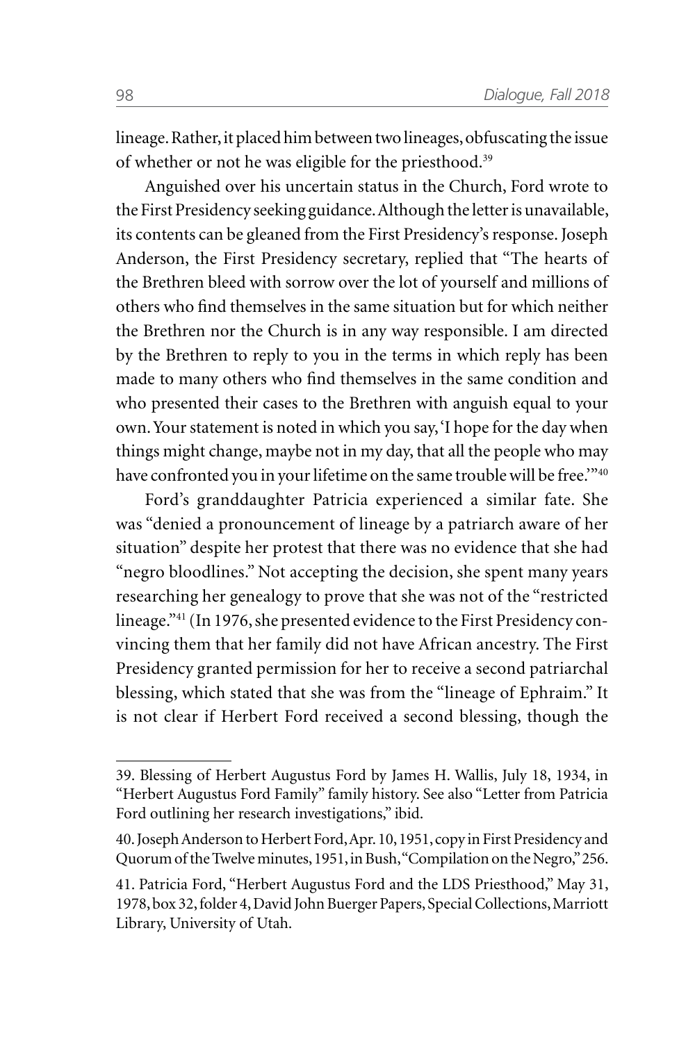lineage. Rather, it placed him between two lineages, obfuscating the issue of whether or not he was eligible for the priesthood.[39]

Anguished over his uncertain status in the Church, Ford wrote to the First Presidency seeking guidance. Although the letter is unavailable, its contents can be gleaned from the First Presidency's response. Joseph Anderson, the First Presidency secretary, replied that "The hearts of the Brethren bleed with sorrow over the lot of yourself and millions of others who find themselves in the same situation but for which neither the Brethren nor the Church is in any way responsible. I am directed by the Brethren to reply to you in the terms in which reply has been made to many others who find themselves in the same condition and who presented their cases to the Brethren with anguish equal to your own. Your statement is noted in which you say, 'I hope for the day when things might change, maybe not in my day, that all the people who may have confronted you in your lifetime on the same trouble will be free.'"[40]

Ford's granddaughter Patricia experienced a similar fate. She was "denied a pronouncement of lineage by a patriarch aware of her situation" despite her protest that there was no evidence that she had "negro bloodlines." Not accepting the decision, she spent many years researching her genealogy to prove that she was not of the "restricted lineage."[41] (In 1976, she presented evidence to the First Presidency convincing them that her family did not have African ancestry. The First Presidency granted permission for her to receive a second patriarchal blessing, which stated that she was from the "lineage of Ephraim." It is not clear if Herbert Ford received a second blessing, though the

---

39. Blessing of Herbert Augustus Ford by James H. Wallis, July 18, 1934, in "Herbert Augustus Ford Family" family history. See also "Letter from Patricia Ford outlining her research investigations," ibid.

40. Joseph Anderson to Herbert Ford, Apr. 10, 1951, copy in First Presidency and Quorum of the Twelve minutes, 1951, in Bush, "Compilation on the Negro," 256.

41. Patricia Ford, "Herbert Augustus Ford and the LDS Priesthood," May 31, 1978, box 32, folder 4, David John Buerger Papers, Special Collections, Marriott Library, University of Utah.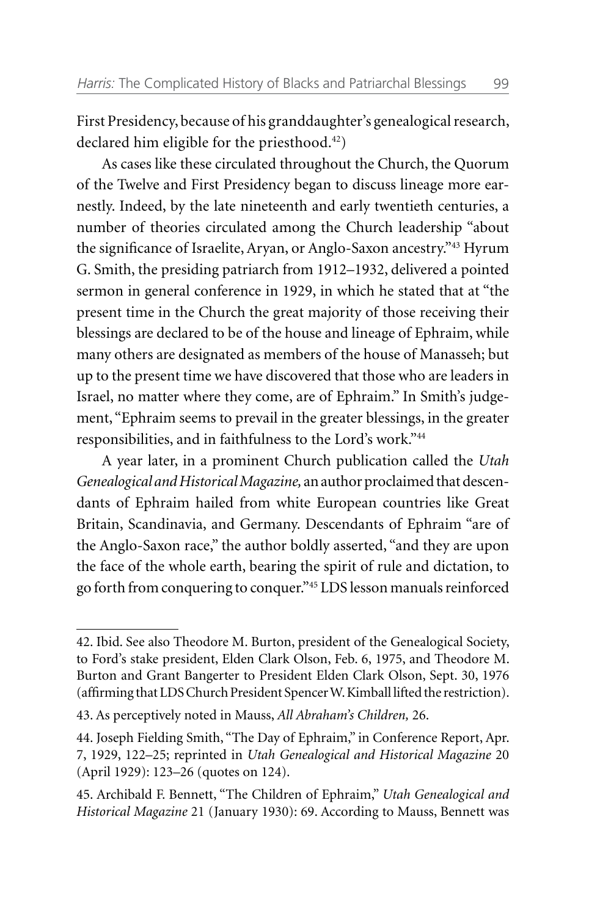First Presidency, because of his granddaughter's genealogical research, declared him eligible for the priesthood.[42])

As cases like these circulated throughout the Church, the Quorum of the Twelve and First Presidency began to discuss lineage more earnestly. Indeed, by the late nineteenth and early twentieth centuries, a number of theories circulated among the Church leadership "about the significance of Israelite, Aryan, or Anglo-Saxon ancestry."[43] Hyrum G. Smith, the presiding patriarch from 1912–1932, delivered a pointed sermon in general conference in 1929, in which he stated that at "the present time in the Church the great majority of those receiving their blessings are declared to be of the house and lineage of Ephraim, while many others are designated as members of the house of Manasseh; but up to the present time we have discovered that those who are leaders in Israel, no matter where they come, are of Ephraim." In Smith's judgement, "Ephraim seems to prevail in the greater blessings, in the greater responsibilities, and in faithfulness to the Lord's work."[44]

A year later, in a prominent Church publication called the *Utah Genealogical and Historical Magazine,* an author proclaimed that descendants of Ephraim hailed from white European countries like Great Britain, Scandinavia, and Germany. Descendants of Ephraim "are of the Anglo-Saxon race," the author boldly asserted, "and they are upon the face of the whole earth, bearing the spirit of rule and dictation, to go forth from conquering to conquer."[45] LDS lesson manuals reinforced

---

42. Ibid. See also Theodore M. Burton, president of the Genealogical Society, to Ford's stake president, Elden Clark Olson, Feb. 6, 1975, and Theodore M. Burton and Grant Bangerter to President Elden Clark Olson, Sept. 30, 1976 (affirming that LDS Church President Spencer W. Kimball lifted the restriction).

43. As perceptively noted in Mauss, *All Abraham's Children,* 26.

44. Joseph Fielding Smith, "The Day of Ephraim," in Conference Report, Apr. 7, 1929, 122–25; reprinted in *Utah Genealogical and Historical Magazine* 20 (April 1929): 123–26 (quotes on 124).

45. Archibald F. Bennett, "The Children of Ephraim," *Utah Genealogical and Historical Magazine* 21 (January 1930): 69. According to Mauss, Bennett was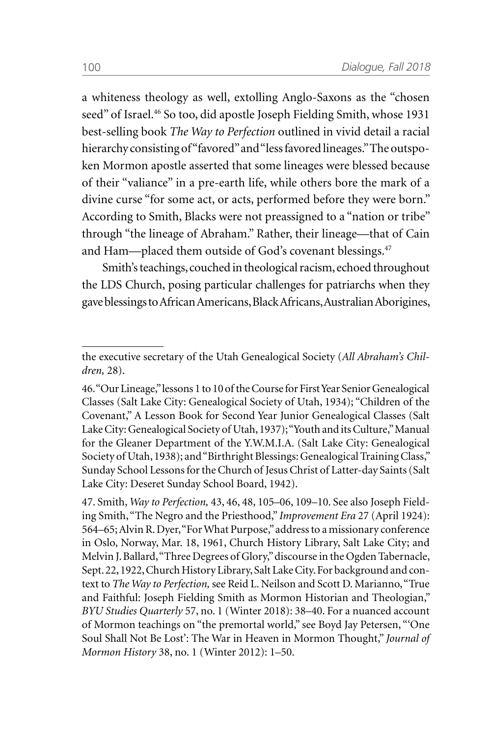a whiteness theology as well, extolling Anglo-Saxons as the "chosen seed" of Israel.[46] So too, did apostle Joseph Fielding Smith, whose 1931 best-selling book *The Way to Perfection* outlined in vivid detail a racial hierarchy consisting of "favored" and "less favored lineages." The outspoken Mormon apostle asserted that some lineages were blessed because of their "valiance" in a pre-earth life, while others bore the mark of a divine curse "for some act, or acts, performed before they were born." According to Smith, Blacks were not preassigned to a "nation or tribe" through "the lineage of Abraham." Rather, their lineage—that of Cain and Ham—placed them outside of God's covenant blessings.[47]

Smith's teachings, couched in theological racism, echoed throughout the LDS Church, posing particular challenges for patriarchs when they gave blessings to African Americans, Black Africans, Australian Aborigines,

---

the executive secretary of the Utah Genealogical Society (*All Abraham's Children,* 28).

46. "Our Lineage," lessons 1 to 10 of the Course for First Year Senior Genealogical Classes (Salt Lake City: Genealogical Society of Utah, 1934); "Children of the Covenant," A Lesson Book for Second Year Junior Genealogical Classes (Salt Lake City: Genealogical Society of Utah, 1937); "Youth and its Culture," Manual for the Gleaner Department of the Y.W.M.I.A. (Salt Lake City: Genealogical Society of Utah, 1938); and "Birthright Blessings: Genealogical Training Class," Sunday School Lessons for the Church of Jesus Christ of Latter-day Saints (Salt Lake City: Deseret Sunday School Board, 1942).

47. Smith, *Way to Perfection,* 43, 46, 48, 105–06, 109–10. See also Joseph Fielding Smith, "The Negro and the Priesthood," *Improvement Era* 27 (April 1924): 564–65; Alvin R. Dyer, "For What Purpose," address to a missionary conference in Oslo, Norway, Mar. 18, 1961, Church History Library, Salt Lake City; and Melvin J. Ballard, "Three Degrees of Glory," discourse in the Ogden Tabernacle, Sept. 22, 1922, Church History Library, Salt Lake City. For background and context to *The Way to Perfection,* see Reid L. Neilson and Scott D. Marianno, "True and Faithful: Joseph Fielding Smith as Mormon Historian and Theologian," *BYU Studies Quarterly* 57, no. 1 (Winter 2018): 38–40. For a nuanced account of Mormon teachings on "the premortal world," see Boyd Jay Petersen, "'One Soul Shall Not Be Lost': The War in Heaven in Mormon Thought," *Journal of Mormon History* 38, no. 1 (Winter 2012): 1–50.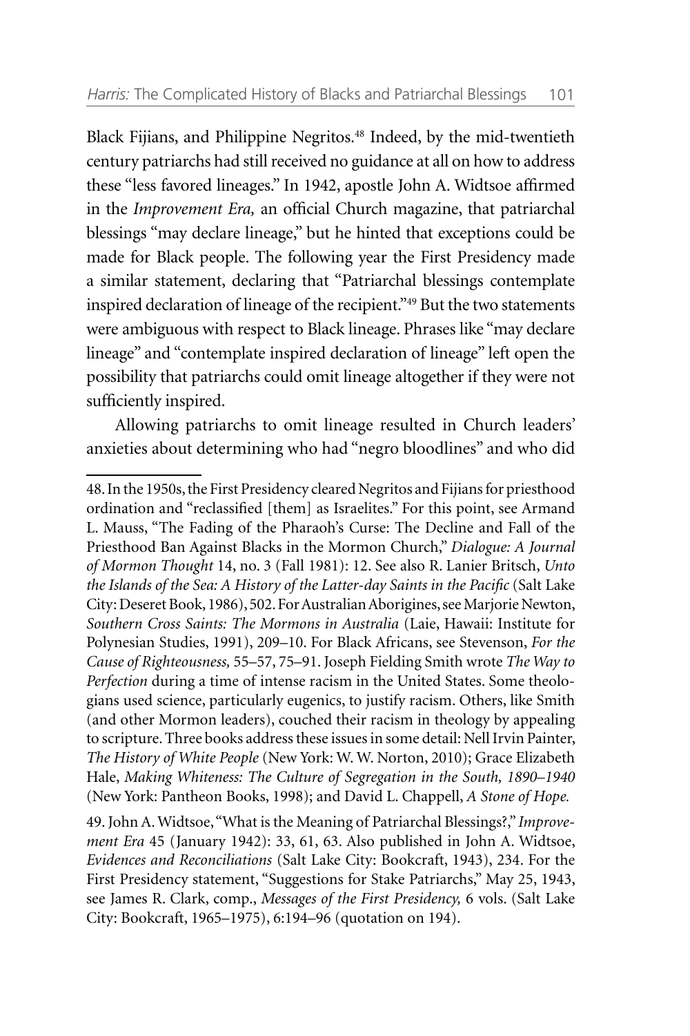Black Fijians, and Philippine Negritos.[48] Indeed, by the mid-twentieth century patriarchs had still received no guidance at all on how to address these "less favored lineages." In 1942, apostle John A. Widtsoe affirmed in the *Improvement Era,* an official Church magazine, that patriarchal blessings "may declare lineage," but he hinted that exceptions could be made for Black people. The following year the First Presidency made a similar statement, declaring that "Patriarchal blessings contemplate inspired declaration of lineage of the recipient."[49] But the two statements were ambiguous with respect to Black lineage. Phrases like "may declare lineage" and "contemplate inspired declaration of lineage" left open the possibility that patriarchs could omit lineage altogether if they were not sufficiently inspired.

Allowing patriarchs to omit lineage resulted in Church leaders' anxieties about determining who had "negro bloodlines" and who did

---

48. In the 1950s, the First Presidency cleared Negritos and Fijians for priesthood ordination and "reclassified [them] as Israelites." For this point, see Armand L. Mauss, "The Fading of the Pharaoh's Curse: The Decline and Fall of the Priesthood Ban Against Blacks in the Mormon Church," *Dialogue: A Journal of Mormon Thought* 14, no. 3 (Fall 1981): 12. See also R. Lanier Britsch, *Unto the Islands of the Sea: A History of the Latter-day Saints in the Pacific* (Salt Lake City: Deseret Book, 1986), 502. For Australian Aborigines, see Marjorie Newton, *Southern Cross Saints: The Mormons in Australia* (Laie, Hawaii: Institute for Polynesian Studies, 1991), 209–10. For Black Africans, see Stevenson, *For the Cause of Righteousness,* 55–57, 75–91. Joseph Fielding Smith wrote *The Way to Perfection* during a time of intense racism in the United States. Some theologians used science, particularly eugenics, to justify racism. Others, like Smith (and other Mormon leaders), couched their racism in theology by appealing to scripture. Three books address these issues in some detail: Nell Irvin Painter, *The History of White People* (New York: W. W. Norton, 2010); Grace Elizabeth Hale, *Making Whiteness: The Culture of Segregation in the South, 1890–1940* (New York: Pantheon Books, 1998); and David L. Chappell, *A Stone of Hope.*

49. John A. Widtsoe, "What is the Meaning of Patriarchal Blessings?," *Improvement Era* 45 (January 1942): 33, 61, 63. Also published in John A. Widtsoe, *Evidences and Reconciliations* (Salt Lake City: Bookcraft, 1943), 234. For the First Presidency statement, "Suggestions for Stake Patriarchs," May 25, 1943, see James R. Clark, comp., *Messages of the First Presidency,* 6 vols. (Salt Lake City: Bookcraft, 1965–1975), 6:194–96 (quotation on 194).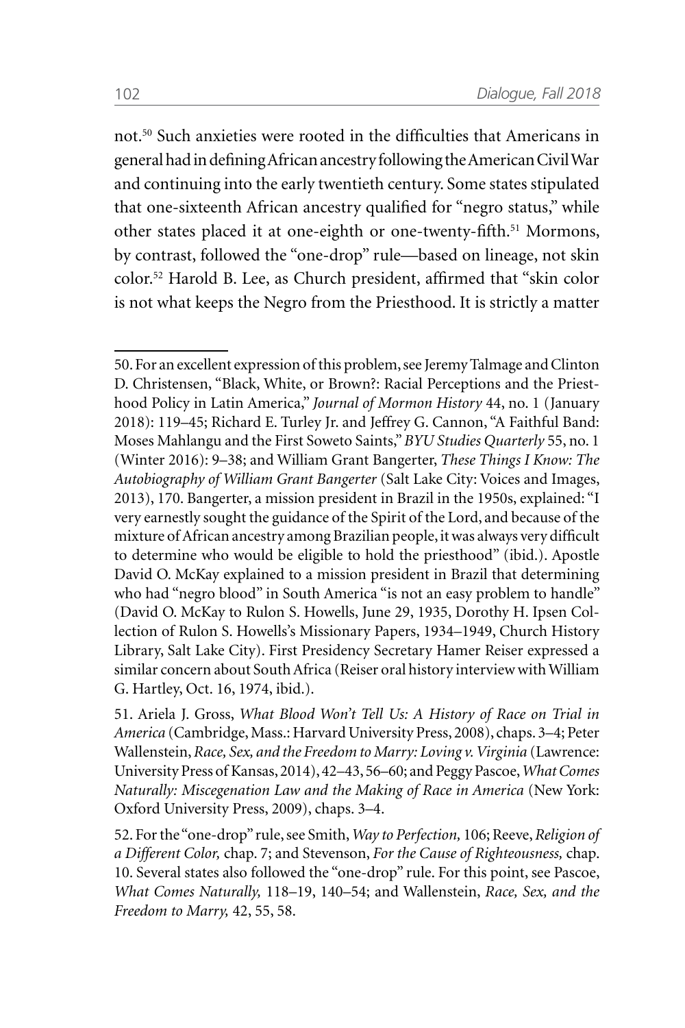not.[50] Such anxieties were rooted in the difficulties that Americans in general had in defining African ancestry following the American Civil War and continuing into the early twentieth century. Some states stipulated that one-sixteenth African ancestry qualified for "negro status," while other states placed it at one-eighth or one-twenty-fifth.[51] Mormons, by contrast, followed the "one-drop" rule—based on lineage, not skin color.[52] Harold B. Lee, as Church president, affirmed that "skin color is not what keeps the Negro from the Priesthood. It is strictly a matter

---

50. For an excellent expression of this problem, see Jeremy Talmage and Clinton D. Christensen, "Black, White, or Brown?: Racial Perceptions and the Priesthood Policy in Latin America," *Journal of Mormon History* 44, no. 1 (January 2018): 119–45; Richard E. Turley Jr. and Jeffrey G. Cannon, "A Faithful Band: Moses Mahlangu and the First Soweto Saints," *BYU Studies Quarterly* 55, no. 1 (Winter 2016): 9–38; and William Grant Bangerter, *These Things I Know: The Autobiography of William Grant Bangerter* (Salt Lake City: Voices and Images, 2013), 170. Bangerter, a mission president in Brazil in the 1950s, explained: "I very earnestly sought the guidance of the Spirit of the Lord, and because of the mixture of African ancestry among Brazilian people, it was always very difficult to determine who would be eligible to hold the priesthood" (ibid.). Apostle David O. McKay explained to a mission president in Brazil that determining who had "negro blood" in South America "is not an easy problem to handle" (David O. McKay to Rulon S. Howells, June 29, 1935, Dorothy H. Ipsen Collection of Rulon S. Howells's Missionary Papers, 1934–1949, Church History Library, Salt Lake City). First Presidency Secretary Hamer Reiser expressed a similar concern about South Africa (Reiser oral history interview with William G. Hartley, Oct. 16, 1974, ibid.).

51. Ariela J. Gross, *What Blood Won't Tell Us: A History of Race on Trial in America* (Cambridge, Mass.: Harvard University Press, 2008), chaps. 3–4; Peter Wallenstein, *Race, Sex, and the Freedom to Marry: Loving v. Virginia* (Lawrence: University Press of Kansas, 2014), 42–43, 56–60; and Peggy Pascoe, *What Comes Naturally: Miscegenation Law and the Making of Race in America* (New York: Oxford University Press, 2009), chaps. 3–4.

52. For the "one-drop" rule, see Smith, *Way to Perfection,* 106; Reeve, *Religion of a Different Color,* chap. 7; and Stevenson, *For the Cause of Righteousness,* chap. 10. Several states also followed the "one-drop" rule. For this point, see Pascoe, *What Comes Naturally,* 118–19, 140–54; and Wallenstein, *Race, Sex, and the Freedom to Marry,* 42, 55, 58.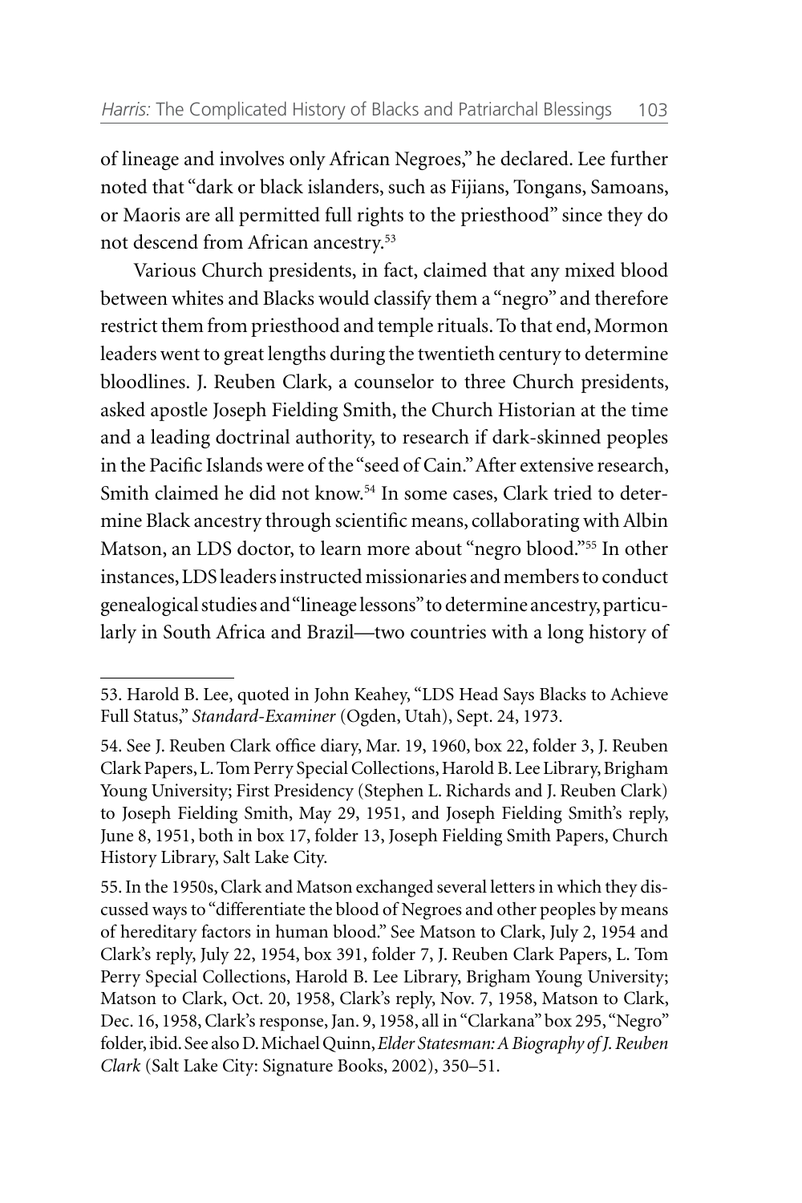of lineage and involves only African Negroes," he declared. Lee further noted that "dark or black islanders, such as Fijians, Tongans, Samoans, or Maoris are all permitted full rights to the priesthood" since they do not descend from African ancestry.[53]

Various Church presidents, in fact, claimed that any mixed blood between whites and Blacks would classify them a "negro" and therefore restrict them from priesthood and temple rituals. To that end, Mormon leaders went to great lengths during the twentieth century to determine bloodlines. J. Reuben Clark, a counselor to three Church presidents, asked apostle Joseph Fielding Smith, the Church Historian at the time and a leading doctrinal authority, to research if dark-skinned peoples in the Pacific Islands were of the "seed of Cain." After extensive research, Smith claimed he did not know.[54] In some cases, Clark tried to determine Black ancestry through scientific means, collaborating with Albin Matson, an LDS doctor, to learn more about "negro blood."[55] In other instances, LDS leaders instructed missionaries and members to conduct genealogical studies and "lineage lessons" to determine ancestry, particularly in South Africa and Brazil—two countries with a long history of

---

53. Harold B. Lee, quoted in John Keahey, "LDS Head Says Blacks to Achieve Full Status," *Standard-Examiner* (Ogden, Utah), Sept. 24, 1973.

54. See J. Reuben Clark office diary, Mar. 19, 1960, box 22, folder 3, J. Reuben Clark Papers, L. Tom Perry Special Collections, Harold B. Lee Library, Brigham Young University; First Presidency (Stephen L. Richards and J. Reuben Clark) to Joseph Fielding Smith, May 29, 1951, and Joseph Fielding Smith's reply, June 8, 1951, both in box 17, folder 13, Joseph Fielding Smith Papers, Church History Library, Salt Lake City.

55. In the 1950s, Clark and Matson exchanged several letters in which they discussed ways to "differentiate the blood of Negroes and other peoples by means of hereditary factors in human blood." See Matson to Clark, July 2, 1954 and Clark's reply, July 22, 1954, box 391, folder 7, J. Reuben Clark Papers, L. Tom Perry Special Collections, Harold B. Lee Library, Brigham Young University; Matson to Clark, Oct. 20, 1958, Clark's reply, Nov. 7, 1958, Matson to Clark, Dec. 16, 1958, Clark's response, Jan. 9, 1958, all in "Clarkana" box 295, "Negro" folder, ibid. See also D. Michael Quinn, *Elder Statesman: A Biography of J. Reuben Clark* (Salt Lake City: Signature Books, 2002), 350–51.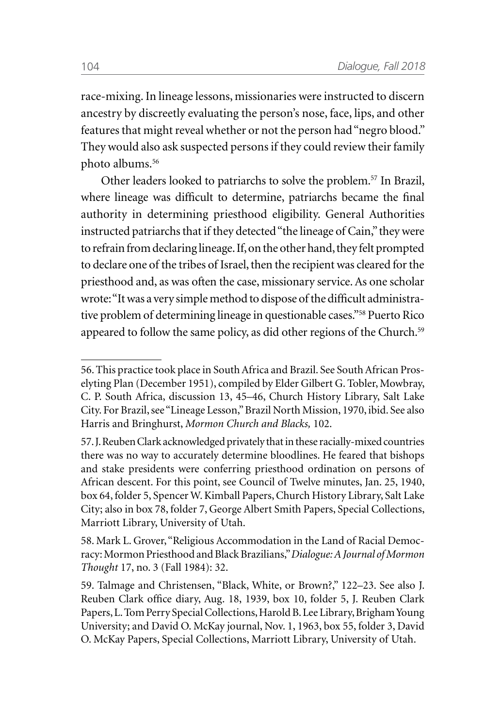race-mixing. In lineage lessons, missionaries were instructed to discern ancestry by discreetly evaluating the person's nose, face, lips, and other features that might reveal whether or not the person had "negro blood." They would also ask suspected persons if they could review their family photo albums.[56]

Other leaders looked to patriarchs to solve the problem.[57] In Brazil, where lineage was difficult to determine, patriarchs became the final authority in determining priesthood eligibility. General Authorities instructed patriarchs that if they detected "the lineage of Cain," they were to refrain from declaring lineage. If, on the other hand, they felt prompted to declare one of the tribes of Israel, then the recipient was cleared for the priesthood and, as was often the case, missionary service. As one scholar wrote: "It was a very simple method to dispose of the difficult administrative problem of determining lineage in questionable cases."[58] Puerto Rico appeared to follow the same policy, as did other regions of the Church.[59]

---

56. This practice took place in South Africa and Brazil. See South African Proselyting Plan (December 1951), compiled by Elder Gilbert G. Tobler, Mowbray, C. P. South Africa, discussion 13, 45–46, Church History Library, Salt Lake City. For Brazil, see "Lineage Lesson," Brazil North Mission, 1970, ibid. See also Harris and Bringhurst, *Mormon Church and Blacks,* 102.

57. J. Reuben Clark acknowledged privately that in these racially-mixed countries there was no way to accurately determine bloodlines. He feared that bishops and stake presidents were conferring priesthood ordination on persons of African descent. For this point, see Council of Twelve minutes, Jan. 25, 1940, box 64, folder 5, Spencer W. Kimball Papers, Church History Library, Salt Lake City; also in box 78, folder 7, George Albert Smith Papers, Special Collections, Marriott Library, University of Utah.

58. Mark L. Grover, "Religious Accommodation in the Land of Racial Democracy: Mormon Priesthood and Black Brazilians," *Dialogue: A Journal of Mormon Thought* 17, no. 3 (Fall 1984): 32.

59. Talmage and Christensen, "Black, White, or Brown?," 122–23. See also J. Reuben Clark office diary, Aug. 18, 1939, box 10, folder 5, J. Reuben Clark Papers, L. Tom Perry Special Collections, Harold B. Lee Library, Brigham Young University; and David O. McKay journal, Nov. 1, 1963, box 55, folder 3, David O. McKay Papers, Special Collections, Marriott Library, University of Utah.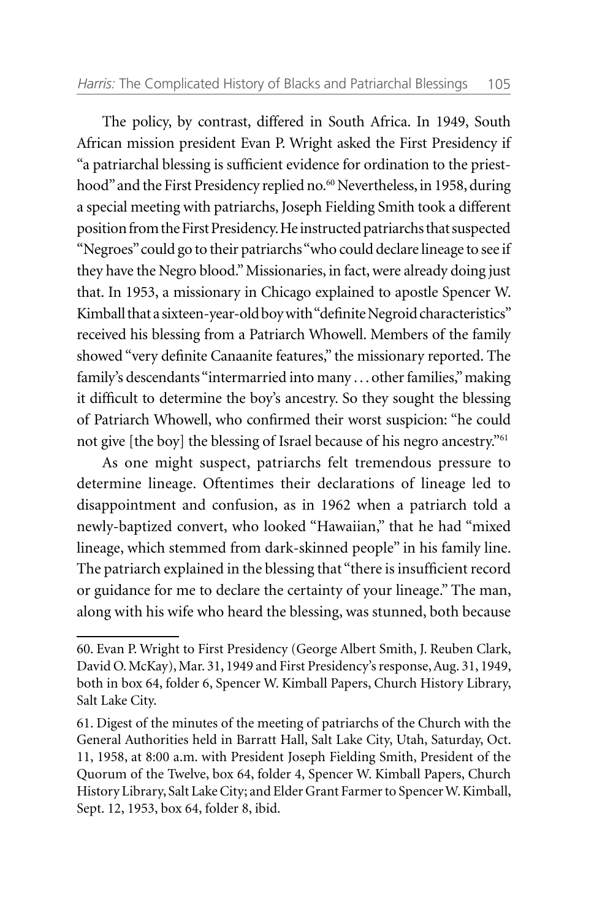The policy, by contrast, differed in South Africa. In 1949, South African mission president Evan P. Wright asked the First Presidency if "a patriarchal blessing is sufficient evidence for ordination to the priesthood" and the First Presidency replied no.[60] Nevertheless, in 1958, during a special meeting with patriarchs, Joseph Fielding Smith took a different position from the First Presidency. He instructed patriarchs that suspected "Negroes" could go to their patriarchs "who could declare lineage to see if they have the Negro blood." Missionaries, in fact, were already doing just that. In 1953, a missionary in Chicago explained to apostle Spencer W. Kimball that a sixteen-year-old boy with "definite Negroid characteristics" received his blessing from a Patriarch Whowell. Members of the family showed "very definite Canaanite features," the missionary reported. The family's descendants "intermarried into many . . . other families," making it difficult to determine the boy's ancestry. So they sought the blessing of Patriarch Whowell, who confirmed their worst suspicion: "he could not give [the boy] the blessing of Israel because of his negro ancestry."[61]

As one might suspect, patriarchs felt tremendous pressure to determine lineage. Oftentimes their declarations of lineage led to disappointment and confusion, as in 1962 when a patriarch told a newly-baptized convert, who looked "Hawaiian," that he had "mixed lineage, which stemmed from dark-skinned people" in his family line. The patriarch explained in the blessing that "there is insufficient record or guidance for me to declare the certainty of your lineage." The man, along with his wife who heard the blessing, was stunned, both because

---

60. Evan P. Wright to First Presidency (George Albert Smith, J. Reuben Clark, David O. McKay), Mar. 31, 1949 and First Presidency's response, Aug. 31, 1949, both in box 64, folder 6, Spencer W. Kimball Papers, Church History Library, Salt Lake City.

61. Digest of the minutes of the meeting of patriarchs of the Church with the General Authorities held in Barratt Hall, Salt Lake City, Utah, Saturday, Oct. 11, 1958, at 8:00 a.m. with President Joseph Fielding Smith, President of the Quorum of the Twelve, box 64, folder 4, Spencer W. Kimball Papers, Church History Library, Salt Lake City; and Elder Grant Farmer to Spencer W. Kimball, Sept. 12, 1953, box 64, folder 8, ibid.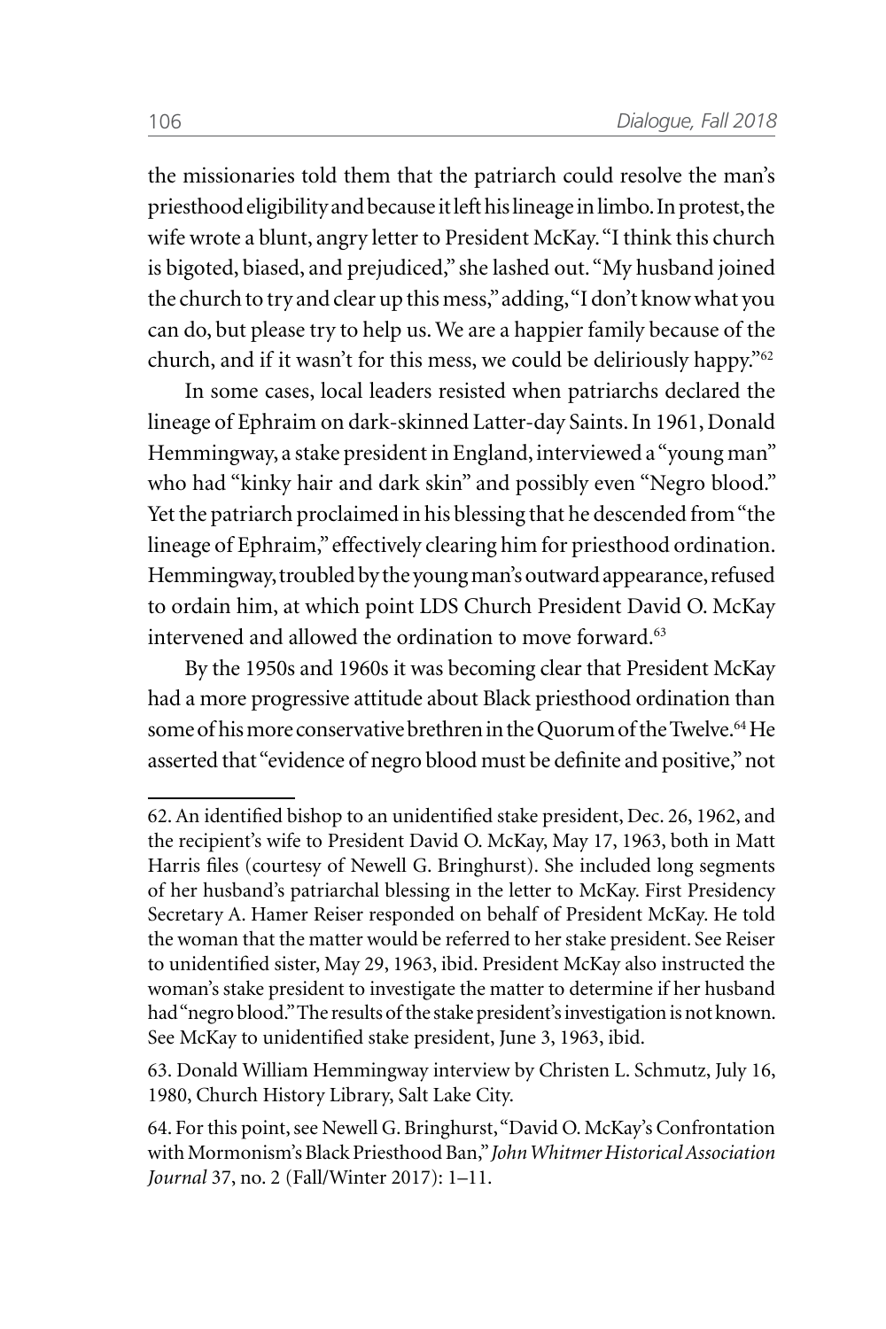the missionaries told them that the patriarch could resolve the man's priesthood eligibility and because it left his lineage in limbo. In protest, the wife wrote a blunt, angry letter to President McKay. "I think this church is bigoted, biased, and prejudiced," she lashed out. "My husband joined the church to try and clear up this mess," adding, "I don't know what you can do, but please try to help us. We are a happier family because of the church, and if it wasn't for this mess, we could be deliriously happy."[62]

In some cases, local leaders resisted when patriarchs declared the lineage of Ephraim on dark-skinned Latter-day Saints. In 1961, Donald Hemmingway, a stake president in England, interviewed a "young man" who had "kinky hair and dark skin" and possibly even "Negro blood." Yet the patriarch proclaimed in his blessing that he descended from "the lineage of Ephraim," effectively clearing him for priesthood ordination. Hemmingway, troubled by the young man's outward appearance, refused to ordain him, at which point LDS Church President David O. McKay intervened and allowed the ordination to move forward.[63]

By the 1950s and 1960s it was becoming clear that President McKay had a more progressive attitude about Black priesthood ordination than some of his more conservative brethren in the Quorum of the Twelve.[64] He asserted that "evidence of negro blood must be definite and positive," not

---

62. An identified bishop to an unidentified stake president, Dec. 26, 1962, and the recipient's wife to President David O. McKay, May 17, 1963, both in Matt Harris files (courtesy of Newell G. Bringhurst). She included long segments of her husband's patriarchal blessing in the letter to McKay. First Presidency Secretary A. Hamer Reiser responded on behalf of President McKay. He told the woman that the matter would be referred to her stake president. See Reiser to unidentified sister, May 29, 1963, ibid. President McKay also instructed the woman's stake president to investigate the matter to determine if her husband had "negro blood." The results of the stake president's investigation is not known. See McKay to unidentified stake president, June 3, 1963, ibid.

63. Donald William Hemmingway interview by Christen L. Schmutz, July 16, 1980, Church History Library, Salt Lake City.

64. For this point, see Newell G. Bringhurst, "David O. McKay's Confrontation with Mormonism's Black Priesthood Ban," *John Whitmer Historical Association Journal* 37, no. 2 (Fall/Winter 2017): 1–11.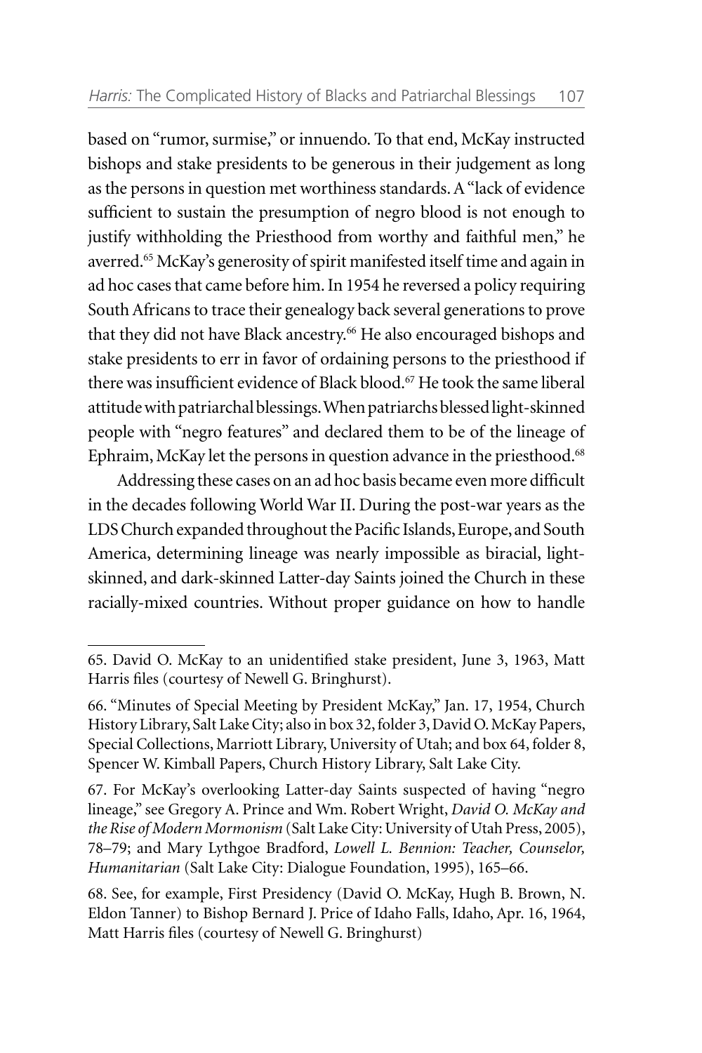based on "rumor, surmise," or innuendo. To that end, McKay instructed bishops and stake presidents to be generous in their judgement as long as the persons in question met worthiness standards. A "lack of evidence sufficient to sustain the presumption of negro blood is not enough to justify withholding the Priesthood from worthy and faithful men," he averred.[65] McKay's generosity of spirit manifested itself time and again in ad hoc cases that came before him. In 1954 he reversed a policy requiring South Africans to trace their genealogy back several generations to prove that they did not have Black ancestry.[66] He also encouraged bishops and stake presidents to err in favor of ordaining persons to the priesthood if there was insufficient evidence of Black blood.[67] He took the same liberal attitude with patriarchal blessings. When patriarchs blessed light-skinned people with "negro features" and declared them to be of the lineage of Ephraim, McKay let the persons in question advance in the priesthood.[68]

Addressing these cases on an ad hoc basis became even more difficult in the decades following World War II. During the post-war years as the LDS Church expanded throughout the Pacific Islands, Europe, and South America, determining lineage was nearly impossible as biracial, light-skinned, and dark-skinned Latter-day Saints joined the Church in these racially-mixed countries. Without proper guidance on how to handle

---

65. David O. McKay to an unidentified stake president, June 3, 1963, Matt Harris files (courtesy of Newell G. Bringhurst).

66. "Minutes of Special Meeting by President McKay," Jan. 17, 1954, Church History Library, Salt Lake City; also in box 32, folder 3, David O. McKay Papers, Special Collections, Marriott Library, University of Utah; and box 64, folder 8, Spencer W. Kimball Papers, Church History Library, Salt Lake City.

67. For McKay's overlooking Latter-day Saints suspected of having "negro lineage," see Gregory A. Prince and Wm. Robert Wright, *David O. McKay and the Rise of Modern Mormonism* (Salt Lake City: University of Utah Press, 2005), 78–79; and Mary Lythgoe Bradford, *Lowell L. Bennion: Teacher, Counselor, Humanitarian* (Salt Lake City: Dialogue Foundation, 1995), 165–66.

68. See, for example, First Presidency (David O. McKay, Hugh B. Brown, N. Eldon Tanner) to Bishop Bernard J. Price of Idaho Falls, Idaho, Apr. 16, 1964, Matt Harris files (courtesy of Newell G. Bringhurst)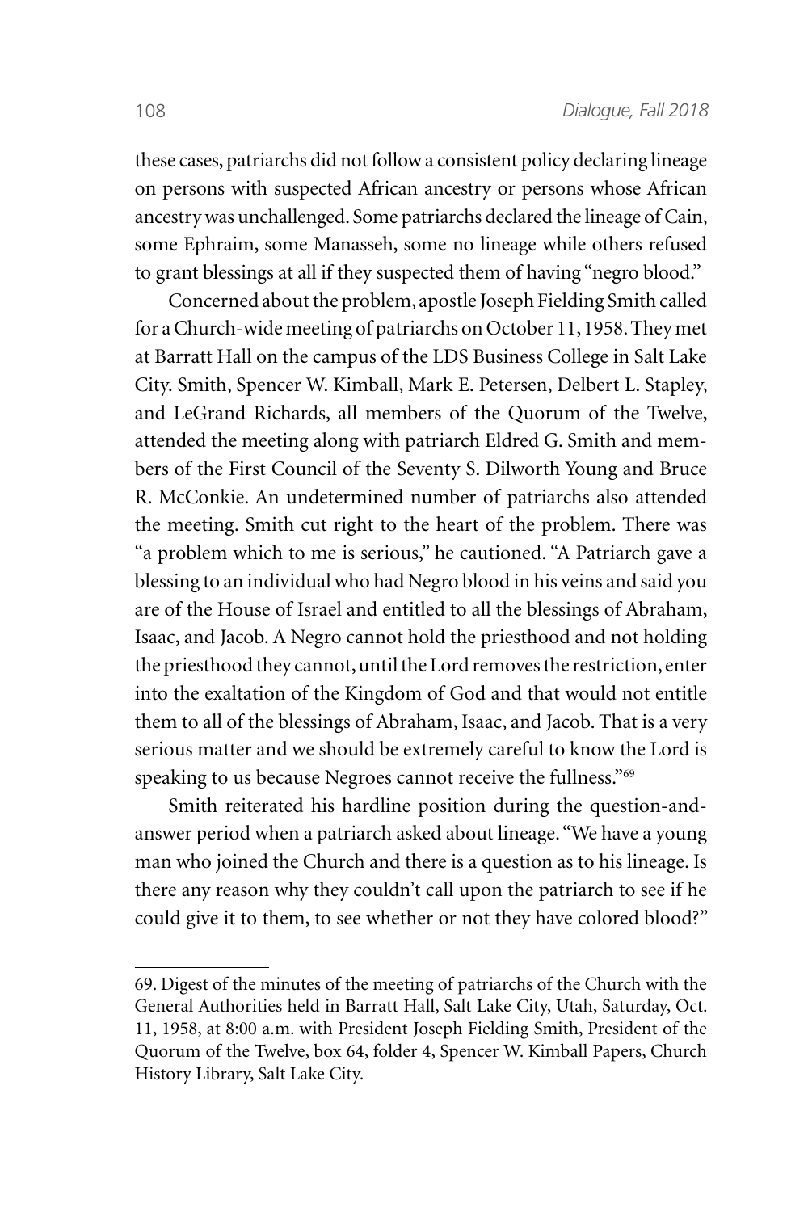these cases, patriarchs did not follow a consistent policy declaring lineage on persons with suspected African ancestry or persons whose African ancestry was unchallenged. Some patriarchs declared the lineage of Cain, some Ephraim, some Manasseh, some no lineage while others refused to grant blessings at all if they suspected them of having "negro blood."

Concerned about the problem, apostle Joseph Fielding Smith called for a Church-wide meeting of patriarchs on October 11, 1958. They met at Barratt Hall on the campus of the LDS Business College in Salt Lake City. Smith, Spencer W. Kimball, Mark E. Petersen, Delbert L. Stapley, and LeGrand Richards, all members of the Quorum of the Twelve, attended the meeting along with patriarch Eldred G. Smith and members of the First Council of the Seventy S. Dilworth Young and Bruce R. McConkie. An undetermined number of patriarchs also attended the meeting. Smith cut right to the heart of the problem. There was "a problem which to me is serious," he cautioned. "A Patriarch gave a blessing to an individual who had Negro blood in his veins and said you are of the House of Israel and entitled to all the blessings of Abraham, Isaac, and Jacob. A Negro cannot hold the priesthood and not holding the priesthood they cannot, until the Lord removes the restriction, enter into the exaltation of the Kingdom of God and that would not entitle them to all of the blessings of Abraham, Isaac, and Jacob. That is a very serious matter and we should be extremely careful to know the Lord is speaking to us because Negroes cannot receive the fullness."[69]

Smith reiterated his hardline position during the question-and-answer period when a patriarch asked about lineage. "We have a young man who joined the Church and there is a question as to his lineage. Is there any reason why they couldn't call upon the patriarch to see if he could give it to them, to see whether or not they have colored blood?"

---

69. Digest of the minutes of the meeting of patriarchs of the Church with the General Authorities held in Barratt Hall, Salt Lake City, Utah, Saturday, Oct. 11, 1958, at 8:00 a.m. with President Joseph Fielding Smith, President of the Quorum of the Twelve, box 64, folder 4, Spencer W. Kimball Papers, Church History Library, Salt Lake City.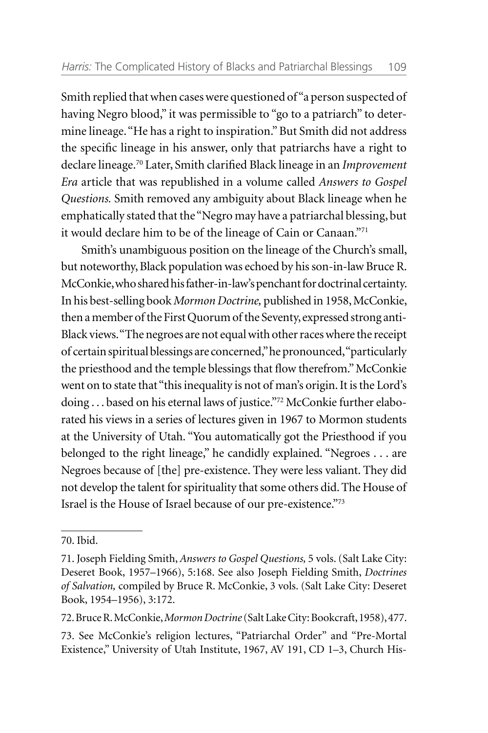Smith replied that when cases were questioned of "a person suspected of having Negro blood," it was permissible to "go to a patriarch" to determine lineage. "He has a right to inspiration." But Smith did not address the specific lineage in his answer, only that patriarchs have a right to declare lineage.[70] Later, Smith clarified Black lineage in an *Improvement Era* article that was republished in a volume called *Answers to Gospel Questions.* Smith removed any ambiguity about Black lineage when he emphatically stated that the "Negro may have a patriarchal blessing, but it would declare him to be of the lineage of Cain or Canaan."[71]

Smith's unambiguous position on the lineage of the Church's small, but noteworthy, Black population was echoed by his son-in-law Bruce R. McConkie, who shared his father-in-law's penchant for doctrinal certainty. In his best-selling book *Mormon Doctrine,* published in 1958, McConkie, then a member of the First Quorum of the Seventy, expressed strong anti-Black views. "The negroes are not equal with other races where the receipt of certain spiritual blessings are concerned," he pronounced, "particularly the priesthood and the temple blessings that flow therefrom." McConkie went on to state that "this inequality is not of man's origin. It is the Lord's doing . . . based on his eternal laws of justice."[72] McConkie further elaborated his views in a series of lectures given in 1967 to Mormon students at the University of Utah. "You automatically got the Priesthood if you belonged to the right lineage," he candidly explained. "Negroes . . . are Negroes because of [the] pre-existence. They were less valiant. They did not develop the talent for spirituality that some others did. The House of Israel is the House of Israel because of our pre-existence."[73]

---

70. Ibid.

71. Joseph Fielding Smith, *Answers to Gospel Questions,* 5 vols. (Salt Lake City: Deseret Book, 1957–1966), 5:168. See also Joseph Fielding Smith, *Doctrines of Salvation,* compiled by Bruce R. McConkie, 3 vols. (Salt Lake City: Deseret Book, 1954–1956), 3:172.

72. Bruce R. McConkie, *Mormon Doctrine* (Salt Lake City: Bookcraft, 1958), 477.

73. See McConkie's religion lectures, "Patriarchal Order" and "Pre-Mortal Existence," University of Utah Institute, 1967, AV 191, CD 1–3, Church His-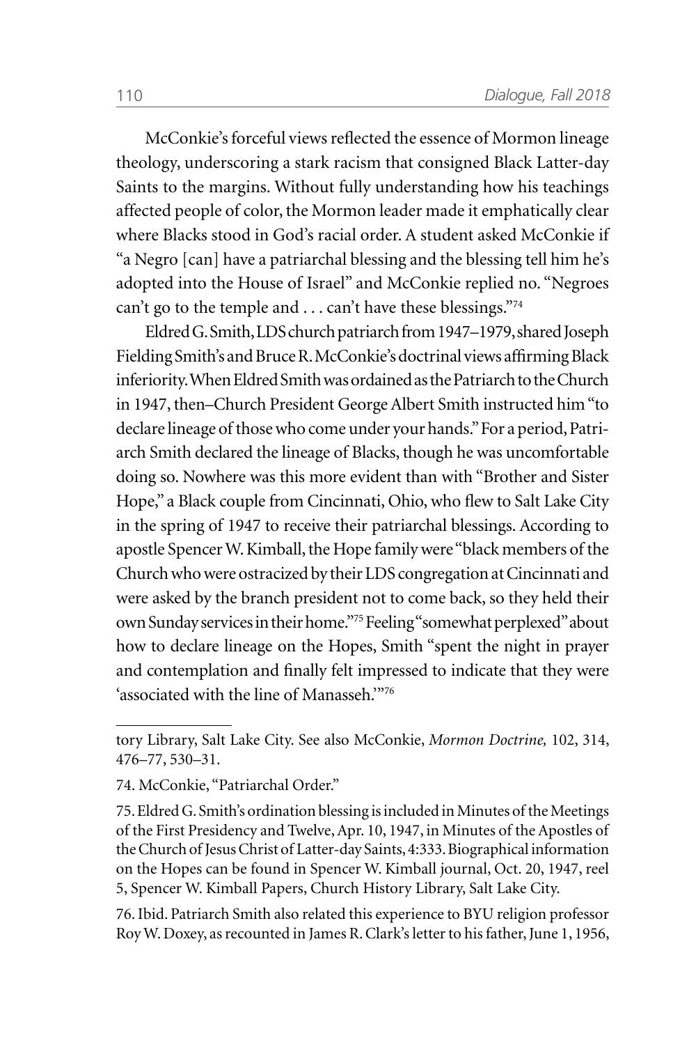McConkie's forceful views reflected the essence of Mormon lineage theology, underscoring a stark racism that consigned Black Latter-day Saints to the margins. Without fully understanding how his teachings affected people of color, the Mormon leader made it emphatically clear where Blacks stood in God's racial order. A student asked McConkie if "a Negro [can] have a patriarchal blessing and the blessing tell him he's adopted into the House of Israel" and McConkie replied no. "Negroes can't go to the temple and . . . can't have these blessings."[74]

Eldred G. Smith, LDS church patriarch from 1947–1979, shared Joseph Fielding Smith's and Bruce R. McConkie's doctrinal views affirming Black inferiority. When Eldred Smith was ordained as the Patriarch to the Church in 1947, then–Church President George Albert Smith instructed him "to declare lineage of those who come under your hands." For a period, Patriarch Smith declared the lineage of Blacks, though he was uncomfortable doing so. Nowhere was this more evident than with "Brother and Sister Hope," a Black couple from Cincinnati, Ohio, who flew to Salt Lake City in the spring of 1947 to receive their patriarchal blessings. According to apostle Spencer W. Kimball, the Hope family were "black members of the Church who were ostracized by their LDS congregation at Cincinnati and were asked by the branch president not to come back, so they held their own Sunday services in their home."[75] Feeling "somewhat perplexed" about how to declare lineage on the Hopes, Smith "spent the night in prayer and contemplation and finally felt impressed to indicate that they were 'associated with the line of Manasseh.'"[76]

---

tory Library, Salt Lake City. See also McConkie, *Mormon Doctrine,* 102, 314, 476–77, 530–31.

74. McConkie, "Patriarchal Order."

75. Eldred G. Smith's ordination blessing is included in Minutes of the Meetings of the First Presidency and Twelve, Apr. 10, 1947, in Minutes of the Apostles of the Church of Jesus Christ of Latter-day Saints, 4:333. Biographical information on the Hopes can be found in Spencer W. Kimball journal, Oct. 20, 1947, reel 5, Spencer W. Kimball Papers, Church History Library, Salt Lake City.

76. Ibid. Patriarch Smith also related this experience to BYU religion professor Roy W. Doxey, as recounted in James R. Clark's letter to his father, June 1, 1956,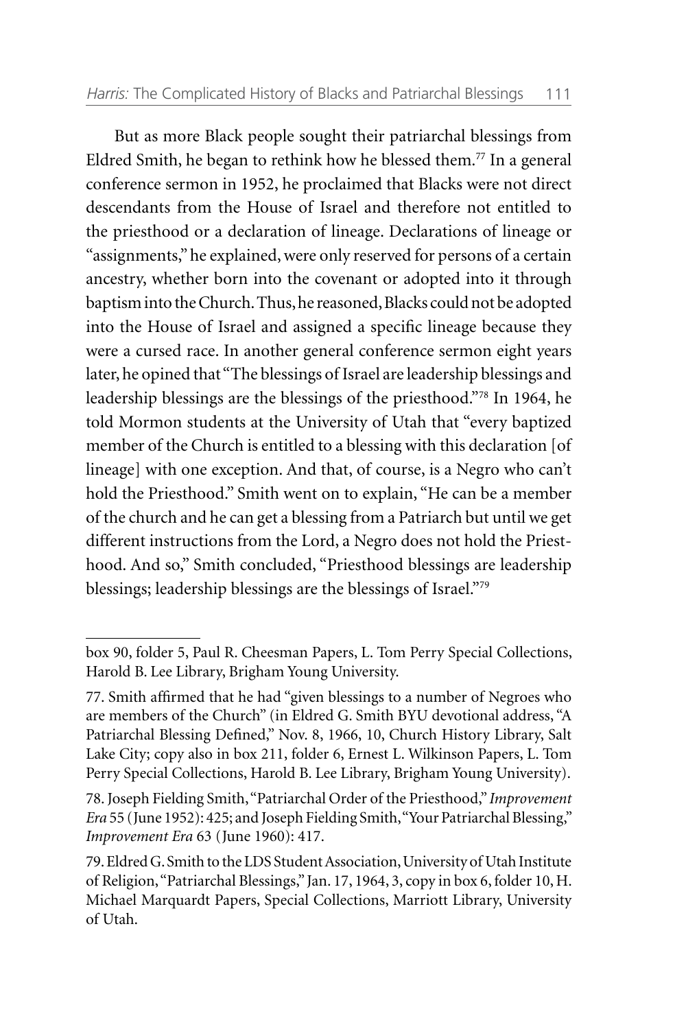But as more Black people sought their patriarchal blessings from Eldred Smith, he began to rethink how he blessed them.[77] In a general conference sermon in 1952, he proclaimed that Blacks were not direct descendants from the House of Israel and therefore not entitled to the priesthood or a declaration of lineage. Declarations of lineage or "assignments," he explained, were only reserved for persons of a certain ancestry, whether born into the covenant or adopted into it through baptism into the Church. Thus, he reasoned, Blacks could not be adopted into the House of Israel and assigned a specific lineage because they were a cursed race. In another general conference sermon eight years later, he opined that "The blessings of Israel are leadership blessings and leadership blessings are the blessings of the priesthood."[78] In 1964, he told Mormon students at the University of Utah that "every baptized member of the Church is entitled to a blessing with this declaration [of lineage] with one exception. And that, of course, is a Negro who can't hold the Priesthood." Smith went on to explain, "He can be a member of the church and he can get a blessing from a Patriarch but until we get different instructions from the Lord, a Negro does not hold the Priesthood. And so," Smith concluded, "Priesthood blessings are leadership blessings; leadership blessings are the blessings of Israel."[79]

---

box 90, folder 5, Paul R. Cheesman Papers, L. Tom Perry Special Collections, Harold B. Lee Library, Brigham Young University.

77. Smith affirmed that he had "given blessings to a number of Negroes who are members of the Church" (in Eldred G. Smith BYU devotional address, "A Patriarchal Blessing Defined," Nov. 8, 1966, 10, Church History Library, Salt Lake City; copy also in box 211, folder 6, Ernest L. Wilkinson Papers, L. Tom Perry Special Collections, Harold B. Lee Library, Brigham Young University).

78. Joseph Fielding Smith, "Patriarchal Order of the Priesthood," *Improvement Era* 55 (June 1952): 425; and Joseph Fielding Smith, "Your Patriarchal Blessing," *Improvement Era* 63 (June 1960): 417.

79. Eldred G. Smith to the LDS Student Association, University of Utah Institute of Religion, "Patriarchal Blessings," Jan. 17, 1964, 3, copy in box 6, folder 10, H. Michael Marquardt Papers, Special Collections, Marriott Library, University of Utah.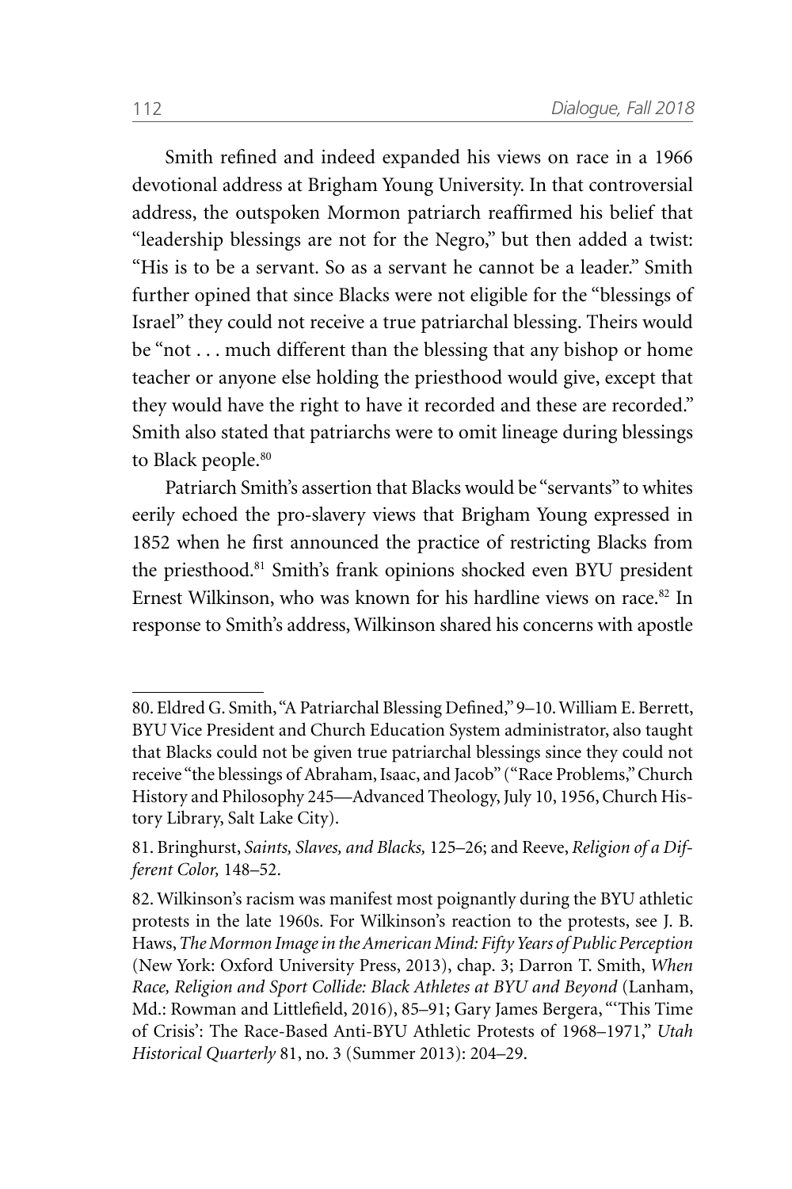Smith refined and indeed expanded his views on race in a 1966 devotional address at Brigham Young University. In that controversial address, the outspoken Mormon patriarch reaffirmed his belief that "leadership blessings are not for the Negro," but then added a twist: "His is to be a servant. So as a servant he cannot be a leader." Smith further opined that since Blacks were not eligible for the "blessings of Israel" they could not receive a true patriarchal blessing. Theirs would be "not . . . much different than the blessing that any bishop or home teacher or anyone else holding the priesthood would give, except that they would have the right to have it recorded and these are recorded." Smith also stated that patriarchs were to omit lineage during blessings to Black people.[80]

Patriarch Smith's assertion that Blacks would be "servants" to whites eerily echoed the pro-slavery views that Brigham Young expressed in 1852 when he first announced the practice of restricting Blacks from the priesthood.[81] Smith's frank opinions shocked even BYU president Ernest Wilkinson, who was known for his hardline views on race.[82] In response to Smith's address, Wilkinson shared his concerns with apostle

---

80. Eldred G. Smith, "A Patriarchal Blessing Defined," 9–10. William E. Berrett, BYU Vice President and Church Education System administrator, also taught that Blacks could not be given true patriarchal blessings since they could not receive "the blessings of Abraham, Isaac, and Jacob" ("Race Problems," Church History and Philosophy 245—Advanced Theology, July 10, 1956, Church History Library, Salt Lake City).

81. Bringhurst, *Saints, Slaves, and Blacks,* 125–26; and Reeve, *Religion of a Different Color,* 148–52.

82. Wilkinson's racism was manifest most poignantly during the BYU athletic protests in the late 1960s. For Wilkinson's reaction to the protests, see J. B. Haws, *The Mormon Image in the American Mind: Fifty Years of Public Perception* (New York: Oxford University Press, 2013), chap. 3; Darron T. Smith, *When Race, Religion and Sport Collide: Black Athletes at BYU and Beyond* (Lanham, Md.: Rowman and Littlefield, 2016), 85–91; Gary James Bergera, "'This Time of Crisis': The Race-Based Anti-BYU Athletic Protests of 1968–1971," *Utah Historical Quarterly* 81, no. 3 (Summer 2013): 204–29.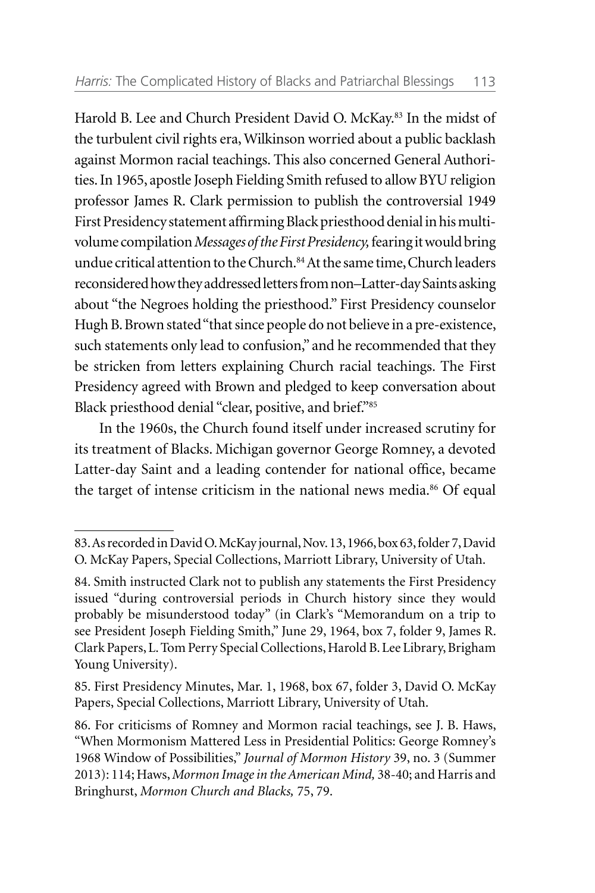Harold B. Lee and Church President David O. McKay.[83] In the midst of the turbulent civil rights era, Wilkinson worried about a public backlash against Mormon racial teachings. This also concerned General Authorities. In 1965, apostle Joseph Fielding Smith refused to allow BYU religion professor James R. Clark permission to publish the controversial 1949 First Presidency statement affirming Black priesthood denial in his multivolume compilation *Messages of the First Presidency,* fearing it would bring undue critical attention to the Church.[84] At the same time, Church leaders reconsidered how they addressed letters from non–Latter-day Saints asking about "the Negroes holding the priesthood." First Presidency counselor Hugh B. Brown stated "that since people do not believe in a pre-existence, such statements only lead to confusion," and he recommended that they be stricken from letters explaining Church racial teachings. The First Presidency agreed with Brown and pledged to keep conversation about Black priesthood denial "clear, positive, and brief."[85]

In the 1960s, the Church found itself under increased scrutiny for its treatment of Blacks. Michigan governor George Romney, a devoted Latter-day Saint and a leading contender for national office, became the target of intense criticism in the national news media.[86] Of equal

---

83. As recorded in David O. McKay journal, Nov. 13, 1966, box 63, folder 7, David O. McKay Papers, Special Collections, Marriott Library, University of Utah.

84. Smith instructed Clark not to publish any statements the First Presidency issued "during controversial periods in Church history since they would probably be misunderstood today" (in Clark's "Memorandum on a trip to see President Joseph Fielding Smith," June 29, 1964, box 7, folder 9, James R. Clark Papers, L. Tom Perry Special Collections, Harold B. Lee Library, Brigham Young University).

85. First Presidency Minutes, Mar. 1, 1968, box 67, folder 3, David O. McKay Papers, Special Collections, Marriott Library, University of Utah.

86. For criticisms of Romney and Mormon racial teachings, see J. B. Haws, "When Mormonism Mattered Less in Presidential Politics: George Romney's 1968 Window of Possibilities," *Journal of Mormon History* 39, no. 3 (Summer 2013): 114; Haws, *Mormon Image in the American Mind,* 38-40; and Harris and Bringhurst, *Mormon Church and Blacks,* 75, 79.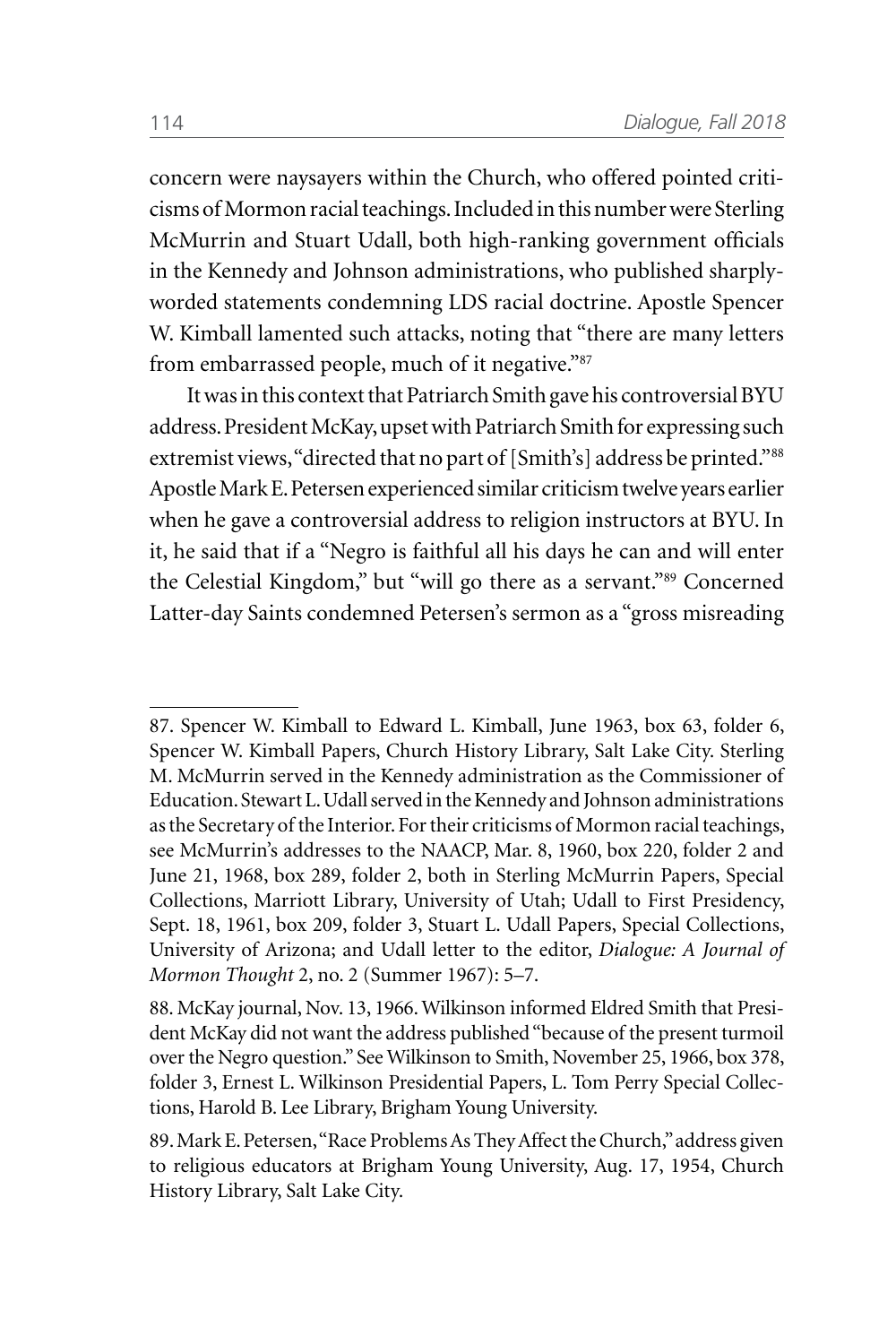concern were naysayers within the Church, who offered pointed criticisms of Mormon racial teachings. Included in this number were Sterling McMurrin and Stuart Udall, both high-ranking government officials in the Kennedy and Johnson administrations, who published sharply-worded statements condemning LDS racial doctrine. Apostle Spencer W. Kimball lamented such attacks, noting that "there are many letters from embarrassed people, much of it negative."[87]

It was in this context that Patriarch Smith gave his controversial BYU address. President McKay, upset with Patriarch Smith for expressing such extremist views, "directed that no part of [Smith's] address be printed."[88] Apostle Mark E. Petersen experienced similar criticism twelve years earlier when he gave a controversial address to religion instructors at BYU. In it, he said that if a "Negro is faithful all his days he can and will enter the Celestial Kingdom," but "will go there as a servant."[89] Concerned Latter-day Saints condemned Petersen's sermon as a "gross misreading

---

87. Spencer W. Kimball to Edward L. Kimball, June 1963, box 63, folder 6, Spencer W. Kimball Papers, Church History Library, Salt Lake City. Sterling M. McMurrin served in the Kennedy administration as the Commissioner of Education. Stewart L. Udall served in the Kennedy and Johnson administrations as the Secretary of the Interior. For their criticisms of Mormon racial teachings, see McMurrin's addresses to the NAACP, Mar. 8, 1960, box 220, folder 2 and June 21, 1968, box 289, folder 2, both in Sterling McMurrin Papers, Special Collections, Marriott Library, University of Utah; Udall to First Presidency, Sept. 18, 1961, box 209, folder 3, Stuart L. Udall Papers, Special Collections, University of Arizona; and Udall letter to the editor, *Dialogue: A Journal of Mormon Thought* 2, no. 2 (Summer 1967): 5–7.

88. McKay journal, Nov. 13, 1966. Wilkinson informed Eldred Smith that President McKay did not want the address published "because of the present turmoil over the Negro question." See Wilkinson to Smith, November 25, 1966, box 378, folder 3, Ernest L. Wilkinson Presidential Papers, L. Tom Perry Special Collections, Harold B. Lee Library, Brigham Young University.

89. Mark E. Petersen, "Race Problems As They Affect the Church," address given to religious educators at Brigham Young University, Aug. 17, 1954, Church History Library, Salt Lake City.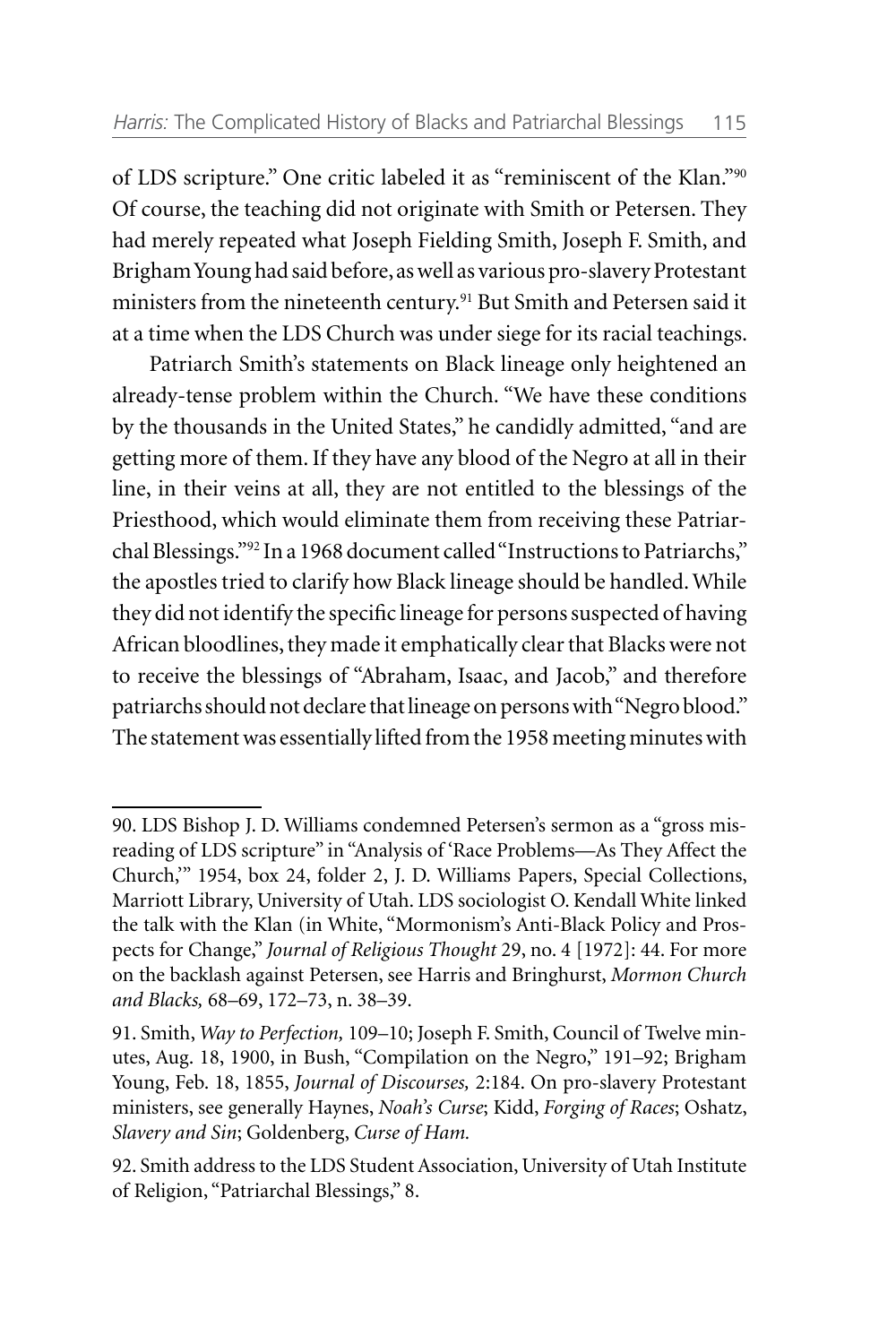of LDS scripture." One critic labeled it as "reminiscent of the Klan."[90] Of course, the teaching did not originate with Smith or Petersen. They had merely repeated what Joseph Fielding Smith, Joseph F. Smith, and Brigham Young had said before, as well as various pro-slavery Protestant ministers from the nineteenth century.[91] But Smith and Petersen said it at a time when the LDS Church was under siege for its racial teachings.

Patriarch Smith's statements on Black lineage only heightened an already-tense problem within the Church. "We have these conditions by the thousands in the United States," he candidly admitted, "and are getting more of them. If they have any blood of the Negro at all in their line, in their veins at all, they are not entitled to the blessings of the Priesthood, which would eliminate them from receiving these Patriarchal Blessings."[92] In a 1968 document called "Instructions to Patriarchs," the apostles tried to clarify how Black lineage should be handled. While they did not identify the specific lineage for persons suspected of having African bloodlines, they made it emphatically clear that Blacks were not to receive the blessings of "Abraham, Isaac, and Jacob," and therefore patriarchs should not declare that lineage on persons with "Negro blood." The statement was essentially lifted from the 1958 meeting minutes with

---

90. LDS Bishop J. D. Williams condemned Petersen's sermon as a "gross misreading of LDS scripture" in "Analysis of 'Race Problems—As They Affect the Church,'" 1954, box 24, folder 2, J. D. Williams Papers, Special Collections, Marriott Library, University of Utah. LDS sociologist O. Kendall White linked the talk with the Klan (in White, "Mormonism's Anti-Black Policy and Prospects for Change," *Journal of Religious Thought* 29, no. 4 [1972]: 44. For more on the backlash against Petersen, see Harris and Bringhurst, *Mormon Church and Blacks,* 68–69, 172–73, n. 38–39.

91. Smith, *Way to Perfection,* 109–10; Joseph F. Smith, Council of Twelve minutes, Aug. 18, 1900, in Bush, "Compilation on the Negro," 191–92; Brigham Young, Feb. 18, 1855, *Journal of Discourses,* 2:184. On pro-slavery Protestant ministers, see generally Haynes, *Noah's Curse*; Kidd, *Forging of Races*; Oshatz, *Slavery and Sin*; Goldenberg, *Curse of Ham.*

92. Smith address to the LDS Student Association, University of Utah Institute of Religion, "Patriarchal Blessings," 8.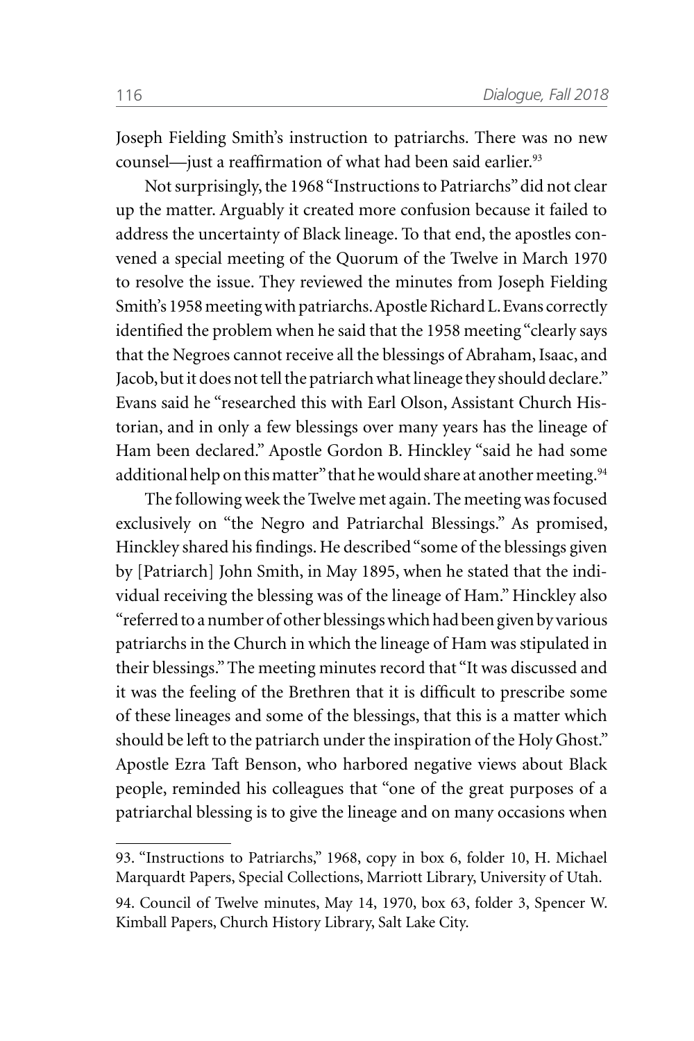Joseph Fielding Smith's instruction to patriarchs. There was no new counsel—just a reaffirmation of what had been said earlier.[93]

Not surprisingly, the 1968 "Instructions to Patriarchs" did not clear up the matter. Arguably it created more confusion because it failed to address the uncertainty of Black lineage. To that end, the apostles convened a special meeting of the Quorum of the Twelve in March 1970 to resolve the issue. They reviewed the minutes from Joseph Fielding Smith's 1958 meeting with patriarchs. Apostle Richard L. Evans correctly identified the problem when he said that the 1958 meeting "clearly says that the Negroes cannot receive all the blessings of Abraham, Isaac, and Jacob, but it does not tell the patriarch what lineage they should declare." Evans said he "researched this with Earl Olson, Assistant Church Historian, and in only a few blessings over many years has the lineage of Ham been declared." Apostle Gordon B. Hinckley "said he had some additional help on this matter" that he would share at another meeting.[94]

The following week the Twelve met again. The meeting was focused exclusively on "the Negro and Patriarchal Blessings." As promised, Hinckley shared his findings. He described "some of the blessings given by [Patriarch] John Smith, in May 1895, when he stated that the individual receiving the blessing was of the lineage of Ham." Hinckley also "referred to a number of other blessings which had been given by various patriarchs in the Church in which the lineage of Ham was stipulated in their blessings." The meeting minutes record that "It was discussed and it was the feeling of the Brethren that it is difficult to prescribe some of these lineages and some of the blessings, that this is a matter which should be left to the patriarch under the inspiration of the Holy Ghost." Apostle Ezra Taft Benson, who harbored negative views about Black people, reminded his colleagues that "one of the great purposes of a patriarchal blessing is to give the lineage and on many occasions when

---

93. "Instructions to Patriarchs," 1968, copy in box 6, folder 10, H. Michael Marquardt Papers, Special Collections, Marriott Library, University of Utah.

94. Council of Twelve minutes, May 14, 1970, box 63, folder 3, Spencer W. Kimball Papers, Church History Library, Salt Lake City.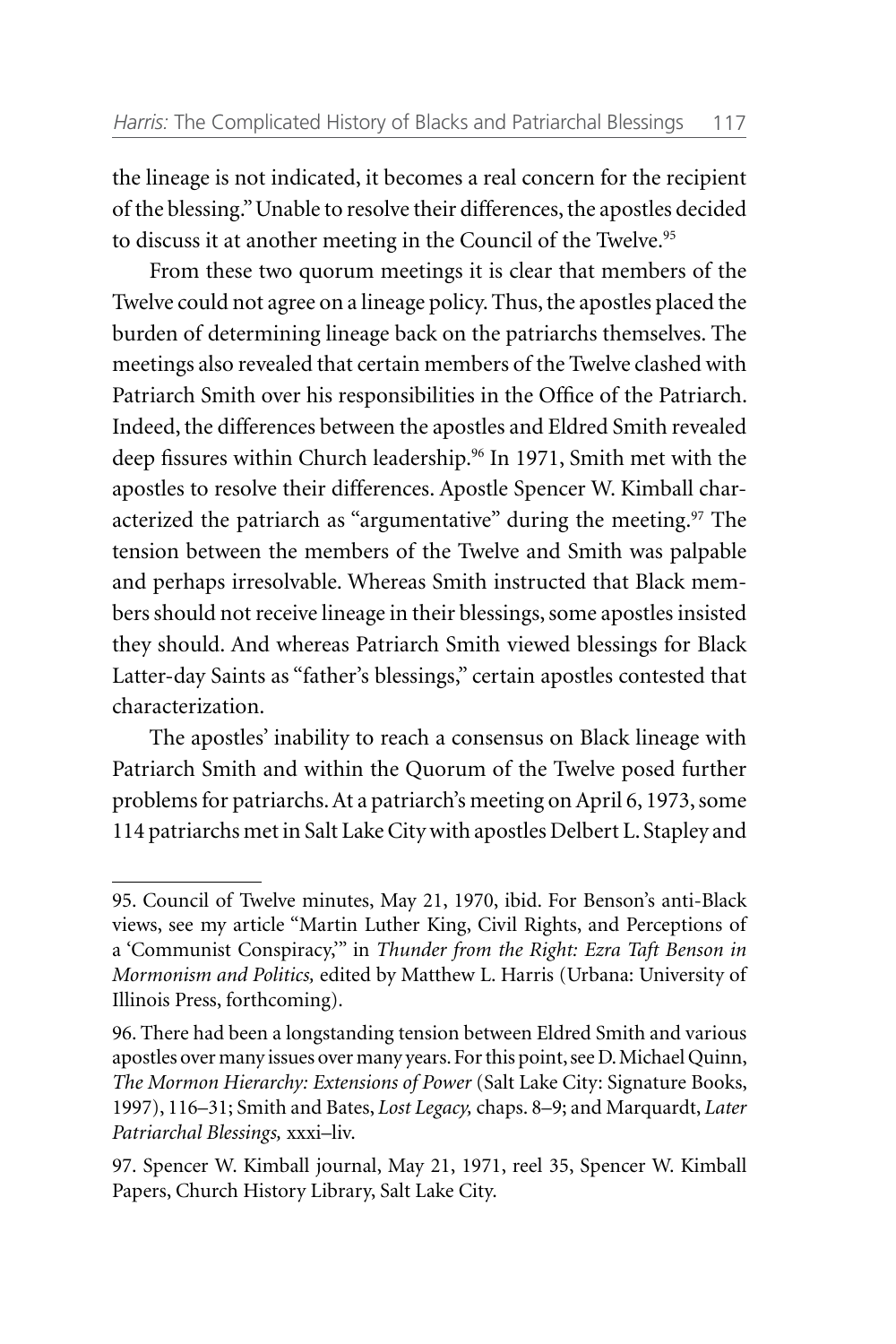the lineage is not indicated, it becomes a real concern for the recipient of the blessing." Unable to resolve their differences, the apostles decided to discuss it at another meeting in the Council of the Twelve.[95]

From these two quorum meetings it is clear that members of the Twelve could not agree on a lineage policy. Thus, the apostles placed the burden of determining lineage back on the patriarchs themselves. The meetings also revealed that certain members of the Twelve clashed with Patriarch Smith over his responsibilities in the Office of the Patriarch. Indeed, the differences between the apostles and Eldred Smith revealed deep fissures within Church leadership.[96] In 1971, Smith met with the apostles to resolve their differences. Apostle Spencer W. Kimball characterized the patriarch as "argumentative" during the meeting.[97] The tension between the members of the Twelve and Smith was palpable and perhaps irresolvable. Whereas Smith instructed that Black members should not receive lineage in their blessings, some apostles insisted they should. And whereas Patriarch Smith viewed blessings for Black Latter-day Saints as "father's blessings," certain apostles contested that characterization.

The apostles' inability to reach a consensus on Black lineage with Patriarch Smith and within the Quorum of the Twelve posed further problems for patriarchs. At a patriarch's meeting on April 6, 1973, some 114 patriarchs met in Salt Lake City with apostles Delbert L. Stapley and

---

95. Council of Twelve minutes, May 21, 1970, ibid. For Benson's anti-Black views, see my article "Martin Luther King, Civil Rights, and Perceptions of a 'Communist Conspiracy,'" in *Thunder from the Right: Ezra Taft Benson in Mormonism and Politics,* edited by Matthew L. Harris (Urbana: University of Illinois Press, forthcoming).

96. There had been a longstanding tension between Eldred Smith and various apostles over many issues over many years. For this point, see D. Michael Quinn, *The Mormon Hierarchy: Extensions of Power* (Salt Lake City: Signature Books, 1997), 116–31; Smith and Bates, *Lost Legacy,* chaps. 8–9; and Marquardt, *Later Patriarchal Blessings,* xxxi–liv.

97. Spencer W. Kimball journal, May 21, 1971, reel 35, Spencer W. Kimball Papers, Church History Library, Salt Lake City.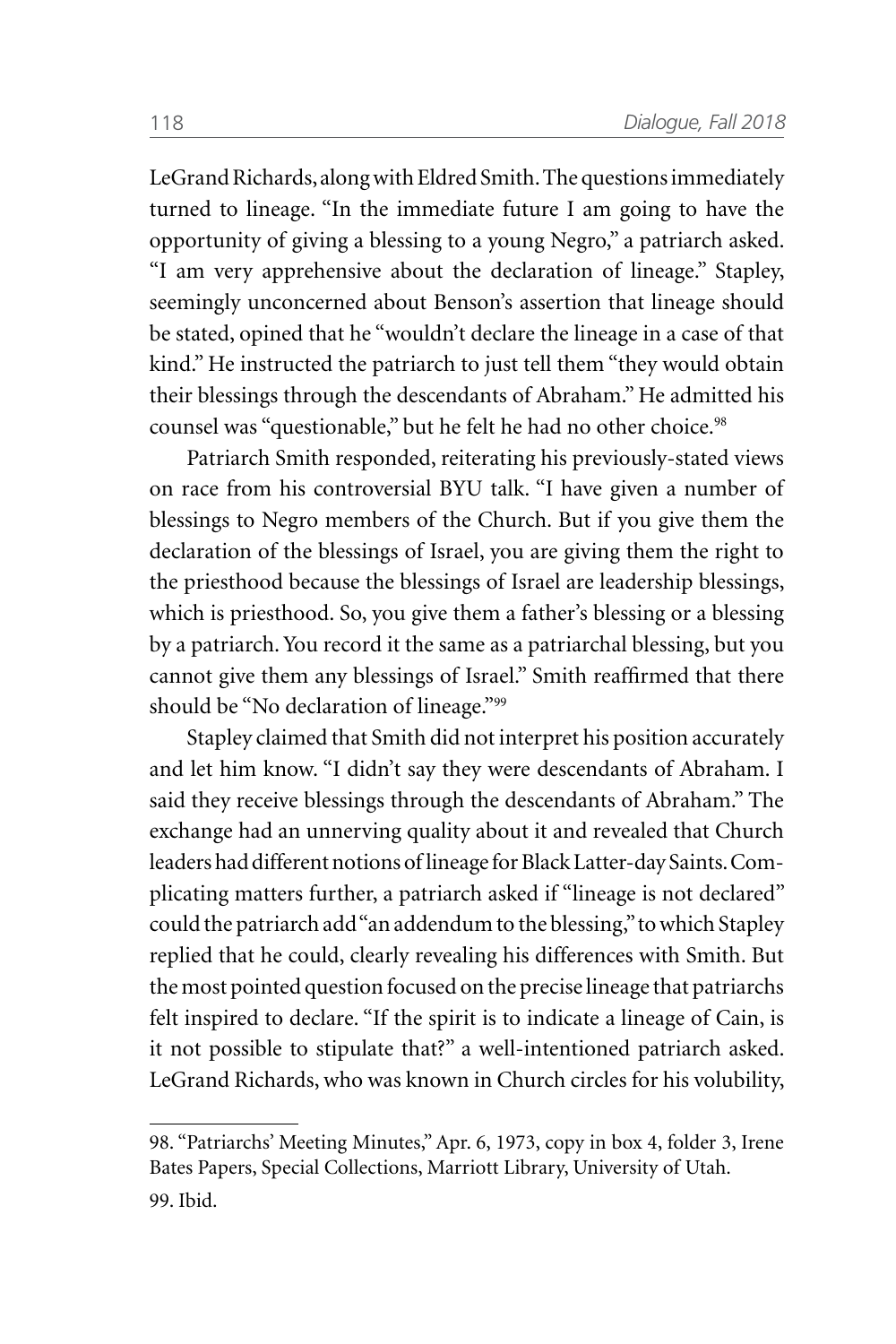LeGrand Richards, along with Eldred Smith. The questions immediately turned to lineage. "In the immediate future I am going to have the opportunity of giving a blessing to a young Negro," a patriarch asked. "I am very apprehensive about the declaration of lineage." Stapley, seemingly unconcerned about Benson's assertion that lineage should be stated, opined that he "wouldn't declare the lineage in a case of that kind." He instructed the patriarch to just tell them "they would obtain their blessings through the descendants of Abraham." He admitted his counsel was "questionable," but he felt he had no other choice.[98]

Patriarch Smith responded, reiterating his previously-stated views on race from his controversial BYU talk. "I have given a number of blessings to Negro members of the Church. But if you give them the declaration of the blessings of Israel, you are giving them the right to the priesthood because the blessings of Israel are leadership blessings, which is priesthood. So, you give them a father's blessing or a blessing by a patriarch. You record it the same as a patriarchal blessing, but you cannot give them any blessings of Israel." Smith reaffirmed that there should be "No declaration of lineage."[99]

Stapley claimed that Smith did not interpret his position accurately and let him know. "I didn't say they were descendants of Abraham. I said they receive blessings through the descendants of Abraham." The exchange had an unnerving quality about it and revealed that Church leaders had different notions of lineage for Black Latter-day Saints. Complicating matters further, a patriarch asked if "lineage is not declared" could the patriarch add "an addendum to the blessing," to which Stapley replied that he could, clearly revealing his differences with Smith. But the most pointed question focused on the precise lineage that patriarchs felt inspired to declare. "If the spirit is to indicate a lineage of Cain, is it not possible to stipulate that?" a well-intentioned patriarch asked. LeGrand Richards, who was known in Church circles for his volubility,

---

98. "Patriarchs' Meeting Minutes," Apr. 6, 1973, copy in box 4, folder 3, Irene Bates Papers, Special Collections, Marriott Library, University of Utah.

99. Ibid.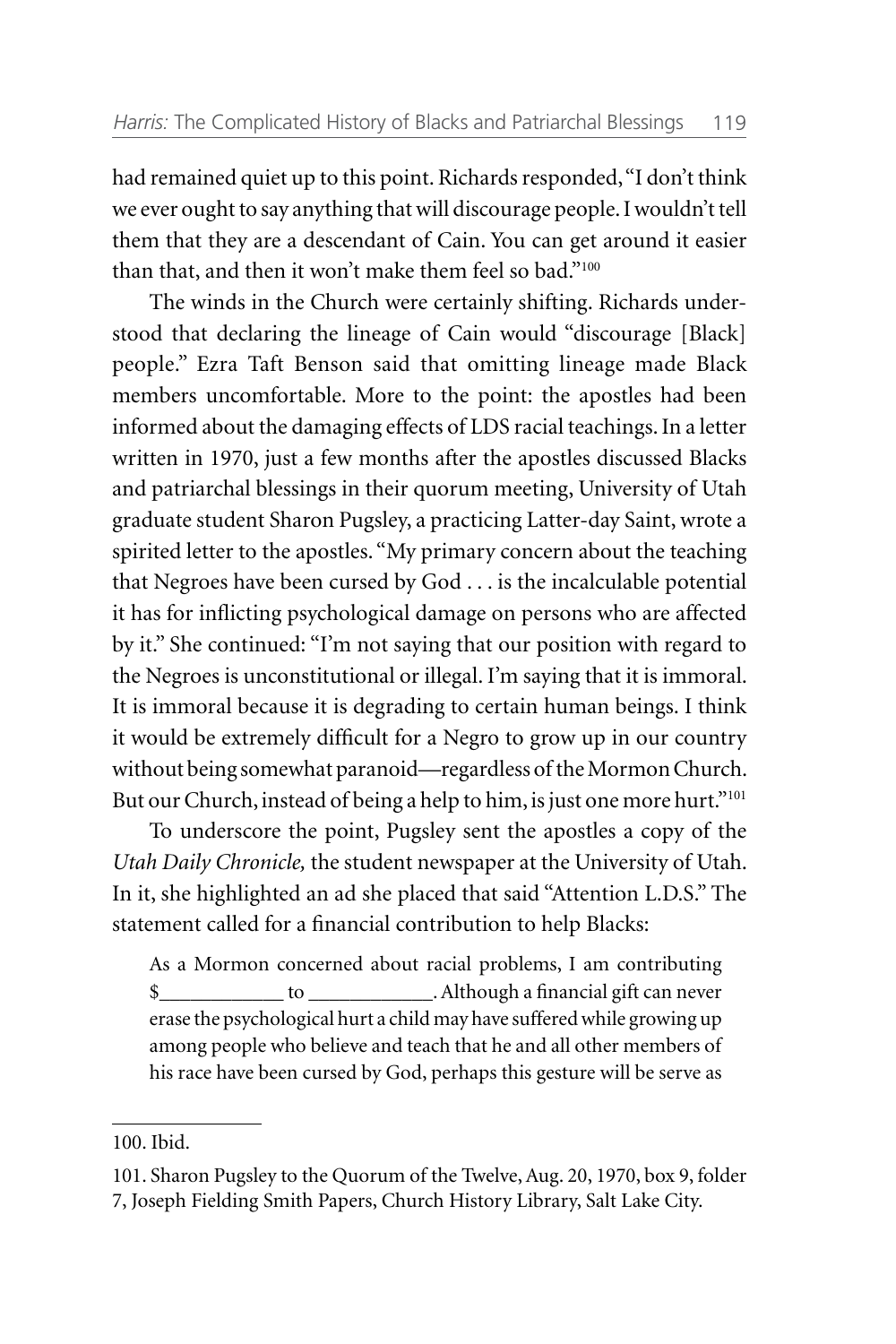had remained quiet up to this point. Richards responded, "I don't think we ever ought to say anything that will discourage people. I wouldn't tell them that they are a descendant of Cain. You can get around it easier than that, and then it won't make them feel so bad."[100]

The winds in the Church were certainly shifting. Richards understood that declaring the lineage of Cain would "discourage [Black] people." Ezra Taft Benson said that omitting lineage made Black members uncomfortable. More to the point: the apostles had been informed about the damaging effects of LDS racial teachings. In a letter written in 1970, just a few months after the apostles discussed Blacks and patriarchal blessings in their quorum meeting, University of Utah graduate student Sharon Pugsley, a practicing Latter-day Saint, wrote a spirited letter to the apostles. "My primary concern about the teaching that Negroes have been cursed by God . . . is the incalculable potential it has for inflicting psychological damage on persons who are affected by it." She continued: "I'm not saying that our position with regard to the Negroes is unconstitutional or illegal. I'm saying that it is immoral. It is immoral because it is degrading to certain human beings. I think it would be extremely difficult for a Negro to grow up in our country without being somewhat paranoid—regardless of the Mormon Church. But our Church, instead of being a help to him, is just one more hurt."[101]

To underscore the point, Pugsley sent the apostles a copy of the *Utah Daily Chronicle,* the student newspaper at the University of Utah. In it, she highlighted an ad she placed that said "Attention L.D.S." The statement called for a financial contribution to help Blacks:

> As a Mormon concerned about racial problems, I am contributing $____________ to ____________. Although a financial gift can never erase the psychological hurt a child may have suffered while growing up among people who believe and teach that he and all other members of his race have been cursed by God, perhaps this gesture will be serve as

---

100. Ibid.

101. Sharon Pugsley to the Quorum of the Twelve, Aug. 20, 1970, box 9, folder 7, Joseph Fielding Smith Papers, Church History Library, Salt Lake City.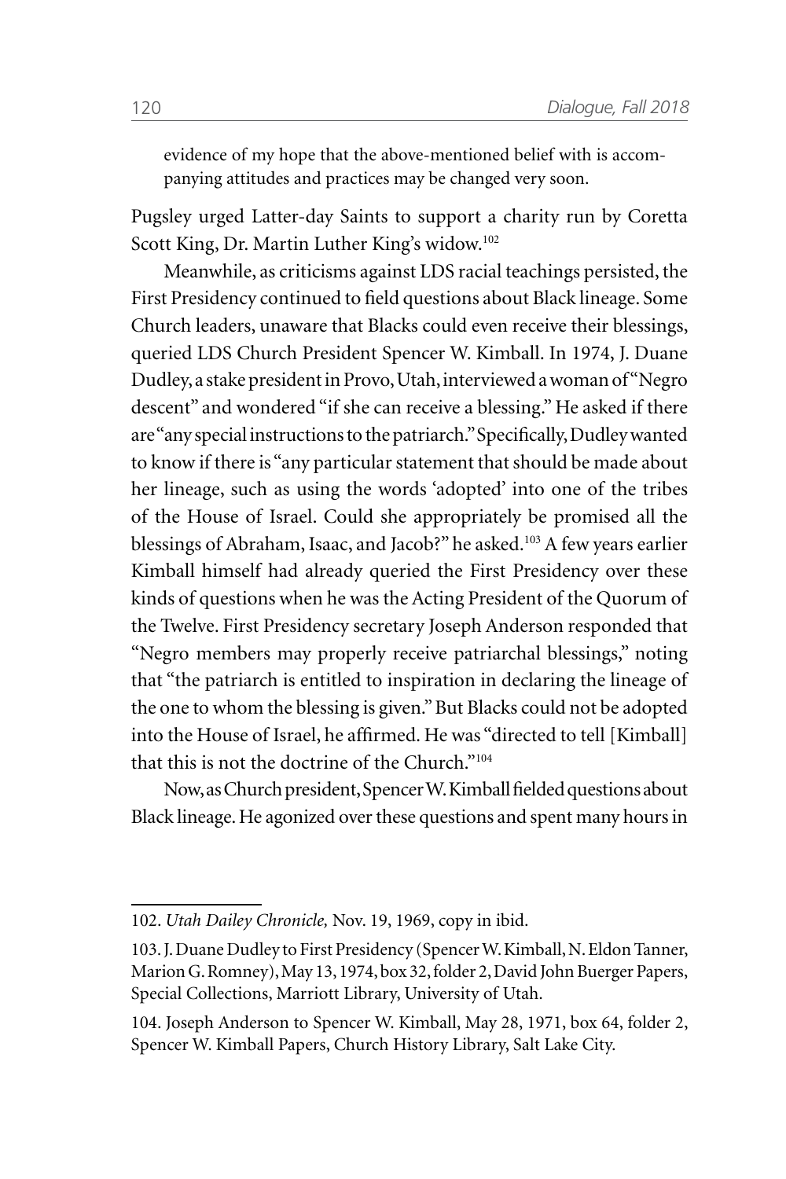> evidence of my hope that the above-mentioned belief with is accompanying attitudes and practices may be changed very soon.

Pugsley urged Latter-day Saints to support a charity run by Coretta Scott King, Dr. Martin Luther King's widow.[102]

Meanwhile, as criticisms against LDS racial teachings persisted, the First Presidency continued to field questions about Black lineage. Some Church leaders, unaware that Blacks could even receive their blessings, queried LDS Church President Spencer W. Kimball. In 1974, J. Duane Dudley, a stake president in Provo, Utah, interviewed a woman of "Negro descent" and wondered "if she can receive a blessing." He asked if there are "any special instructions to the patriarch." Specifically, Dudley wanted to know if there is "any particular statement that should be made about her lineage, such as using the words 'adopted' into one of the tribes of the House of Israel. Could she appropriately be promised all the blessings of Abraham, Isaac, and Jacob?" he asked.[103] A few years earlier Kimball himself had already queried the First Presidency over these kinds of questions when he was the Acting President of the Quorum of the Twelve. First Presidency secretary Joseph Anderson responded that "Negro members may properly receive patriarchal blessings," noting that "the patriarch is entitled to inspiration in declaring the lineage of the one to whom the blessing is given." But Blacks could not be adopted into the House of Israel, he affirmed. He was "directed to tell [Kimball] that this is not the doctrine of the Church."[104]

Now, as Church president, Spencer W. Kimball fielded questions about Black lineage. He agonized over these questions and spent many hours in

---

102. *Utah Dailey Chronicle,* Nov. 19, 1969, copy in ibid.

103. J. Duane Dudley to First Presidency (Spencer W. Kimball, N. Eldon Tanner, Marion G. Romney), May 13, 1974, box 32, folder 2, David John Buerger Papers, Special Collections, Marriott Library, University of Utah.

104. Joseph Anderson to Spencer W. Kimball, May 28, 1971, box 64, folder 2, Spencer W. Kimball Papers, Church History Library, Salt Lake City.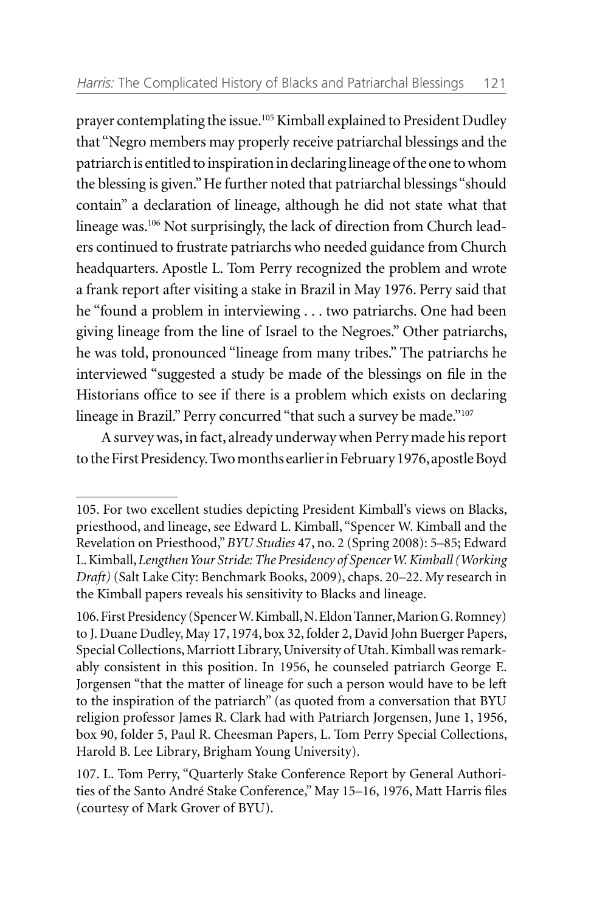prayer contemplating the issue.[105] Kimball explained to President Dudley that "Negro members may properly receive patriarchal blessings and the patriarch is entitled to inspiration in declaring lineage of the one to whom the blessing is given." He further noted that patriarchal blessings "should contain" a declaration of lineage, although he did not state what that lineage was.[106] Not surprisingly, the lack of direction from Church leaders continued to frustrate patriarchs who needed guidance from Church headquarters. Apostle L. Tom Perry recognized the problem and wrote a frank report after visiting a stake in Brazil in May 1976. Perry said that he "found a problem in interviewing . . . two patriarchs. One had been giving lineage from the line of Israel to the Negroes." Other patriarchs, he was told, pronounced "lineage from many tribes." The patriarchs he interviewed "suggested a study be made of the blessings on file in the Historians office to see if there is a problem which exists on declaring lineage in Brazil." Perry concurred "that such a survey be made."[107]

A survey was, in fact, already underway when Perry made his report to the First Presidency. Two months earlier in February 1976, apostle Boyd

---

105. For two excellent studies depicting President Kimball's views on Blacks, priesthood, and lineage, see Edward L. Kimball, "Spencer W. Kimball and the Revelation on Priesthood," *BYU Studies* 47, no. 2 (Spring 2008): 5–85; Edward L. Kimball, *Lengthen Your Stride: The Presidency of Spencer W. Kimball (Working Draft)* (Salt Lake City: Benchmark Books, 2009), chaps. 20–22. My research in the Kimball papers reveals his sensitivity to Blacks and lineage.

106. First Presidency (Spencer W. Kimball, N. Eldon Tanner, Marion G. Romney) to J. Duane Dudley, May 17, 1974, box 32, folder 2, David John Buerger Papers, Special Collections, Marriott Library, University of Utah. Kimball was remarkably consistent in this position. In 1956, he counseled patriarch George E. Jorgensen "that the matter of lineage for such a person would have to be left to the inspiration of the patriarch" (as quoted from a conversation that BYU religion professor James R. Clark had with Patriarch Jorgensen, June 1, 1956, box 90, folder 5, Paul R. Cheesman Papers, L. Tom Perry Special Collections, Harold B. Lee Library, Brigham Young University).

107. L. Tom Perry, "Quarterly Stake Conference Report by General Authorities of the Santo André Stake Conference," May 15–16, 1976, Matt Harris files (courtesy of Mark Grover of BYU).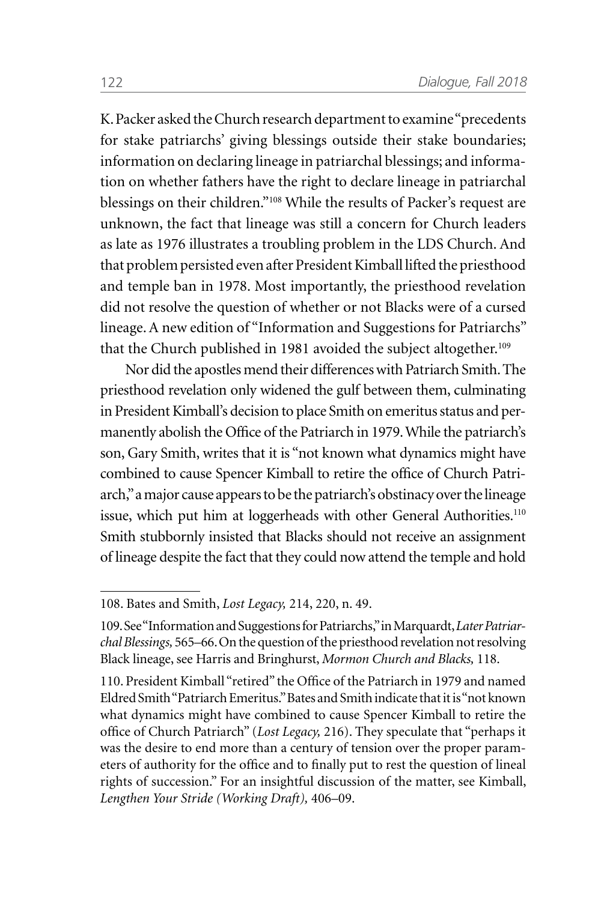K. Packer asked the Church research department to examine "precedents for stake patriarchs' giving blessings outside their stake boundaries; information on declaring lineage in patriarchal blessings; and information on whether fathers have the right to declare lineage in patriarchal blessings on their children."[108] While the results of Packer's request are unknown, the fact that lineage was still a concern for Church leaders as late as 1976 illustrates a troubling problem in the LDS Church. And that problem persisted even after President Kimball lifted the priesthood and temple ban in 1978. Most importantly, the priesthood revelation did not resolve the question of whether or not Blacks were of a cursed lineage. A new edition of "Information and Suggestions for Patriarchs" that the Church published in 1981 avoided the subject altogether.[109]

Nor did the apostles mend their differences with Patriarch Smith. The priesthood revelation only widened the gulf between them, culminating in President Kimball's decision to place Smith on emeritus status and permanently abolish the Office of the Patriarch in 1979. While the patriarch's son, Gary Smith, writes that it is "not known what dynamics might have combined to cause Spencer Kimball to retire the office of Church Patriarch," a major cause appears to be the patriarch's obstinacy over the lineage issue, which put him at loggerheads with other General Authorities.[110] Smith stubbornly insisted that Blacks should not receive an assignment of lineage despite the fact that they could now attend the temple and hold

---

108. Bates and Smith, *Lost Legacy,* 214, 220, n. 49.

109. See "Information and Suggestions for Patriarchs," in Marquardt, *Later Patriarchal Blessings,* 565–66. On the question of the priesthood revelation not resolving Black lineage, see Harris and Bringhurst, *Mormon Church and Blacks,* 118.

110. President Kimball "retired" the Office of the Patriarch in 1979 and named Eldred Smith "Patriarch Emeritus." Bates and Smith indicate that it is "not known what dynamics might have combined to cause Spencer Kimball to retire the office of Church Patriarch" (*Lost Legacy,* 216). They speculate that "perhaps it was the desire to end more than a century of tension over the proper parameters of authority for the office and to finally put to rest the question of lineal rights of succession." For an insightful discussion of the matter, see Kimball, *Lengthen Your Stride (Working Draft),* 406–09.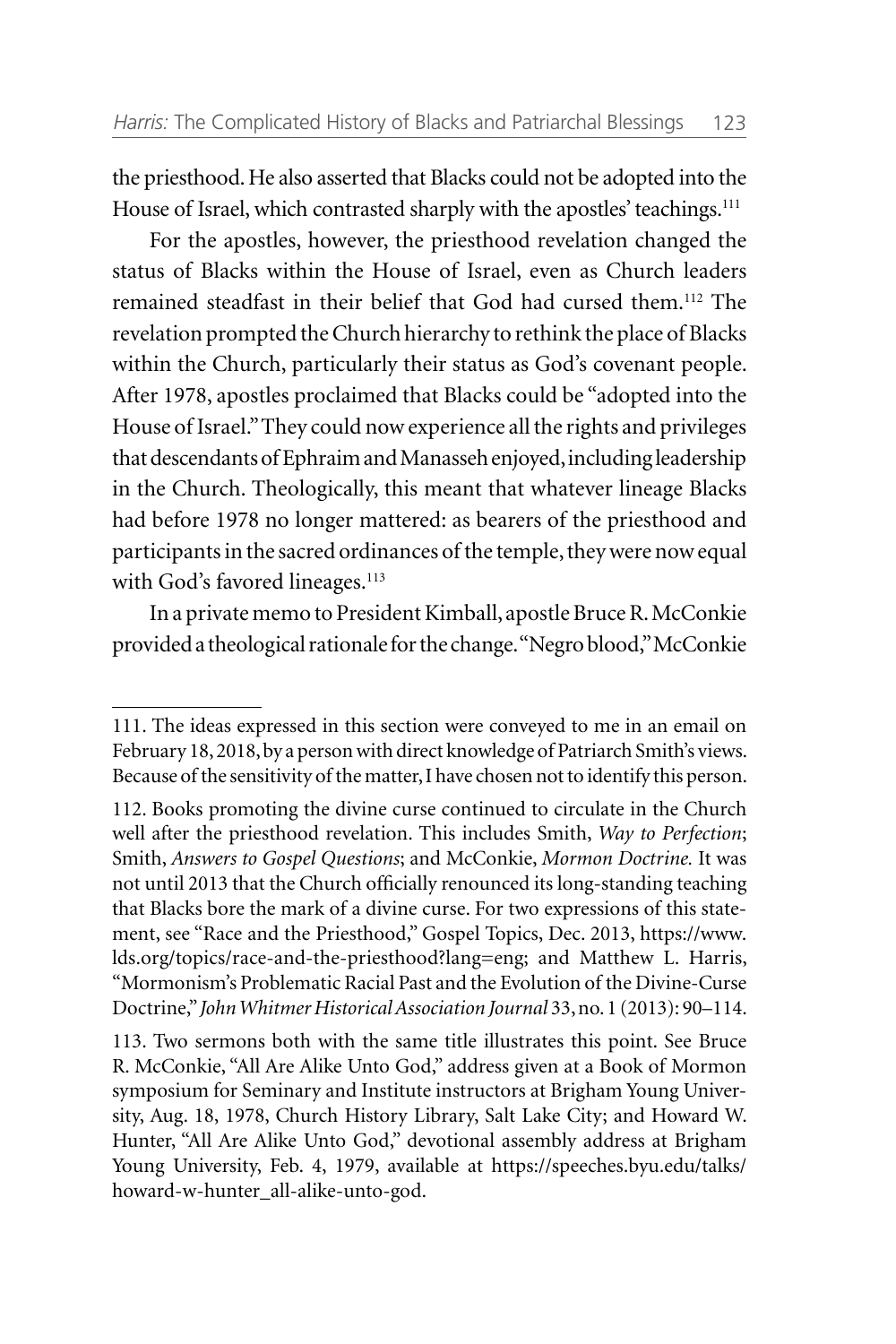the priesthood. He also asserted that Blacks could not be adopted into the House of Israel, which contrasted sharply with the apostles' teachings.[111]

For the apostles, however, the priesthood revelation changed the status of Blacks within the House of Israel, even as Church leaders remained steadfast in their belief that God had cursed them.[112] The revelation prompted the Church hierarchy to rethink the place of Blacks within the Church, particularly their status as God's covenant people. After 1978, apostles proclaimed that Blacks could be "adopted into the House of Israel." They could now experience all the rights and privileges that descendants of Ephraim and Manasseh enjoyed, including leadership in the Church. Theologically, this meant that whatever lineage Blacks had before 1978 no longer mattered: as bearers of the priesthood and participants in the sacred ordinances of the temple, they were now equal with God's favored lineages.[113]

In a private memo to President Kimball, apostle Bruce R. McConkie provided a theological rationale for the change. "Negro blood," McConkie

---

111. The ideas expressed in this section were conveyed to me in an email on February 18, 2018, by a person with direct knowledge of Patriarch Smith's views. Because of the sensitivity of the matter, I have chosen not to identify this person.

112. Books promoting the divine curse continued to circulate in the Church well after the priesthood revelation. This includes Smith, *Way to Perfection*; Smith, *Answers to Gospel Questions*; and McConkie, *Mormon Doctrine.* It was not until 2013 that the Church officially renounced its long-standing teaching that Blacks bore the mark of a divine curse. For two expressions of this statement, see "Race and the Priesthood," Gospel Topics, Dec. 2013, https://www.lds.org/topics/race-and-the-priesthood?lang=eng; and Matthew L. Harris, "Mormonism's Problematic Racial Past and the Evolution of the Divine-Curse Doctrine," *John Whitmer Historical Association Journal* 33, no. 1 (2013): 90–114.

113. Two sermons both with the same title illustrates this point. See Bruce R. McConkie, "All Are Alike Unto God," address given at a Book of Mormon symposium for Seminary and Institute instructors at Brigham Young University, Aug. 18, 1978, Church History Library, Salt Lake City; and Howard W. Hunter, "All Are Alike Unto God," devotional assembly address at Brigham Young University, Feb. 4, 1979, available at https://speeches.byu.edu/talks/howard-w-hunter_all-alike-unto-god.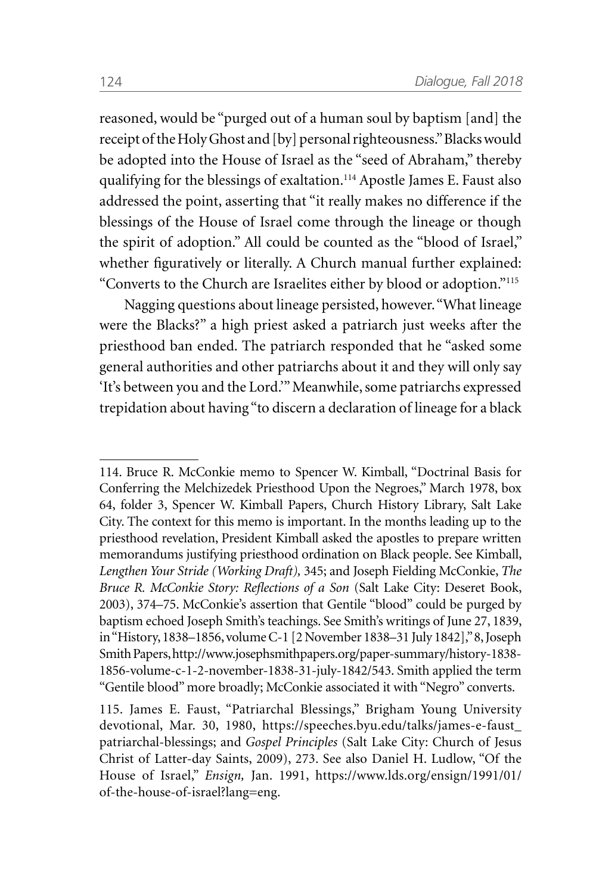reasoned, would be "purged out of a human soul by baptism [and] the receipt of the Holy Ghost and [by] personal righteousness." Blacks would be adopted into the House of Israel as the "seed of Abraham," thereby qualifying for the blessings of exaltation.[114] Apostle James E. Faust also addressed the point, asserting that "it really makes no difference if the blessings of the House of Israel come through the lineage or though the spirit of adoption." All could be counted as the "blood of Israel," whether figuratively or literally. A Church manual further explained: "Converts to the Church are Israelites either by blood or adoption."[115]

Nagging questions about lineage persisted, however. "What lineage were the Blacks?" a high priest asked a patriarch just weeks after the priesthood ban ended. The patriarch responded that he "asked some general authorities and other patriarchs about it and they will only say 'It's between you and the Lord.'" Meanwhile, some patriarchs expressed trepidation about having "to discern a declaration of lineage for a black

---

114. Bruce R. McConkie memo to Spencer W. Kimball, "Doctrinal Basis for Conferring the Melchizedek Priesthood Upon the Negroes," March 1978, box 64, folder 3, Spencer W. Kimball Papers, Church History Library, Salt Lake City. The context for this memo is important. In the months leading up to the priesthood revelation, President Kimball asked the apostles to prepare written memorandums justifying priesthood ordination on Black people. See Kimball, *Lengthen Your Stride (Working Draft),* 345; and Joseph Fielding McConkie, *The Bruce R. McConkie Story: Reflections of a Son* (Salt Lake City: Deseret Book, 2003), 374–75. McConkie's assertion that Gentile "blood" could be purged by baptism echoed Joseph Smith's teachings. See Smith's writings of June 27, 1839, in "History, 1838–1856, volume C-1 [2 November 1838–31 July 1842]," 8, Joseph Smith Papers, http://www.josephsmithpapers.org/paper-summary/history-1838-1856-volume-c-1-2-november-1838-31-july-1842/543. Smith applied the term "Gentile blood" more broadly; McConkie associated it with "Negro" converts.

115. James E. Faust, "Patriarchal Blessings," Brigham Young University devotional, Mar. 30, 1980, https://speeches.byu.edu/talks/james-e-faust_patriarchal-blessings; and *Gospel Principles* (Salt Lake City: Church of Jesus Christ of Latter-day Saints, 2009), 273. See also Daniel H. Ludlow, "Of the House of Israel," *Ensign,* Jan. 1991, https://www.lds.org/ensign/1991/01/of-the-house-of-israel?lang=eng.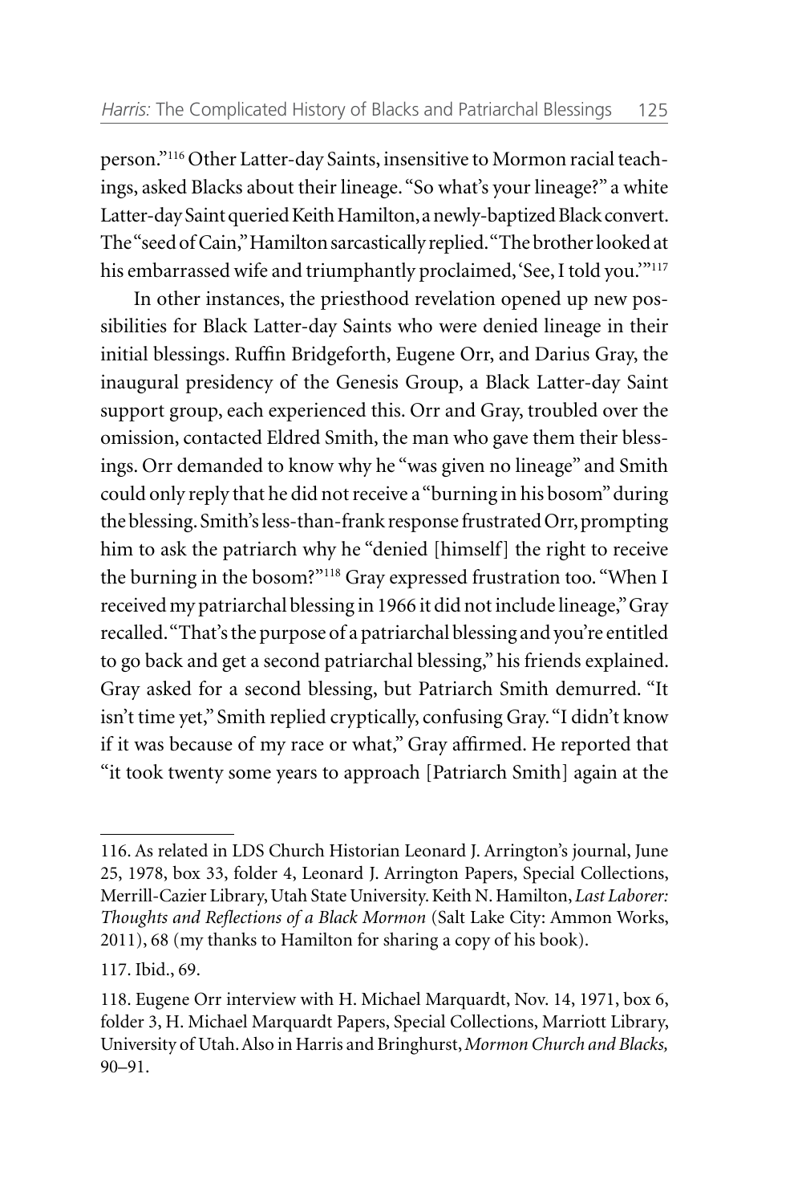person."[116] Other Latter-day Saints, insensitive to Mormon racial teachings, asked Blacks about their lineage. "So what's your lineage?" a white Latter-day Saint queried Keith Hamilton, a newly-baptized Black convert. The "seed of Cain," Hamilton sarcastically replied. "The brother looked at his embarrassed wife and triumphantly proclaimed, 'See, I told you.'"[117]

In other instances, the priesthood revelation opened up new possibilities for Black Latter-day Saints who were denied lineage in their initial blessings. Ruffin Bridgeforth, Eugene Orr, and Darius Gray, the inaugural presidency of the Genesis Group, a Black Latter-day Saint support group, each experienced this. Orr and Gray, troubled over the omission, contacted Eldred Smith, the man who gave them their blessings. Orr demanded to know why he "was given no lineage" and Smith could only reply that he did not receive a "burning in his bosom" during the blessing. Smith's less-than-frank response frustrated Orr, prompting him to ask the patriarch why he "denied [himself] the right to receive the burning in the bosom?"[118] Gray expressed frustration too. "When I received my patriarchal blessing in 1966 it did not include lineage," Gray recalled. "That's the purpose of a patriarchal blessing and you're entitled to go back and get a second patriarchal blessing," his friends explained. Gray asked for a second blessing, but Patriarch Smith demurred. "It isn't time yet," Smith replied cryptically, confusing Gray. "I didn't know if it was because of my race or what," Gray affirmed. He reported that "it took twenty some years to approach [Patriarch Smith] again at the

---

116. As related in LDS Church Historian Leonard J. Arrington's journal, June 25, 1978, box 33, folder 4, Leonard J. Arrington Papers, Special Collections, Merrill-Cazier Library, Utah State University. Keith N. Hamilton, *Last Laborer: Thoughts and Reflections of a Black Mormon* (Salt Lake City: Ammon Works, 2011), 68 (my thanks to Hamilton for sharing a copy of his book).

117. Ibid., 69.

118. Eugene Orr interview with H. Michael Marquardt, Nov. 14, 1971, box 6, folder 3, H. Michael Marquardt Papers, Special Collections, Marriott Library, University of Utah. Also in Harris and Bringhurst, *Mormon Church and Blacks,* 90–91.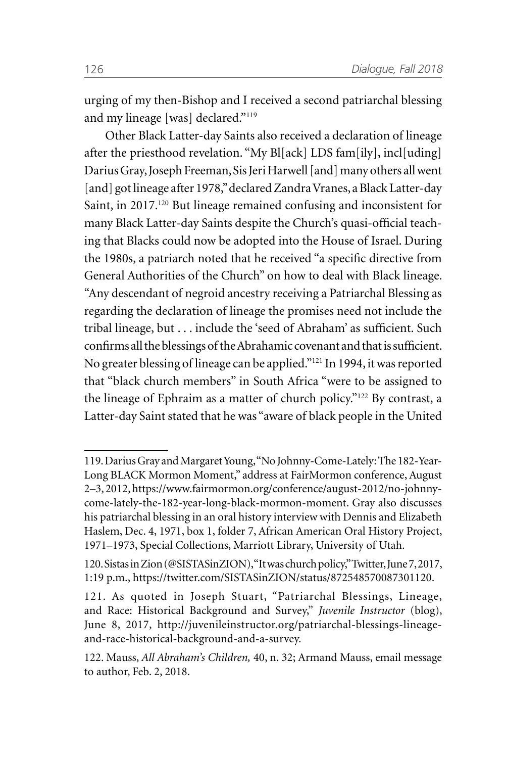urging of my then-Bishop and I received a second patriarchal blessing and my lineage [was] declared."[119]

Other Black Latter-day Saints also received a declaration of lineage after the priesthood revelation. "My Bl[ack] LDS fam[ily], incl[uding] Darius Gray, Joseph Freeman, Sis Jeri Harwell [and] many others all went [and] got lineage after 1978," declared Zandra Vranes, a Black Latter-day Saint, in 2017.[120] But lineage remained confusing and inconsistent for many Black Latter-day Saints despite the Church's quasi-official teaching that Blacks could now be adopted into the House of Israel. During the 1980s, a patriarch noted that he received "a specific directive from General Authorities of the Church" on how to deal with Black lineage. "Any descendant of negroid ancestry receiving a Patriarchal Blessing as regarding the declaration of lineage the promises need not include the tribal lineage, but . . . include the 'seed of Abraham' as sufficient. Such confirms all the blessings of the Abrahamic covenant and that is sufficient. No greater blessing of lineage can be applied."[121] In 1994, it was reported that "black church members" in South Africa "were to be assigned to the lineage of Ephraim as a matter of church policy."[122] By contrast, a Latter-day Saint stated that he was "aware of black people in the United

---

119. Darius Gray and Margaret Young, "No Johnny-Come-Lately: The 182-Year-Long BLACK Mormon Moment," address at FairMormon conference, August 2–3, 2012, https://www.fairmormon.org/conference/august-2012/no-johnny-come-lately-the-182-year-long-black-mormon-moment. Gray also discusses his patriarchal blessing in an oral history interview with Dennis and Elizabeth Haslem, Dec. 4, 1971, box 1, folder 7, African American Oral History Project, 1971–1973, Special Collections, Marriott Library, University of Utah.

120. Sistas in Zion (@SISTASinZION), "It was church policy," Twitter, June 7, 2017, 1:19 p.m., https://twitter.com/SISTASinZION/status/872548570087301120.

121. As quoted in Joseph Stuart, "Patriarchal Blessings, Lineage, and Race: Historical Background and Survey," *Juvenile Instructor* (blog), June 8, 2017, http://juvenileinstructor.org/patriarchal-blessings-lineage-and-race-historical-background-and-a-survey.

122. Mauss, *All Abraham's Children,* 40, n. 32; Armand Mauss, email message to author, Feb. 2, 2018.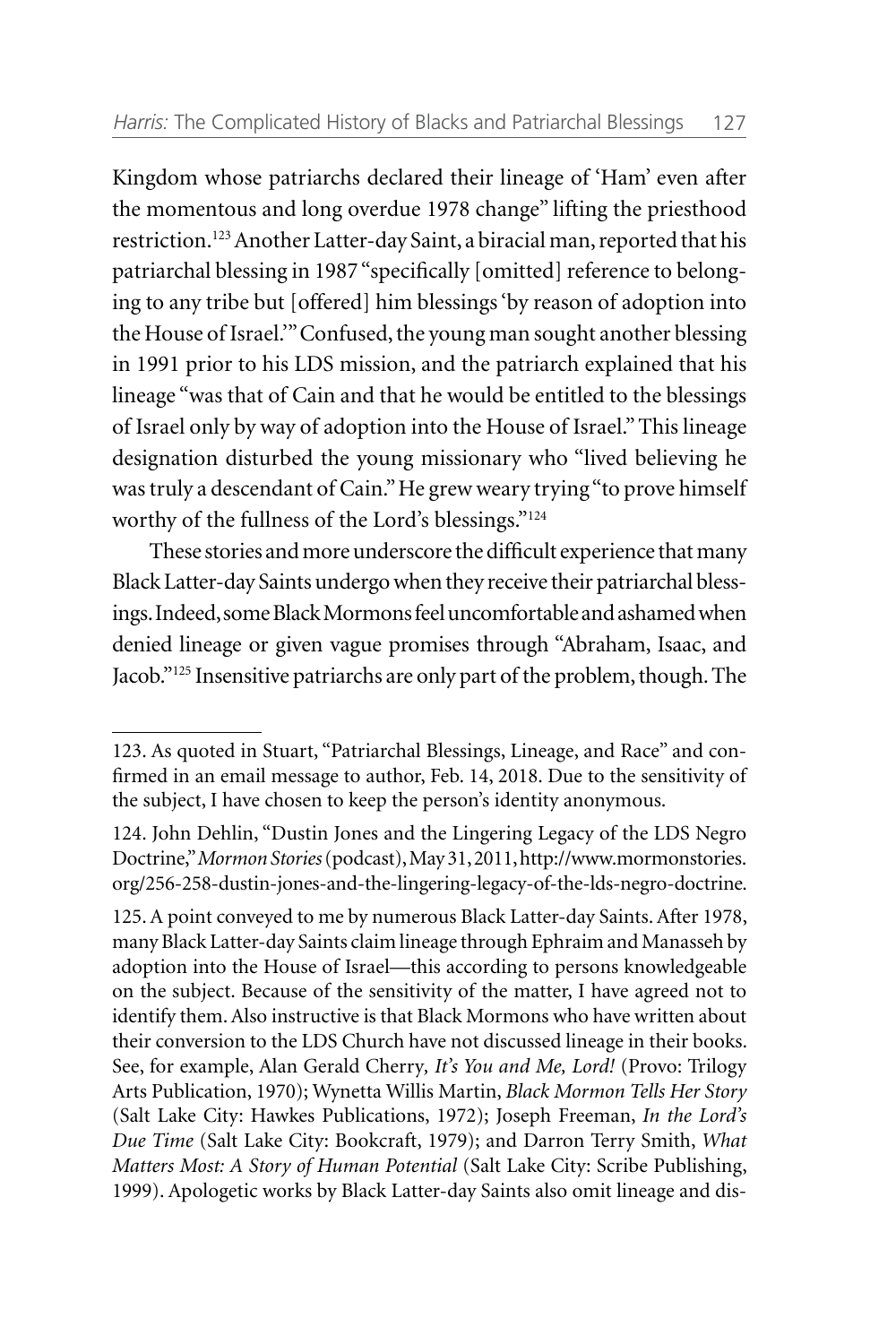Kingdom whose patriarchs declared their lineage of 'Ham' even after the momentous and long overdue 1978 change" lifting the priesthood restriction.[123] Another Latter-day Saint, a biracial man, reported that his patriarchal blessing in 1987 "specifically [omitted] reference to belonging to any tribe but [offered] him blessings 'by reason of adoption into the House of Israel.'" Confused, the young man sought another blessing in 1991 prior to his LDS mission, and the patriarch explained that his lineage "was that of Cain and that he would be entitled to the blessings of Israel only by way of adoption into the House of Israel." This lineage designation disturbed the young missionary who "lived believing he was truly a descendant of Cain." He grew weary trying "to prove himself worthy of the fullness of the Lord's blessings."[124]

These stories and more underscore the difficult experience that many Black Latter-day Saints undergo when they receive their patriarchal blessings. Indeed, some Black Mormons feel uncomfortable and ashamed when denied lineage or given vague promises through "Abraham, Isaac, and Jacob."[125] Insensitive patriarchs are only part of the problem, though. The

---

123. As quoted in Stuart, "Patriarchal Blessings, Lineage, and Race" and confirmed in an email message to author, Feb. 14, 2018. Due to the sensitivity of the subject, I have chosen to keep the person's identity anonymous.

124. John Dehlin, "Dustin Jones and the Lingering Legacy of the LDS Negro Doctrine," *Mormon Stories* (podcast), May 31, 2011, http://www.mormonstories.org/256-258-dustin-jones-and-the-lingering-legacy-of-the-lds-negro-doctrine.

125. A point conveyed to me by numerous Black Latter-day Saints. After 1978, many Black Latter-day Saints claim lineage through Ephraim and Manasseh by adoption into the House of Israel—this according to persons knowledgeable on the subject. Because of the sensitivity of the matter, I have agreed not to identify them. Also instructive is that Black Mormons who have written about their conversion to the LDS Church have not discussed lineage in their books. See, for example, Alan Gerald Cherry, *It's You and Me, Lord!* (Provo: Trilogy Arts Publication, 1970); Wynetta Willis Martin, *Black Mormon Tells Her Story* (Salt Lake City: Hawkes Publications, 1972); Joseph Freeman, *In the Lord's Due Time* (Salt Lake City: Bookcraft, 1979); and Darron Terry Smith, *What Matters Most: A Story of Human Potential* (Salt Lake City: Scribe Publishing, 1999). Apologetic works by Black Latter-day Saints also omit lineage and dis-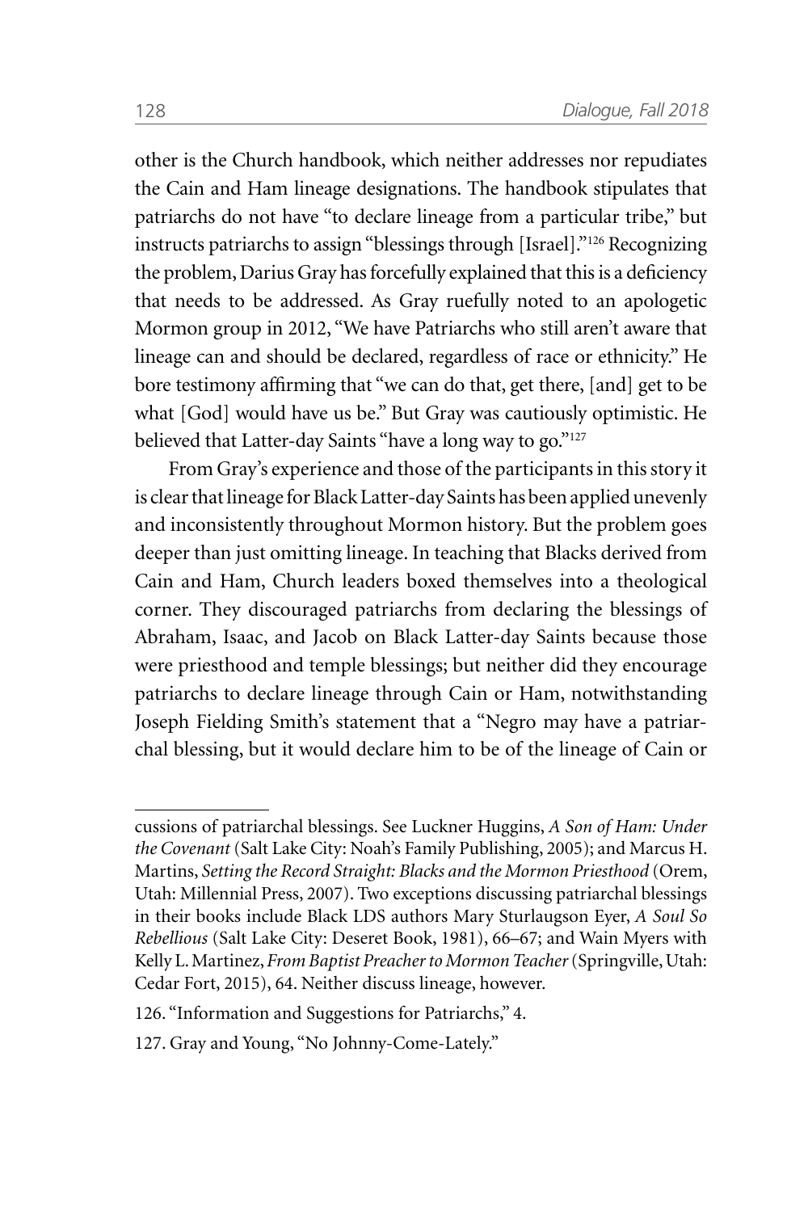other is the Church handbook, which neither addresses nor repudiates the Cain and Ham lineage designations. The handbook stipulates that patriarchs do not have "to declare lineage from a particular tribe," but instructs patriarchs to assign "blessings through [Israel]."[126] Recognizing the problem, Darius Gray has forcefully explained that this is a deficiency that needs to be addressed. As Gray ruefully noted to an apologetic Mormon group in 2012, "We have Patriarchs who still aren't aware that lineage can and should be declared, regardless of race or ethnicity." He bore testimony affirming that "we can do that, get there, [and] get to be what [God] would have us be." But Gray was cautiously optimistic. He believed that Latter-day Saints "have a long way to go."[127]

From Gray's experience and those of the participants in this story it is clear that lineage for Black Latter-day Saints has been applied unevenly and inconsistently throughout Mormon history. But the problem goes deeper than just omitting lineage. In teaching that Blacks derived from Cain and Ham, Church leaders boxed themselves into a theological corner. They discouraged patriarchs from declaring the blessings of Abraham, Isaac, and Jacob on Black Latter-day Saints because those were priesthood and temple blessings; but neither did they encourage patriarchs to declare lineage through Cain or Ham, notwithstanding Joseph Fielding Smith's statement that a "Negro may have a patriarchal blessing, but it would declare him to be of the lineage of Cain or

---

cussions of patriarchal blessings. See Luckner Huggins, *A Son of Ham: Under the Covenant* (Salt Lake City: Noah's Family Publishing, 2005); and Marcus H. Martins, *Setting the Record Straight: Blacks and the Mormon Priesthood* (Orem, Utah: Millennial Press, 2007). Two exceptions discussing patriarchal blessings in their books include Black LDS authors Mary Sturlaugson Eyer, *A Soul So Rebellious* (Salt Lake City: Deseret Book, 1981), 66–67; and Wain Myers with Kelly L. Martinez, *From Baptist Preacher to Mormon Teacher* (Springville, Utah: Cedar Fort, 2015), 64. Neither discuss lineage, however.

126. "Information and Suggestions for Patriarchs," 4.

127. Gray and Young, "No Johnny-Come-Lately."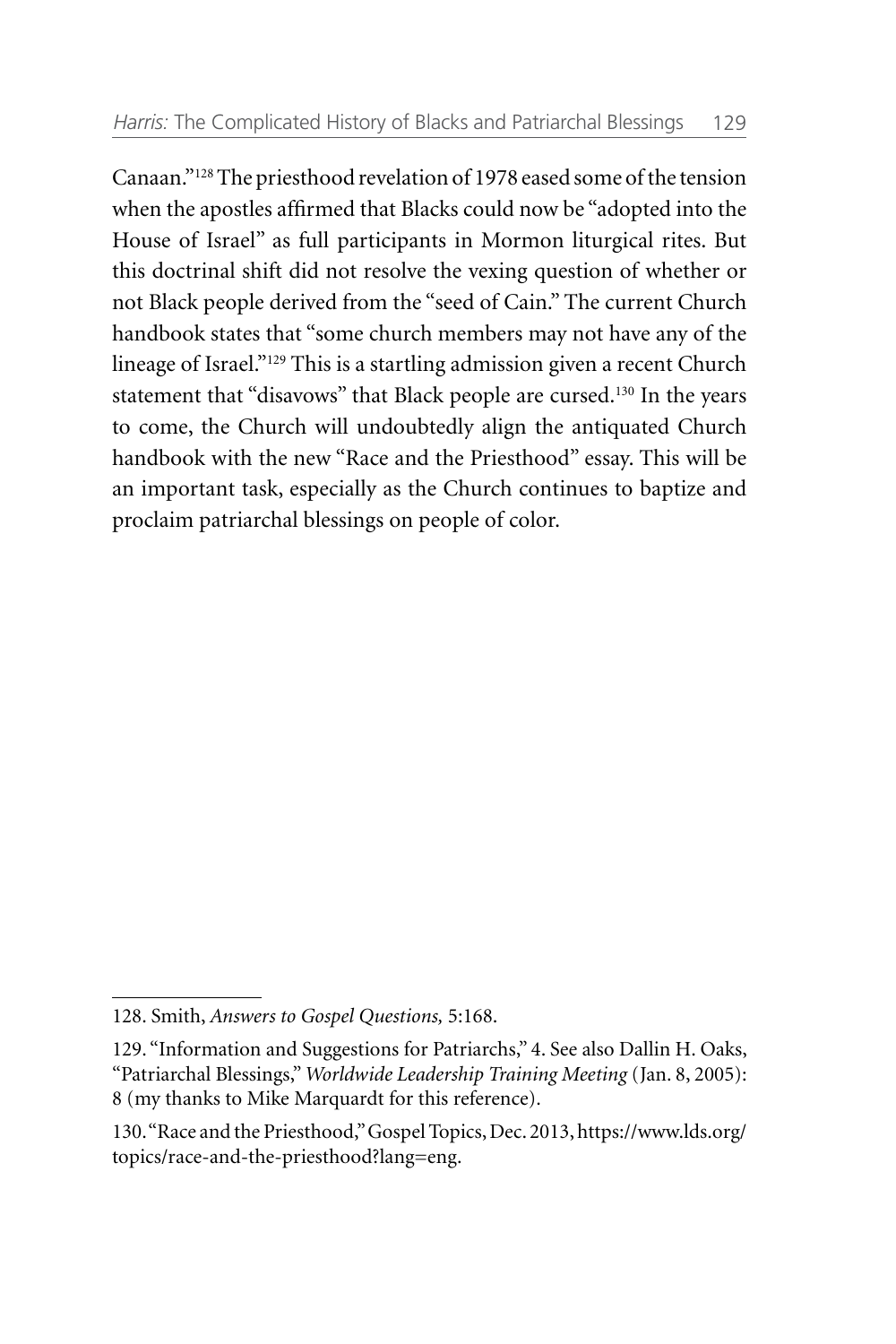Canaan."[128] The priesthood revelation of 1978 eased some of the tension when the apostles affirmed that Blacks could now be "adopted into the House of Israel" as full participants in Mormon liturgical rites. But this doctrinal shift did not resolve the vexing question of whether or not Black people derived from the "seed of Cain." The current Church handbook states that "some church members may not have any of the lineage of Israel."[129] This is a startling admission given a recent Church statement that "disavows" that Black people are cursed.[130] In the years to come, the Church will undoubtedly align the antiquated Church handbook with the new "Race and the Priesthood" essay. This will be an important task, especially as the Church continues to baptize and proclaim patriarchal blessings on people of color.

---

128. Smith, *Answers to Gospel Questions,* 5:168.

129. "Information and Suggestions for Patriarchs," 4. See also Dallin H. Oaks, "Patriarchal Blessings," *Worldwide Leadership Training Meeting* (Jan. 8, 2005): 8 (my thanks to Mike Marquardt for this reference).

130. "Race and the Priesthood," Gospel Topics, Dec. 2013, https://www.lds.org/topics/race-and-the-priesthood?lang=eng.